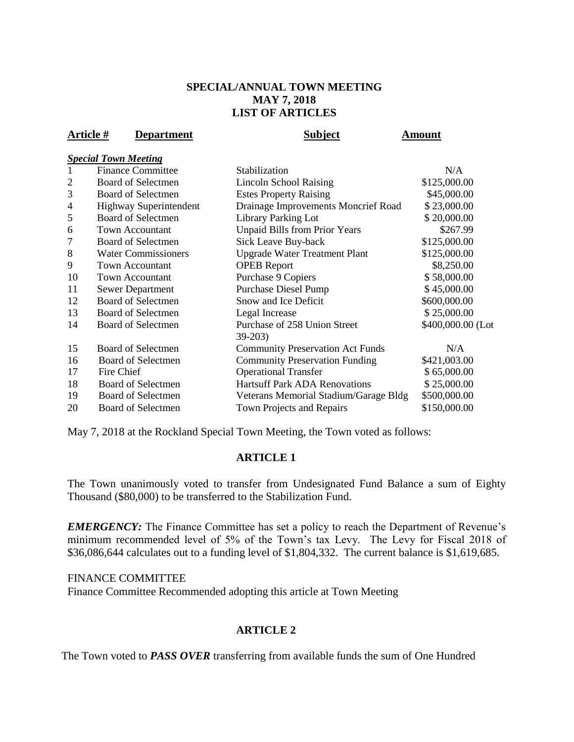# SPECIAL/ANNUAL TOWN MEETING
# MAY 7, 2018
# LIST OF ARTICLES

| Article # | Department | Subject | Amount |
|---|---|---|---|
| ***Special Town Meeting*** | | | |
| 1 | Finance Committee | Stabilization | N/A |
| 2 | Board of Selectmen | Lincoln School Raising | $125,000.00 |
| 3 | Board of Selectmen | Estes Property Raising | $45,000.00 |
| 4 | Highway Superintendent | Drainage Improvements Moncrief Road | $ 23,000.00 |
| 5 | Board of Selectmen | Library Parking Lot | $ 20,000.00 |
| 6 | Town Accountant | Unpaid Bills from Prior Years | $267.99 |
| 7 | Board of Selectmen | Sick Leave Buy-back | $125,000.00 |
| 8 | Water Commissioners | Upgrade Water Treatment Plant | $125,000.00 |
| 9 | Town Accountant | OPEB Report | $8,250.00 |
| 10 | Town Accountant | Purchase 9 Copiers | $ 58,000.00 |
| 11 | Sewer Department | Purchase Diesel Pump | $ 45,000.00 |
| 12 | Board of Selectmen | Snow and Ice Deficit | $600,000.00 |
| 13 | Board of Selectmen | Legal Increase | $ 25,000.00 |
| 14 | Board of Selectmen | Purchase of 258 Union Street 39-203) | $400,000.00 (Lot |
| 15 | Board of Selectmen | Community Preservation Act Funds | N/A |
| 16 | Board of Selectmen | Community Preservation Funding | $421,003.00 |
| 17 | Fire Chief | Operational Transfer | $ 65,000.00 |
| 18 | Board of Selectmen | Hartsuff Park ADA Renovations | $ 25,000.00 |
| 19 | Board of Selectmen | Veterans Memorial Stadium/Garage Bldg | $500,000.00 |
| 20 | Board of Selectmen | Town Projects and Repairs | $150,000.00 |

May 7, 2018 at the Rockland Special Town Meeting, the Town voted as follows:

## ARTICLE 1

The Town unanimously voted to transfer from Undesignated Fund Balance a sum of Eighty Thousand ($80,000) to be transferred to the Stabilization Fund.

***EMERGENCY:*** The Finance Committee has set a policy to reach the Department of Revenue's minimum recommended level of 5% of the Town's tax Levy. The Levy for Fiscal 2018 of $36,086,644 calculates out to a funding level of $1,804,332. The current balance is $1,619,685.

FINANCE COMMITTEE
Finance Committee Recommended adopting this article at Town Meeting

## ARTICLE 2

The Town voted to ***PASS OVER*** transferring from available funds the sum of One Hundred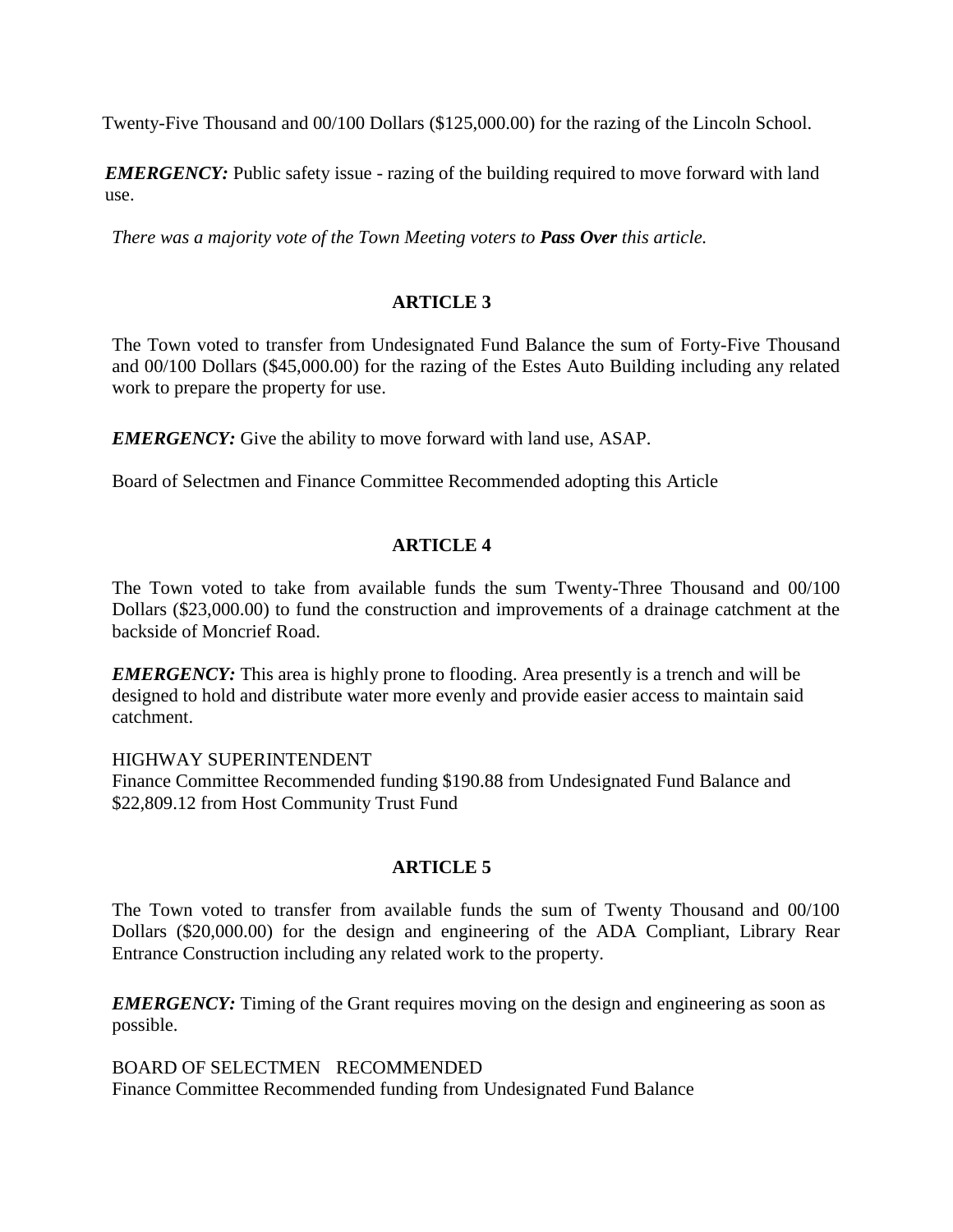Twenty-Five Thousand and 00/100 Dollars ($125,000.00) for the razing of the Lincoln School.

***EMERGENCY:*** Public safety issue - razing of the building required to move forward with land use.

*There was a majority vote of the Town Meeting voters to **Pass Over** this article.*

## ARTICLE 3

The Town voted to transfer from Undesignated Fund Balance the sum of Forty-Five Thousand and 00/100 Dollars ($45,000.00) for the razing of the Estes Auto Building including any related work to prepare the property for use.

***EMERGENCY:*** Give the ability to move forward with land use, ASAP.

Board of Selectmen and Finance Committee Recommended adopting this Article

## ARTICLE 4

The Town voted to take from available funds the sum Twenty-Three Thousand and 00/100 Dollars ($23,000.00) to fund the construction and improvements of a drainage catchment at the backside of Moncrief Road.

***EMERGENCY:*** This area is highly prone to flooding. Area presently is a trench and will be designed to hold and distribute water more evenly and provide easier access to maintain said catchment.

HIGHWAY SUPERINTENDENT
Finance Committee Recommended funding $190.88 from Undesignated Fund Balance and $22,809.12 from Host Community Trust Fund

## ARTICLE 5

The Town voted to transfer from available funds the sum of Twenty Thousand and 00/100 Dollars ($20,000.00) for the design and engineering of the ADA Compliant, Library Rear Entrance Construction including any related work to the property.

***EMERGENCY:*** Timing of the Grant requires moving on the design and engineering as soon as possible.

BOARD OF SELECTMEN RECOMMENDED
Finance Committee Recommended funding from Undesignated Fund Balance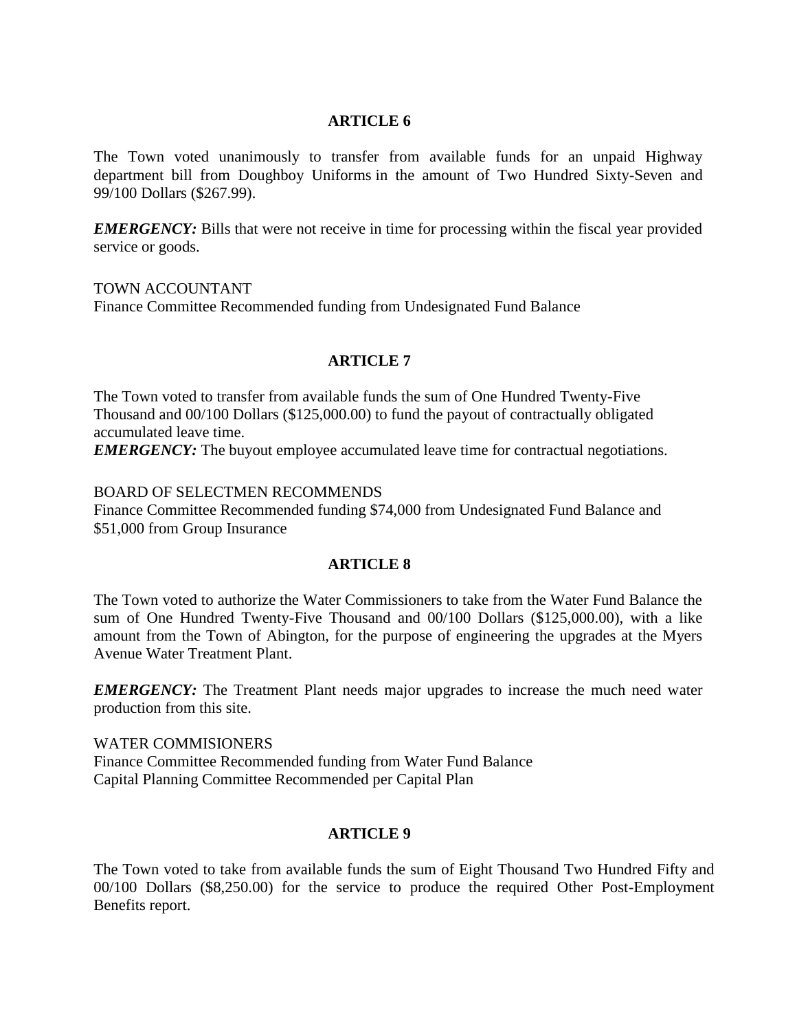## ARTICLE 6

The Town voted unanimously to transfer from available funds for an unpaid Highway department bill from Doughboy Uniforms in the amount of Two Hundred Sixty-Seven and 99/100 Dollars ($267.99).

***EMERGENCY:*** Bills that were not receive in time for processing within the fiscal year provided service or goods.

TOWN ACCOUNTANT
Finance Committee Recommended funding from Undesignated Fund Balance

## ARTICLE 7

The Town voted to transfer from available funds the sum of One Hundred Twenty-Five Thousand and 00/100 Dollars ($125,000.00) to fund the payout of contractually obligated accumulated leave time.
***EMERGENCY:*** The buyout employee accumulated leave time for contractual negotiations.

BOARD OF SELECTMEN RECOMMENDS
Finance Committee Recommended funding $74,000 from Undesignated Fund Balance and $51,000 from Group Insurance

## ARTICLE 8

The Town voted to authorize the Water Commissioners to take from the Water Fund Balance the sum of One Hundred Twenty-Five Thousand and 00/100 Dollars ($125,000.00), with a like amount from the Town of Abington, for the purpose of engineering the upgrades at the Myers Avenue Water Treatment Plant.

***EMERGENCY:*** The Treatment Plant needs major upgrades to increase the much need water production from this site.

WATER COMMISIONERS
Finance Committee Recommended funding from Water Fund Balance
Capital Planning Committee Recommended per Capital Plan

## ARTICLE 9

The Town voted to take from available funds the sum of Eight Thousand Two Hundred Fifty and 00/100 Dollars ($8,250.00) for the service to produce the required Other Post-Employment Benefits report.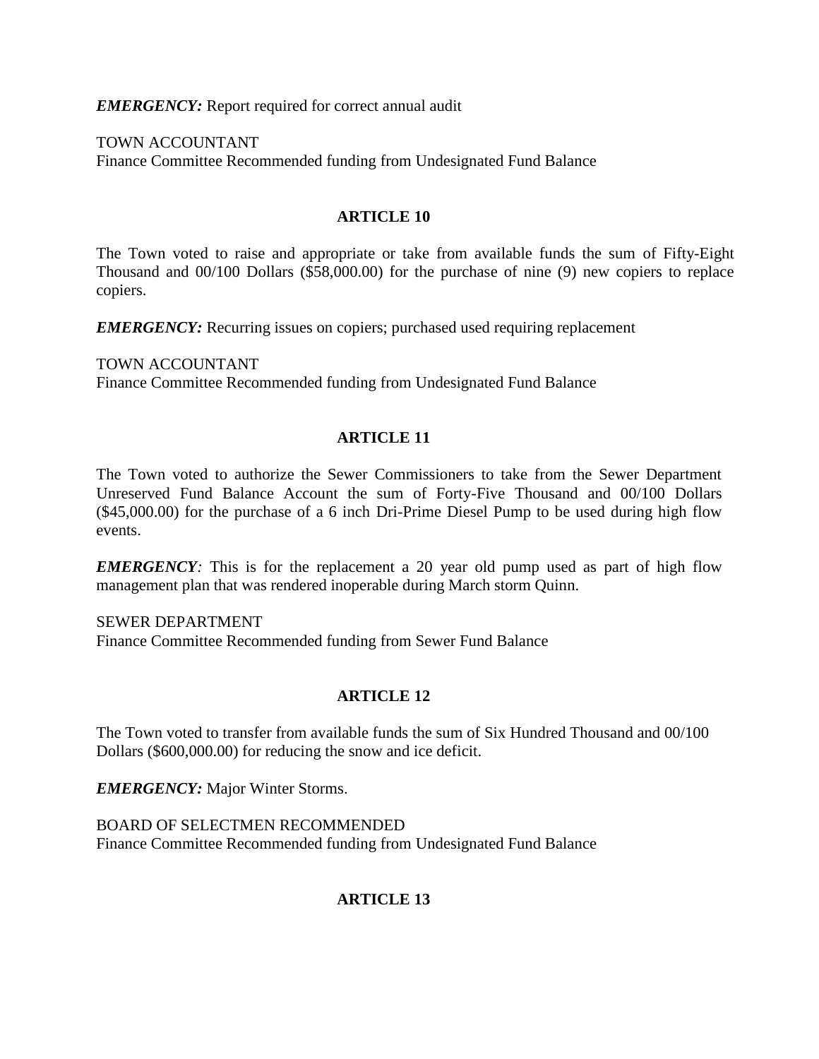***EMERGENCY:*** Report required for correct annual audit

TOWN ACCOUNTANT
Finance Committee Recommended funding from Undesignated Fund Balance

## ARTICLE 10

The Town voted to raise and appropriate or take from available funds the sum of Fifty-Eight Thousand and 00/100 Dollars ($58,000.00) for the purchase of nine (9) new copiers to replace copiers.

***EMERGENCY:*** Recurring issues on copiers; purchased used requiring replacement

TOWN ACCOUNTANT
Finance Committee Recommended funding from Undesignated Fund Balance

## ARTICLE 11

The Town voted to authorize the Sewer Commissioners to take from the Sewer Department Unreserved Fund Balance Account the sum of Forty-Five Thousand and 00/100 Dollars ($45,000.00) for the purchase of a 6 inch Dri-Prime Diesel Pump to be used during high flow events.

***EMERGENCY**:* This is for the replacement a 20 year old pump used as part of high flow management plan that was rendered inoperable during March storm Quinn.

SEWER DEPARTMENT
Finance Committee Recommended funding from Sewer Fund Balance

## ARTICLE 12

The Town voted to transfer from available funds the sum of Six Hundred Thousand and 00/100 Dollars ($600,000.00) for reducing the snow and ice deficit.

***EMERGENCY:*** Major Winter Storms.

BOARD OF SELECTMEN RECOMMENDED
Finance Committee Recommended funding from Undesignated Fund Balance

## ARTICLE 13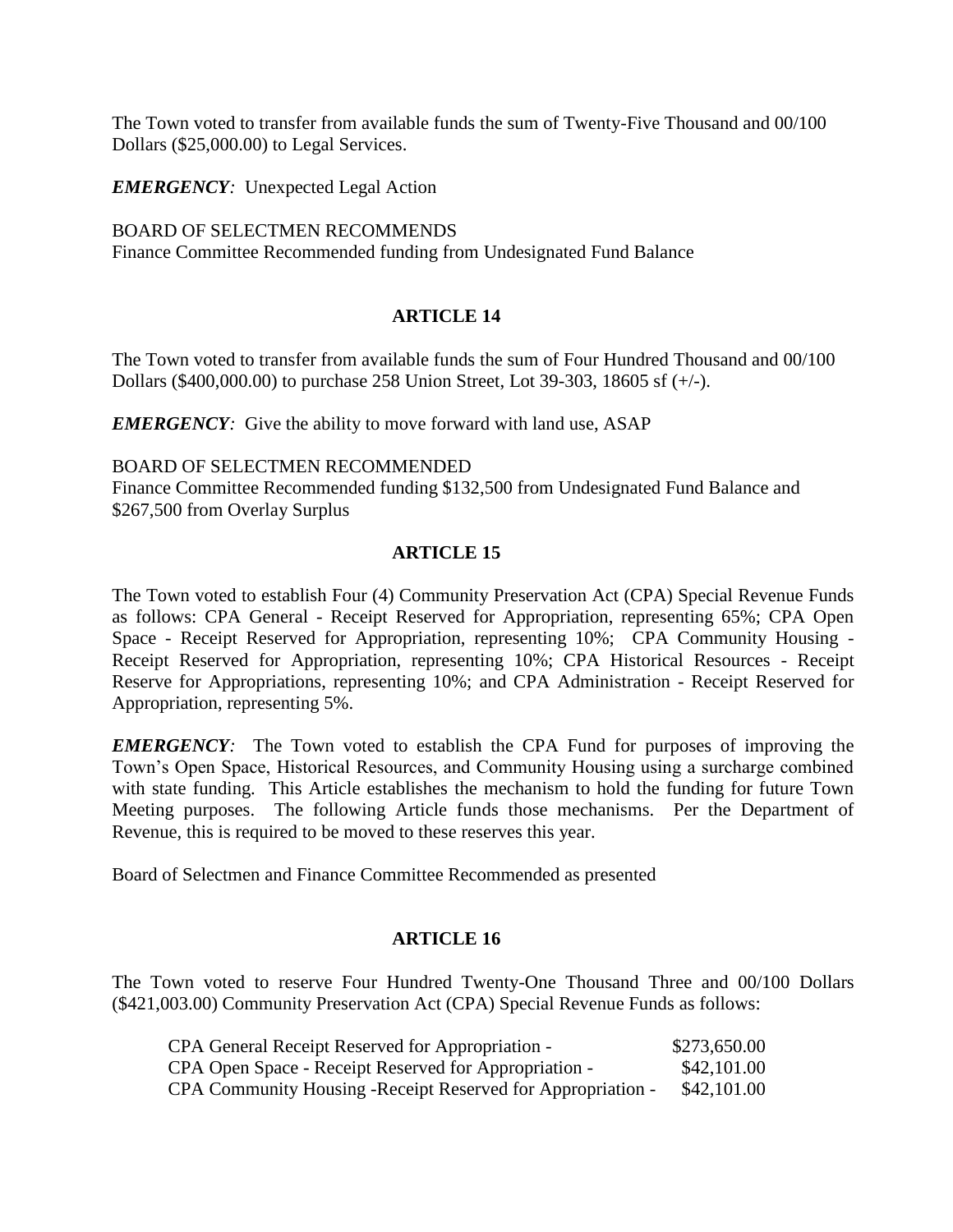The Town voted to transfer from available funds the sum of Twenty-Five Thousand and 00/100 Dollars ($25,000.00) to Legal Services.

***EMERGENCY**:* Unexpected Legal Action

BOARD OF SELECTMEN RECOMMENDS
Finance Committee Recommended funding from Undesignated Fund Balance

## ARTICLE 14

The Town voted to transfer from available funds the sum of Four Hundred Thousand and 00/100 Dollars ($400,000.00) to purchase 258 Union Street, Lot 39-303, 18605 sf (+/-).

***EMERGENCY**:* Give the ability to move forward with land use, ASAP

BOARD OF SELECTMEN RECOMMENDED
Finance Committee Recommended funding $132,500 from Undesignated Fund Balance and $267,500 from Overlay Surplus

## ARTICLE 15

The Town voted to establish Four (4) Community Preservation Act (CPA) Special Revenue Funds as follows: CPA General - Receipt Reserved for Appropriation, representing 65%; CPA Open Space - Receipt Reserved for Appropriation, representing 10%; CPA Community Housing - Receipt Reserved for Appropriation, representing 10%; CPA Historical Resources - Receipt Reserve for Appropriations, representing 10%; and CPA Administration - Receipt Reserved for Appropriation, representing 5%.

***EMERGENCY**:* The Town voted to establish the CPA Fund for purposes of improving the Town's Open Space, Historical Resources, and Community Housing using a surcharge combined with state funding. This Article establishes the mechanism to hold the funding for future Town Meeting purposes. The following Article funds those mechanisms. Per the Department of Revenue, this is required to be moved to these reserves this year.

Board of Selectmen and Finance Committee Recommended as presented

## ARTICLE 16

The Town voted to reserve Four Hundred Twenty-One Thousand Three and 00/100 Dollars ($421,003.00) Community Preservation Act (CPA) Special Revenue Funds as follows:

| | |
|---|---|
| CPA General Receipt Reserved for Appropriation - | $273,650.00 |
| CPA Open Space - Receipt Reserved for Appropriation - | $42,101.00 |
| CPA Community Housing -Receipt Reserved for Appropriation - | $42,101.00 |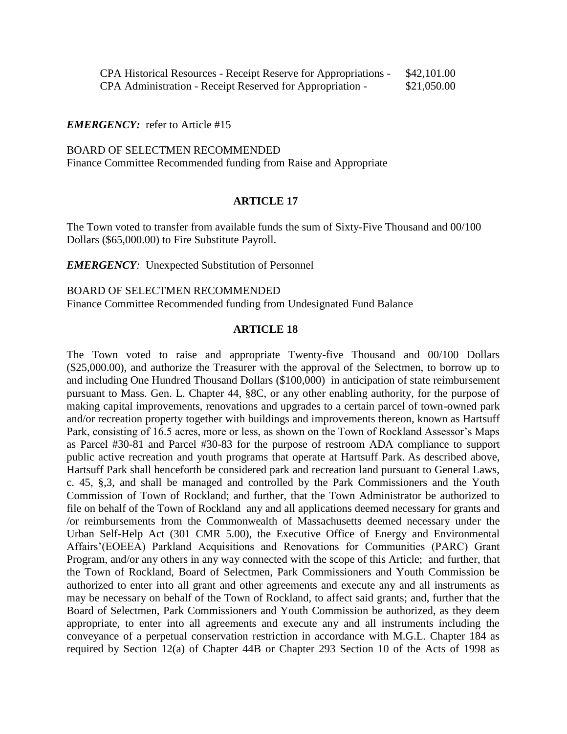CPA Historical Resources - Receipt Reserve for Appropriations - $42,101.00
CPA Administration - Receipt Reserved for Appropriation - $21,050.00

***EMERGENCY:*** refer to Article #15

BOARD OF SELECTMEN RECOMMENDED
Finance Committee Recommended funding from Raise and Appropriate

## ARTICLE 17

The Town voted to transfer from available funds the sum of Sixty-Five Thousand and 00/100 Dollars ($65,000.00) to Fire Substitute Payroll.

***EMERGENCY**:* Unexpected Substitution of Personnel

BOARD OF SELECTMEN RECOMMENDED
Finance Committee Recommended funding from Undesignated Fund Balance

## ARTICLE 18

The Town voted to raise and appropriate Twenty-five Thousand and 00/100 Dollars ($25,000.00), and authorize the Treasurer with the approval of the Selectmen, to borrow up to and including One Hundred Thousand Dollars ($100,000) in anticipation of state reimbursement pursuant to Mass. Gen. L. Chapter 44, §8C, or any other enabling authority, for the purpose of making capital improvements, renovations and upgrades to a certain parcel of town-owned park and/or recreation property together with buildings and improvements thereon, known as Hartsuff Park, consisting of 16.5 acres, more or less, as shown on the Town of Rockland Assessor's Maps as Parcel #30-81 and Parcel #30-83 for the purpose of restroom ADA compliance to support public active recreation and youth programs that operate at Hartsuff Park. As described above, Hartsuff Park shall henceforth be considered park and recreation land pursuant to General Laws, c. 45, §,3, and shall be managed and controlled by the Park Commissioners and the Youth Commission of Town of Rockland; and further, that the Town Administrator be authorized to file on behalf of the Town of Rockland any and all applications deemed necessary for grants and /or reimbursements from the Commonwealth of Massachusetts deemed necessary under the Urban Self-Help Act (301 CMR 5.00), the Executive Office of Energy and Environmental Affairs'(EOEEA) Parkland Acquisitions and Renovations for Communities (PARC) Grant Program, and/or any others in any way connected with the scope of this Article; and further, that the Town of Rockland, Board of Selectmen, Park Commissioners and Youth Commission be authorized to enter into all grant and other agreements and execute any and all instruments as may be necessary on behalf of the Town of Rockland, to affect said grants; and, further that the Board of Selectmen, Park Commissioners and Youth Commission be authorized, as they deem appropriate, to enter into all agreements and execute any and all instruments including the conveyance of a perpetual conservation restriction in accordance with M.G.L. Chapter 184 as required by Section 12(a) of Chapter 44B or Chapter 293 Section 10 of the Acts of 1998 as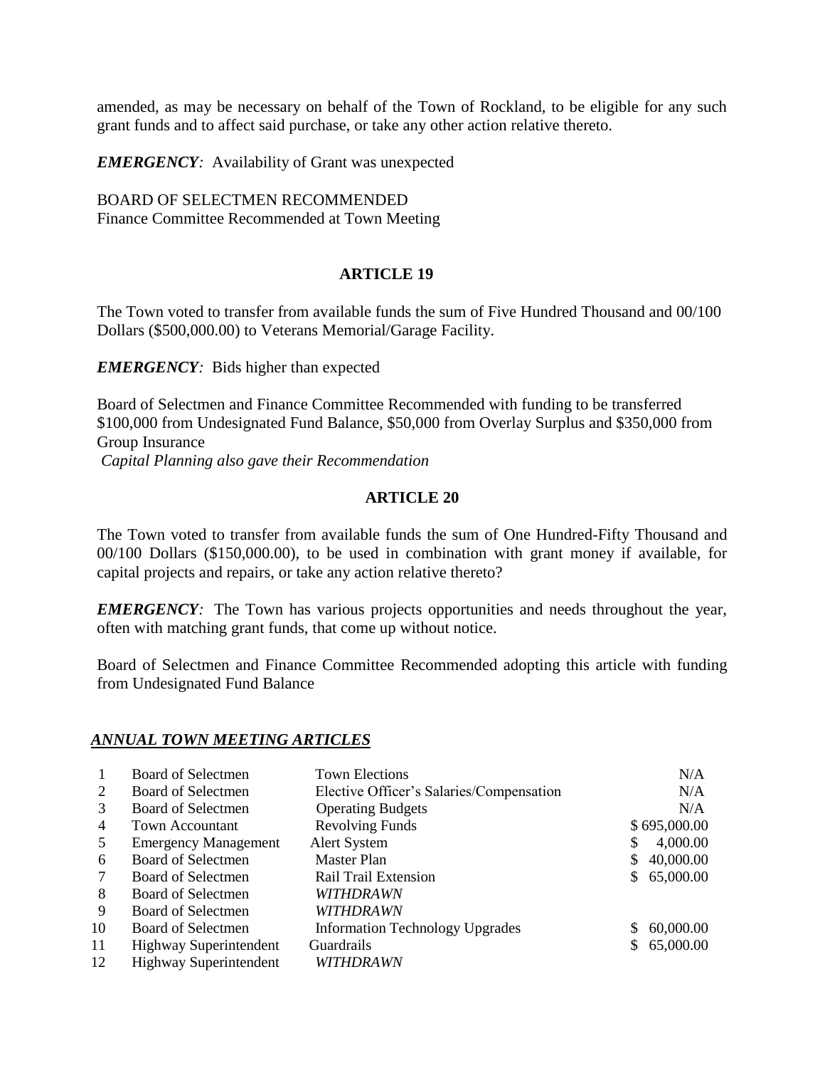amended, as may be necessary on behalf of the Town of Rockland, to be eligible for any such grant funds and to affect said purchase, or take any other action relative thereto.

***EMERGENCY**:* Availability of Grant was unexpected

BOARD OF SELECTMEN RECOMMENDED
Finance Committee Recommended at Town Meeting

## ARTICLE 19

The Town voted to transfer from available funds the sum of Five Hundred Thousand and 00/100 Dollars ($500,000.00) to Veterans Memorial/Garage Facility.

***EMERGENCY**:* Bids higher than expected

Board of Selectmen and Finance Committee Recommended with funding to be transferred $100,000 from Undesignated Fund Balance, $50,000 from Overlay Surplus and $350,000 from Group Insurance
*Capital Planning also gave their Recommendation*

## ARTICLE 20

The Town voted to transfer from available funds the sum of One Hundred-Fifty Thousand and 00/100 Dollars ($150,000.00), to be used in combination with grant money if available, for capital projects and repairs, or take any action relative thereto?

***EMERGENCY**:* The Town has various projects opportunities and needs throughout the year, often with matching grant funds, that come up without notice.

Board of Selectmen and Finance Committee Recommended adopting this article with funding from Undesignated Fund Balance

## ***ANNUAL TOWN MEETING ARTICLES***

| | | | |
|---|---|---|---|
| 1 | Board of Selectmen | Town Elections | N/A |
| 2 | Board of Selectmen | Elective Officer's Salaries/Compensation | N/A |
| 3 | Board of Selectmen | Operating Budgets | N/A |
| 4 | Town Accountant | Revolving Funds | $ 695,000.00 |
| 5 | Emergency Management | Alert System | $ 4,000.00 |
| 6 | Board of Selectmen | Master Plan | $ 40,000.00 |
| 7 | Board of Selectmen | Rail Trail Extension | $ 65,000.00 |
| 8 | Board of Selectmen | *WITHDRAWN* | |
| 9 | Board of Selectmen | *WITHDRAWN* | |
| 10 | Board of Selectmen | Information Technology Upgrades | $ 60,000.00 |
| 11 | Highway Superintendent | Guardrails | $ 65,000.00 |
| 12 | Highway Superintendent | *WITHDRAWN* | |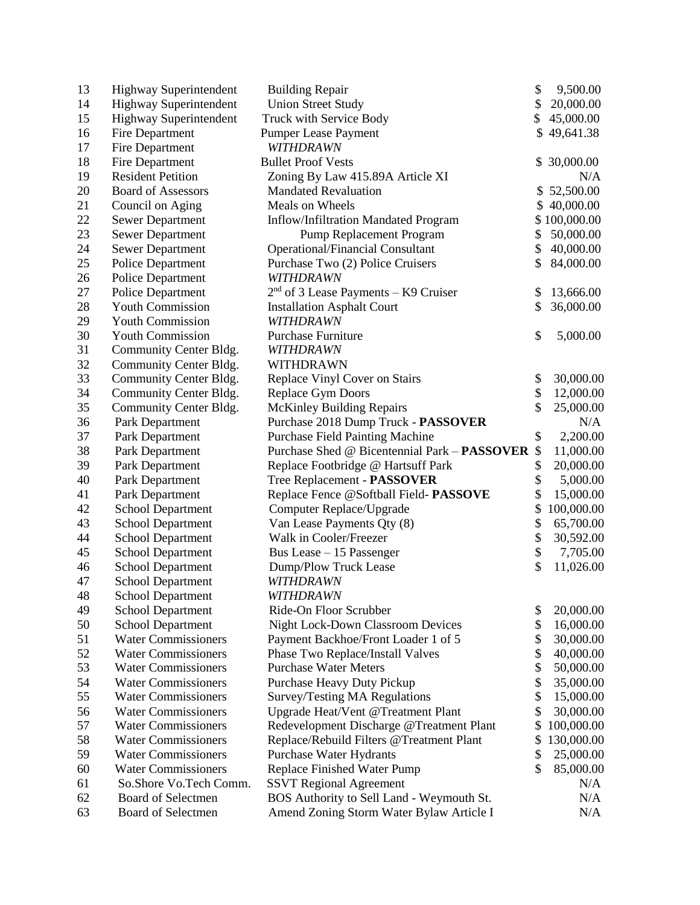| | | | |
|---|---|---|---|
| 13 | Highway Superintendent | Building Repair | $ 9,500.00 |
| 14 | Highway Superintendent | Union Street Study | $ 20,000.00 |
| 15 | Highway Superintendent | Truck with Service Body | $ 45,000.00 |
| 16 | Fire Department | Pumper Lease Payment | $ 49,641.38 |
| 17 | Fire Department | *WITHDRAWN* | |
| 18 | Fire Department | Bullet Proof Vests | $ 30,000.00 |
| 19 | Resident Petition | Zoning By Law 415.89A Article XI | N/A |
| 20 | Board of Assessors | Mandated Revaluation | $ 52,500.00 |
| 21 | Council on Aging | Meals on Wheels | $ 40,000.00 |
| 22 | Sewer Department | Inflow/Infiltration Mandated Program | $ 100,000.00 |
| 23 | Sewer Department | Pump Replacement Program | $ 50,000.00 |
| 24 | Sewer Department | Operational/Financial Consultant | $ 40,000.00 |
| 25 | Police Department | Purchase Two (2) Police Cruisers | $ 84,000.00 |
| 26 | Police Department | *WITHDRAWN* | |
| 27 | Police Department | 2nd of 3 Lease Payments – K9 Cruiser | $ 13,666.00 |
| 28 | Youth Commission | Installation Asphalt Court | $ 36,000.00 |
| 29 | Youth Commission | *WITHDRAWN* | |
| 30 | Youth Commission | Purchase Furniture | $ 5,000.00 |
| 31 | Community Center Bldg. | *WITHDRAWN* | |
| 32 | Community Center Bldg. | WITHDRAWN | |
| 33 | Community Center Bldg. | Replace Vinyl Cover on Stairs | $ 30,000.00 |
| 34 | Community Center Bldg. | Replace Gym Doors | $ 12,000.00 |
| 35 | Community Center Bldg. | McKinley Building Repairs | $ 25,000.00 |
| 36 | Park Department | Purchase 2018 Dump Truck - **PASSOVER** | N/A |
| 37 | Park Department | Purchase Field Painting Machine | $ 2,200.00 |
| 38 | Park Department | Purchase Shed @ Bicentennial Park – **PASSOVER** | $ 11,000.00 |
| 39 | Park Department | Replace Footbridge @ Hartsuff Park | $ 20,000.00 |
| 40 | Park Department | Tree Replacement - **PASSOVER** | $ 5,000.00 |
| 41 | Park Department | Replace Fence @Softball Field- **PASSOVE** | $ 15,000.00 |
| 42 | School Department | Computer Replace/Upgrade | $ 100,000.00 |
| 43 | School Department | Van Lease Payments Qty (8) | $ 65,700.00 |
| 44 | School Department | Walk in Cooler/Freezer | $ 30,592.00 |
| 45 | School Department | Bus Lease – 15 Passenger | $ 7,705.00 |
| 46 | School Department | Dump/Plow Truck Lease | $ 11,026.00 |
| 47 | School Department | *WITHDRAWN* | |
| 48 | School Department | *WITHDRAWN* | |
| 49 | School Department | Ride-On Floor Scrubber | $ 20,000.00 |
| 50 | School Department | Night Lock-Down Classroom Devices | $ 16,000.00 |
| 51 | Water Commissioners | Payment Backhoe/Front Loader 1 of 5 | $ 30,000.00 |
| 52 | Water Commissioners | Phase Two Replace/Install Valves | $ 40,000.00 |
| 53 | Water Commissioners | Purchase Water Meters | $ 50,000.00 |
| 54 | Water Commissioners | Purchase Heavy Duty Pickup | $ 35,000.00 |
| 55 | Water Commissioners | Survey/Testing MA Regulations | $ 15,000.00 |
| 56 | Water Commissioners | Upgrade Heat/Vent @Treatment Plant | $ 30,000.00 |
| 57 | Water Commissioners | Redevelopment Discharge @Treatment Plant | $ 100,000.00 |
| 58 | Water Commissioners | Replace/Rebuild Filters @Treatment Plant | $ 130,000.00 |
| 59 | Water Commissioners | Purchase Water Hydrants | $ 25,000.00 |
| 60 | Water Commissioners | Replace Finished Water Pump | $ 85,000.00 |
| 61 | So.Shore Vo.Tech Comm. | SSVT Regional Agreement | N/A |
| 62 | Board of Selectmen | BOS Authority to Sell Land - Weymouth St. | N/A |
| 63 | Board of Selectmen | Amend Zoning Storm Water Bylaw Article I | N/A |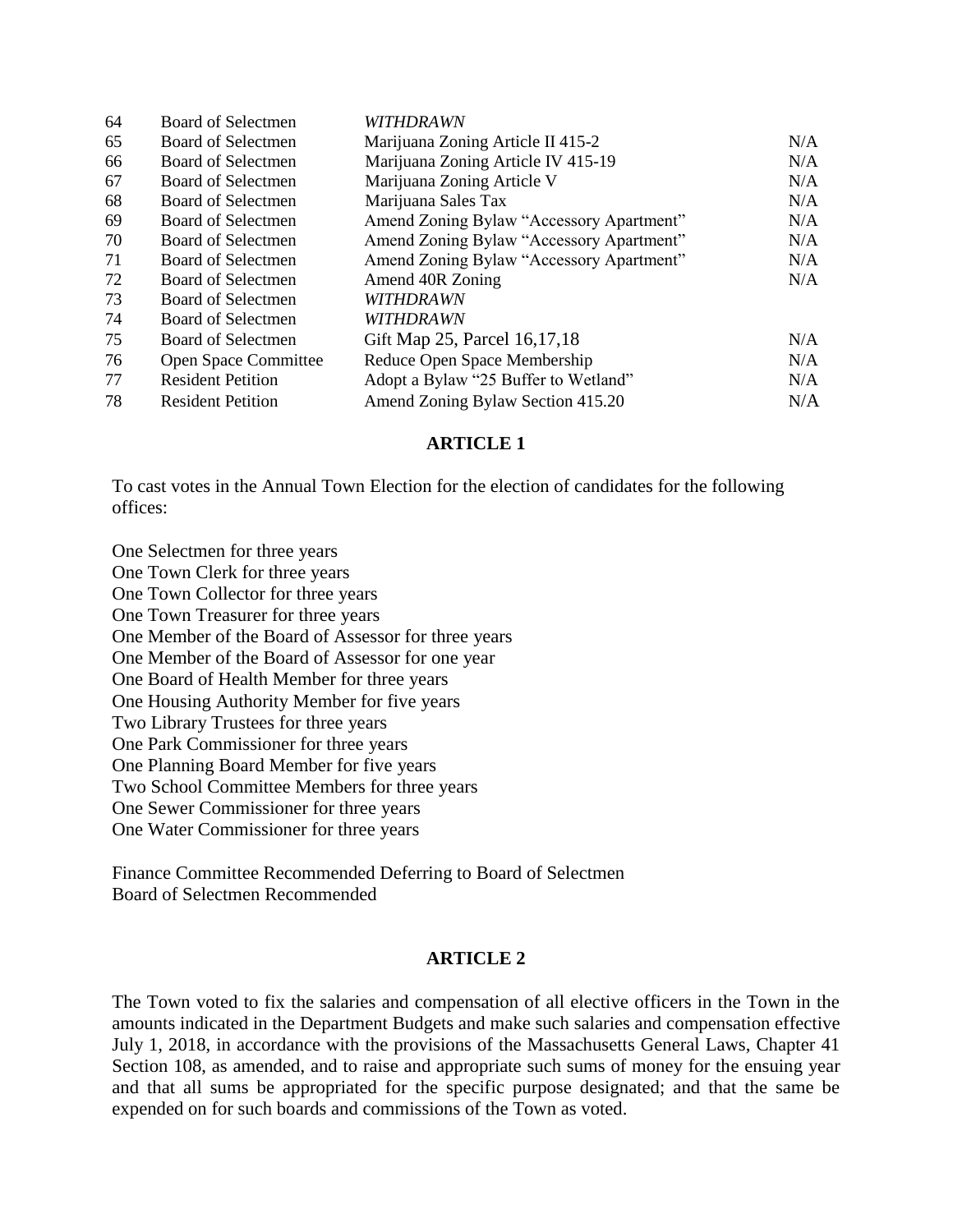| | | | |
|---|---|---|---|
| 64 | Board of Selectmen | *WITHDRAWN* | |
| 65 | Board of Selectmen | Marijuana Zoning Article II 415-2 | N/A |
| 66 | Board of Selectmen | Marijuana Zoning Article IV 415-19 | N/A |
| 67 | Board of Selectmen | Marijuana Zoning Article V | N/A |
| 68 | Board of Selectmen | Marijuana Sales Tax | N/A |
| 69 | Board of Selectmen | Amend Zoning Bylaw "Accessory Apartment" | N/A |
| 70 | Board of Selectmen | Amend Zoning Bylaw "Accessory Apartment" | N/A |
| 71 | Board of Selectmen | Amend Zoning Bylaw "Accessory Apartment" | N/A |
| 72 | Board of Selectmen | Amend 40R Zoning | N/A |
| 73 | Board of Selectmen | *WITHDRAWN* | |
| 74 | Board of Selectmen | *WITHDRAWN* | |
| 75 | Board of Selectmen | Gift Map 25, Parcel 16,17,18 | N/A |
| 76 | Open Space Committee | Reduce Open Space Membership | N/A |
| 77 | Resident Petition | Adopt a Bylaw "25 Buffer to Wetland" | N/A |
| 78 | Resident Petition | Amend Zoning Bylaw Section 415.20 | N/A |

## ARTICLE 1

To cast votes in the Annual Town Election for the election of candidates for the following offices:

One Selectmen for three years
One Town Clerk for three years
One Town Collector for three years
One Town Treasurer for three years
One Member of the Board of Assessor for three years
One Member of the Board of Assessor for one year
One Board of Health Member for three years
One Housing Authority Member for five years
Two Library Trustees for three years
One Park Commissioner for three years
One Planning Board Member for five years
Two School Committee Members for three years
One Sewer Commissioner for three years
One Water Commissioner for three years

Finance Committee Recommended Deferring to Board of Selectmen
Board of Selectmen Recommended

## ARTICLE 2

The Town voted to fix the salaries and compensation of all elective officers in the Town in the amounts indicated in the Department Budgets and make such salaries and compensation effective July 1, 2018, in accordance with the provisions of the Massachusetts General Laws, Chapter 41 Section 108, as amended, and to raise and appropriate such sums of money for the ensuing year and that all sums be appropriated for the specific purpose designated; and that the same be expended on for such boards and commissions of the Town as voted.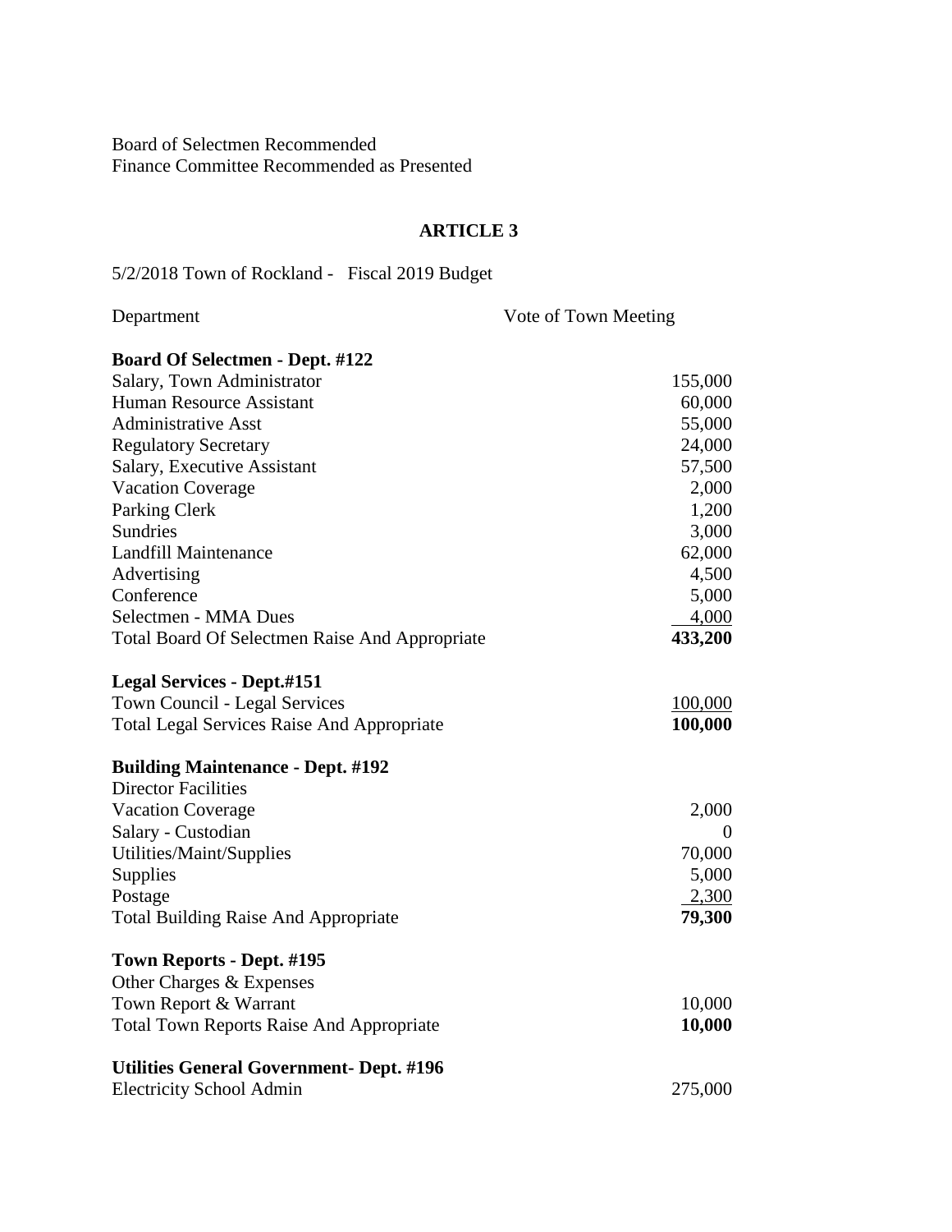Board of Selectmen Recommended
Finance Committee Recommended as Presented

## ARTICLE 3

5/2/2018 Town of Rockland - Fiscal 2019 Budget

| Department | Vote of Town Meeting |
|---|---|
| **Board Of Selectmen - Dept. #122** | |
| Salary, Town Administrator | 155,000 |
| Human Resource Assistant | 60,000 |
| Administrative Asst | 55,000 |
| Regulatory Secretary | 24,000 |
| Salary, Executive Assistant | 57,500 |
| Vacation Coverage | 2,000 |
| Parking Clerk | 1,200 |
| Sundries | 3,000 |
| Landfill Maintenance | 62,000 |
| Advertising | 4,500 |
| Conference | 5,000 |
| Selectmen - MMA Dues | 4,000 |
| Total Board Of Selectmen Raise And Appropriate | **433,200** |
| | |
| **Legal Services - Dept.#151** | |
| Town Council - Legal Services | 100,000 |
| Total Legal Services Raise And Appropriate | **100,000** |
| | |
| **Building Maintenance - Dept. #192** | |
| Director Facilities | |
| Vacation Coverage | 2,000 |
| Salary - Custodian | 0 |
| Utilities/Maint/Supplies | 70,000 |
| Supplies | 5,000 |
| Postage | 2,300 |
| Total Building Raise And Appropriate | **79,300** |
| | |
| **Town Reports - Dept. #195** | |
| Other Charges & Expenses | |
| Town Report & Warrant | 10,000 |
| Total Town Reports Raise And Appropriate | **10,000** |
| | |
| **Utilities General Government- Dept. #196** | |
| Electricity School Admin | 275,000 |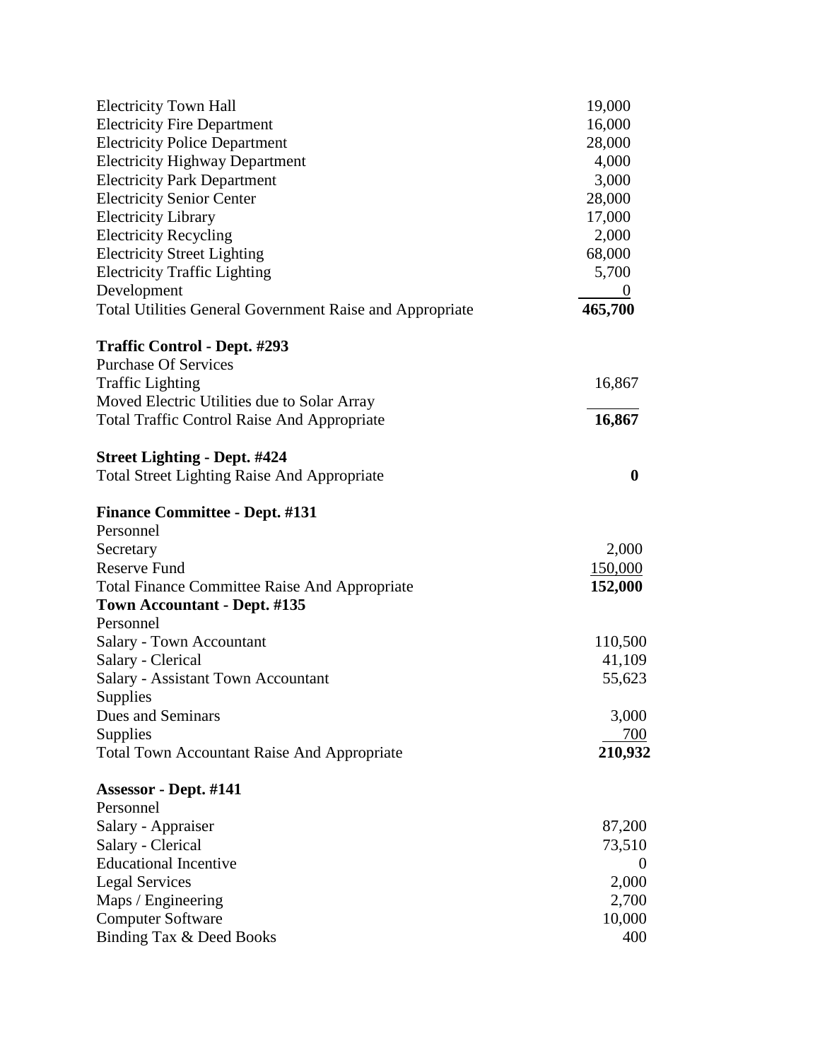| | |
|---|---|
| Electricity Town Hall | 19,000 |
| Electricity Fire Department | 16,000 |
| Electricity Police Department | 28,000 |
| Electricity Highway Department | 4,000 |
| Electricity Park Department | 3,000 |
| Electricity Senior Center | 28,000 |
| Electricity Library | 17,000 |
| Electricity Recycling | 2,000 |
| Electricity Street Lighting | 68,000 |
| Electricity Traffic Lighting | 5,700 |
| Development | 0 |
| Total Utilities General Government Raise and Appropriate | **465,700** |

**Traffic Control - Dept. #293**

| | |
|---|---|
| Purchase Of Services | |
| Traffic Lighting | 16,867 |
| Moved Electric Utilities due to Solar Array | |
| Total Traffic Control Raise And Appropriate | **16,867** |

**Street Lighting - Dept. #424**

| | |
|---|---|
| Total Street Lighting Raise And Appropriate | **0** |

**Finance Committee - Dept. #131**

| | |
|---|---|
| Personnel | |
| Secretary | 2,000 |
| Reserve Fund | 150,000 |
| Total Finance Committee Raise And Appropriate | **152,000** |

**Town Accountant - Dept. #135**

| | |
|---|---|
| Personnel | |
| Salary - Town Accountant | 110,500 |
| Salary - Clerical | 41,109 |
| Salary - Assistant Town Accountant | 55,623 |
| Supplies | |
| Dues and Seminars | 3,000 |
| Supplies | 700 |
| Total Town Accountant Raise And Appropriate | **210,932** |

**Assessor - Dept. #141**

| | |
|---|---|
| Personnel | |
| Salary - Appraiser | 87,200 |
| Salary - Clerical | 73,510 |
| Educational Incentive | 0 |
| Legal Services | 2,000 |
| Maps / Engineering | 2,700 |
| Computer Software | 10,000 |
| Binding Tax & Deed Books | 400 |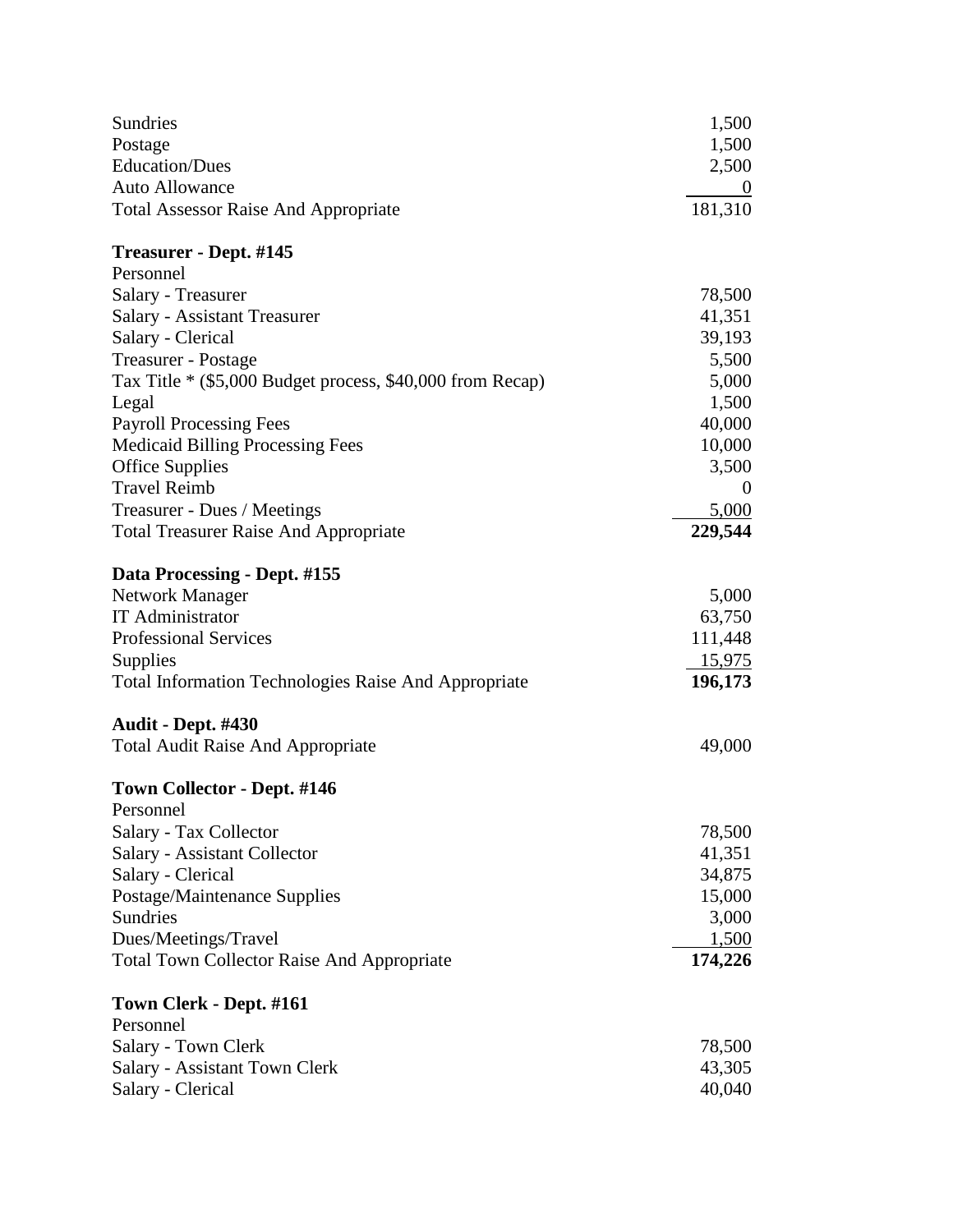| | |
|---|---|
| Sundries | 1,500 |
| Postage | 1,500 |
| Education/Dues | 2,500 |
| Auto Allowance | 0 |
| Total Assessor Raise And Appropriate | 181,310 |

**Treasurer - Dept. #145**

| | |
|---|---|
| Personnel | |
| Salary - Treasurer | 78,500 |
| Salary - Assistant Treasurer | 41,351 |
| Salary - Clerical | 39,193 |
| Treasurer - Postage | 5,500 |
| Tax Title * ($5,000 Budget process, $40,000 from Recap) | 5,000 |
| Legal | 1,500 |
| Payroll Processing Fees | 40,000 |
| Medicaid Billing Processing Fees | 10,000 |
| Office Supplies | 3,500 |
| Travel Reimb | 0 |
| Treasurer - Dues / Meetings | 5,000 |
| Total Treasurer Raise And Appropriate | **229,544** |

**Data Processing - Dept. #155**

| | |
|---|---|
| Network Manager | 5,000 |
| IT Administrator | 63,750 |
| Professional Services | 111,448 |
| Supplies | 15,975 |
| Total Information Technologies Raise And Appropriate | **196,173** |

**Audit - Dept. #430**

| | |
|---|---|
| Total Audit Raise And Appropriate | 49,000 |

**Town Collector - Dept. #146**

| | |
|---|---|
| Personnel | |
| Salary - Tax Collector | 78,500 |
| Salary - Assistant Collector | 41,351 |
| Salary - Clerical | 34,875 |
| Postage/Maintenance Supplies | 15,000 |
| Sundries | 3,000 |
| Dues/Meetings/Travel | 1,500 |
| Total Town Collector Raise And Appropriate | **174,226** |

**Town Clerk - Dept. #161**

| | |
|---|---|
| Personnel | |
| Salary - Town Clerk | 78,500 |
| Salary - Assistant Town Clerk | 43,305 |
| Salary - Clerical | 40,040 |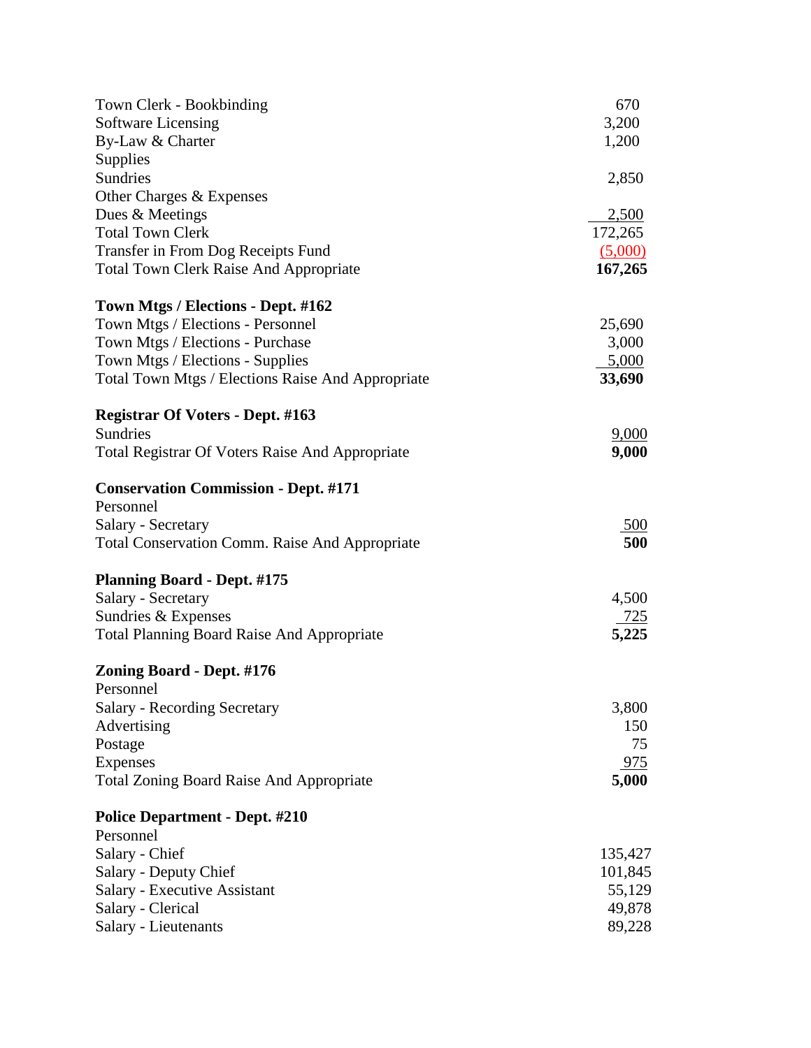| | |
|---|---|
| Town Clerk - Bookbinding | 670 |
| Software Licensing | 3,200 |
| By-Law & Charter | 1,200 |
| Supplies | |
| Sundries | 2,850 |
| Other Charges & Expenses | |
| Dues & Meetings | 2,500 |
| Total Town Clerk | 172,265 |
| Transfer in From Dog Receipts Fund | (5,000) |
| Total Town Clerk Raise And Appropriate | **167,265** |

**Town Mtgs / Elections - Dept. #162**

| | |
|---|---|
| Town Mtgs / Elections - Personnel | 25,690 |
| Town Mtgs / Elections - Purchase | 3,000 |
| Town Mtgs / Elections - Supplies | 5,000 |
| Total Town Mtgs / Elections Raise And Appropriate | **33,690** |

**Registrar Of Voters - Dept. #163**

| | |
|---|---|
| Sundries | 9,000 |
| Total Registrar Of Voters Raise And Appropriate | **9,000** |

**Conservation Commission - Dept. #171**

| | |
|---|---|
| Personnel | |
| Salary - Secretary | 500 |
| Total Conservation Comm. Raise And Appropriate | **500** |

**Planning Board - Dept. #175**

| | |
|---|---|
| Salary - Secretary | 4,500 |
| Sundries & Expenses | 725 |
| Total Planning Board Raise And Appropriate | **5,225** |

**Zoning Board - Dept. #176**

| | |
|---|---|
| Personnel | |
| Salary - Recording Secretary | 3,800 |
| Advertising | 150 |
| Postage | 75 |
| Expenses | 975 |
| Total Zoning Board Raise And Appropriate | **5,000** |

**Police Department - Dept. #210**

| | |
|---|---|
| Personnel | |
| Salary - Chief | 135,427 |
| Salary - Deputy Chief | 101,845 |
| Salary - Executive Assistant | 55,129 |
| Salary - Clerical | 49,878 |
| Salary - Lieutenants | 89,228 |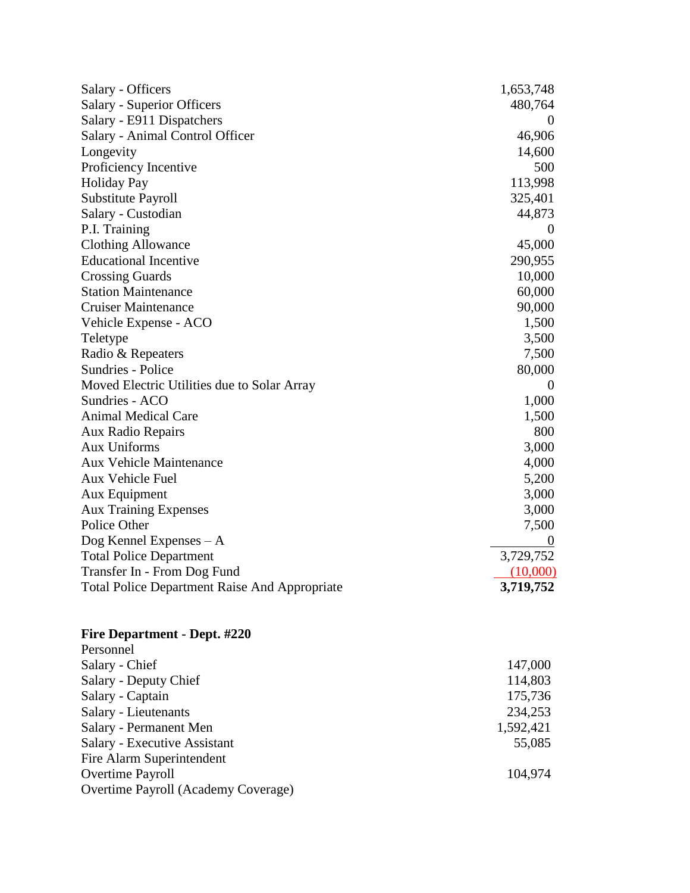| | |
|---|---|
| Salary - Officers | 1,653,748 |
| Salary - Superior Officers | 480,764 |
| Salary - E911 Dispatchers | 0 |
| Salary - Animal Control Officer | 46,906 |
| Longevity | 14,600 |
| Proficiency Incentive | 500 |
| Holiday Pay | 113,998 |
| Substitute Payroll | 325,401 |
| Salary - Custodian | 44,873 |
| P.I. Training | 0 |
| Clothing Allowance | 45,000 |
| Educational Incentive | 290,955 |
| Crossing Guards | 10,000 |
| Station Maintenance | 60,000 |
| Cruiser Maintenance | 90,000 |
| Vehicle Expense - ACO | 1,500 |
| Teletype | 3,500 |
| Radio & Repeaters | 7,500 |
| Sundries - Police | 80,000 |
| Moved Electric Utilities due to Solar Array | 0 |
| Sundries - ACO | 1,000 |
| Animal Medical Care | 1,500 |
| Aux Radio Repairs | 800 |
| Aux Uniforms | 3,000 |
| Aux Vehicle Maintenance | 4,000 |
| Aux Vehicle Fuel | 5,200 |
| Aux Equipment | 3,000 |
| Aux Training Expenses | 3,000 |
| Police Other | 7,500 |
| Dog Kennel Expenses – A | 0 |
| Total Police Department | 3,729,752 |
| Transfer In - From Dog Fund | (10,000) |
| Total Police Department Raise And Appropriate | **3,719,752** |

**Fire Department - Dept. #220**

| | |
|---|---|
| Personnel | |
| Salary - Chief | 147,000 |
| Salary - Deputy Chief | 114,803 |
| Salary - Captain | 175,736 |
| Salary - Lieutenants | 234,253 |
| Salary - Permanent Men | 1,592,421 |
| Salary - Executive Assistant | 55,085 |
| Fire Alarm Superintendent | |
| Overtime Payroll | 104,974 |
| Overtime Payroll (Academy Coverage) | |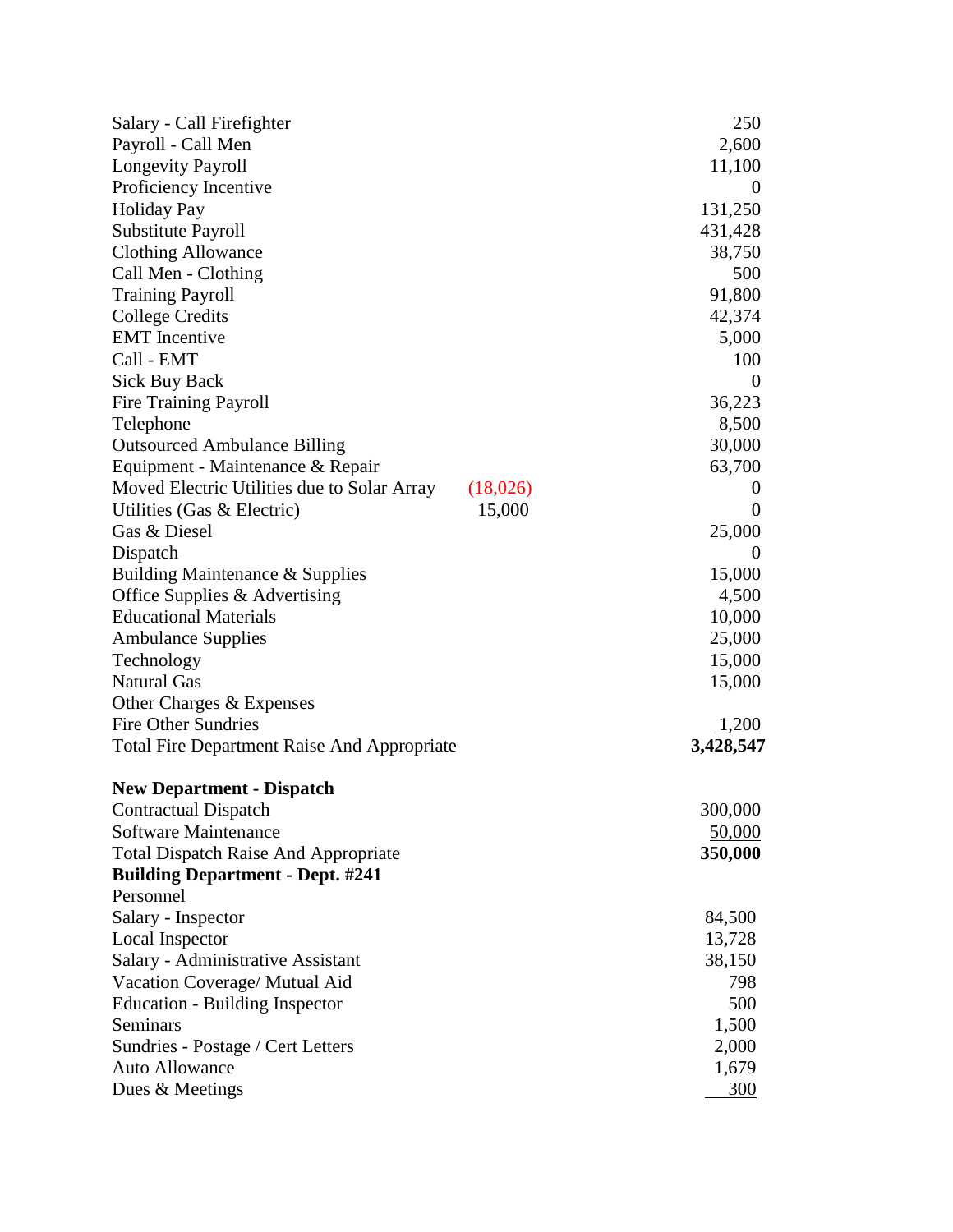| | | |
|---|---|---|
| Salary - Call Firefighter | | 250 |
| Payroll - Call Men | | 2,600 |
| Longevity Payroll | | 11,100 |
| Proficiency Incentive | | 0 |
| Holiday Pay | | 131,250 |
| Substitute Payroll | | 431,428 |
| Clothing Allowance | | 38,750 |
| Call Men - Clothing | | 500 |
| Training Payroll | | 91,800 |
| College Credits | | 42,374 |
| EMT Incentive | | 5,000 |
| Call - EMT | | 100 |
| Sick Buy Back | | 0 |
| Fire Training Payroll | | 36,223 |
| Telephone | | 8,500 |
| Outsourced Ambulance Billing | | 30,000 |
| Equipment - Maintenance & Repair | | 63,700 |
| Moved Electric Utilities due to Solar Array | (18,026) | 0 |
| Utilities (Gas & Electric) | 15,000 | 0 |
| Gas & Diesel | | 25,000 |
| Dispatch | | 0 |
| Building Maintenance & Supplies | | 15,000 |
| Office Supplies & Advertising | | 4,500 |
| Educational Materials | | 10,000 |
| Ambulance Supplies | | 25,000 |
| Technology | | 15,000 |
| Natural Gas | | 15,000 |
| Other Charges & Expenses | | |
| Fire Other Sundries | | 1,200 |
| Total Fire Department Raise And Appropriate | | **3,428,547** |

**New Department - Dispatch**

| | |
|---|---|
| Contractual Dispatch | 300,000 |
| Software Maintenance | 50,000 |
| Total Dispatch Raise And Appropriate | **350,000** |

**Building Department - Dept. #241**

| | |
|---|---|
| Personnel | |
| Salary - Inspector | 84,500 |
| Local Inspector | 13,728 |
| Salary - Administrative Assistant | 38,150 |
| Vacation Coverage/ Mutual Aid | 798 |
| Education - Building Inspector | 500 |
| Seminars | 1,500 |
| Sundries - Postage / Cert Letters | 2,000 |
| Auto Allowance | 1,679 |
| Dues & Meetings | 300 |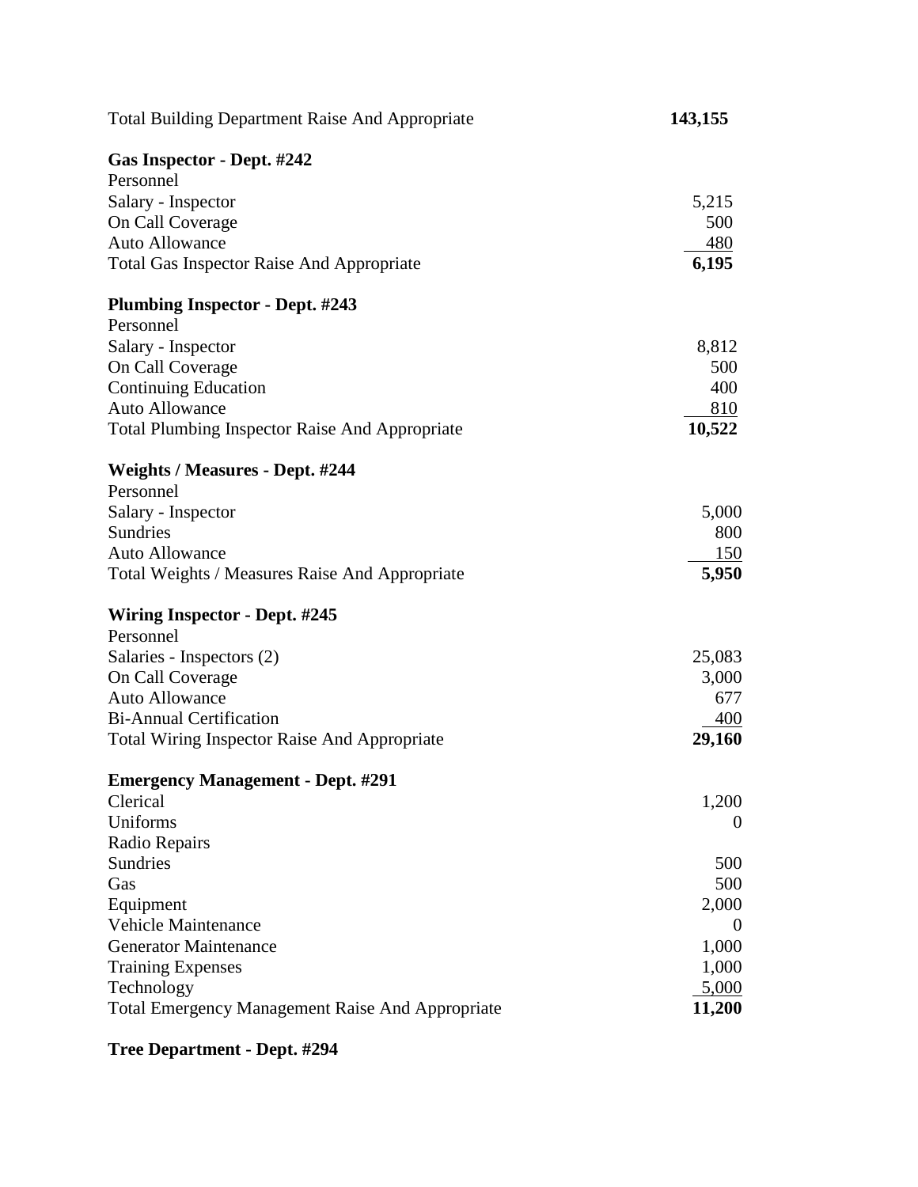| | |
|---|---|
| Total Building Department Raise And Appropriate | **143,155** |

**Gas Inspector - Dept. #242**

| | |
|---|---|
| Personnel | |
| Salary - Inspector | 5,215 |
| On Call Coverage | 500 |
| Auto Allowance | 480 |
| Total Gas Inspector Raise And Appropriate | **6,195** |

**Plumbing Inspector - Dept. #243**

| | |
|---|---|
| Personnel | |
| Salary - Inspector | 8,812 |
| On Call Coverage | 500 |
| Continuing Education | 400 |
| Auto Allowance | 810 |
| Total Plumbing Inspector Raise And Appropriate | **10,522** |

**Weights / Measures - Dept. #244**

| | |
|---|---|
| Personnel | |
| Salary - Inspector | 5,000 |
| Sundries | 800 |
| Auto Allowance | 150 |
| Total Weights / Measures Raise And Appropriate | **5,950** |

**Wiring Inspector - Dept. #245**

| | |
|---|---|
| Personnel | |
| Salaries - Inspectors (2) | 25,083 |
| On Call Coverage | 3,000 |
| Auto Allowance | 677 |
| Bi-Annual Certification | 400 |
| Total Wiring Inspector Raise And Appropriate | **29,160** |

**Emergency Management - Dept. #291**

| | |
|---|---|
| Clerical | 1,200 |
| Uniforms | 0 |
| Radio Repairs | |
| Sundries | 500 |
| Gas | 500 |
| Equipment | 2,000 |
| Vehicle Maintenance | 0 |
| Generator Maintenance | 1,000 |
| Training Expenses | 1,000 |
| Technology | 5,000 |
| Total Emergency Management Raise And Appropriate | **11,200** |

**Tree Department - Dept. #294**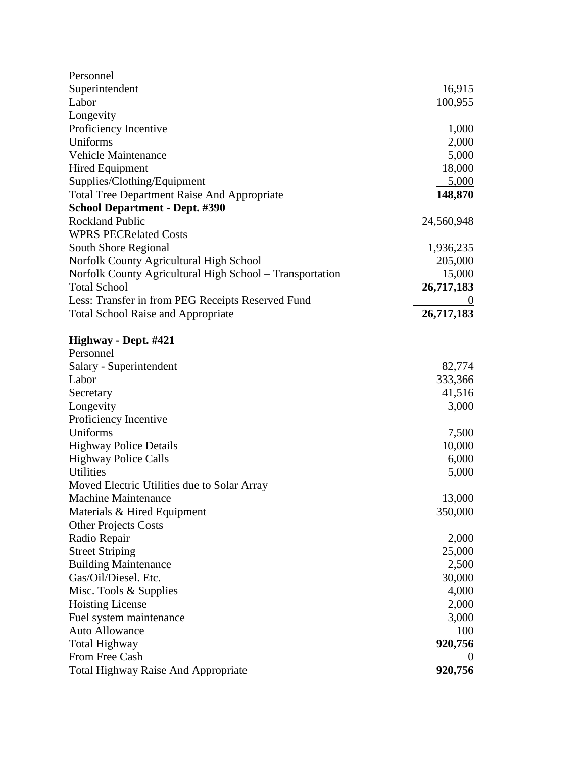| | |
|---|---|
| Personnel | |
| Superintendent | 16,915 |
| Labor | 100,955 |
| Longevity | |
| Proficiency Incentive | 1,000 |
| Uniforms | 2,000 |
| Vehicle Maintenance | 5,000 |
| Hired Equipment | 18,000 |
| Supplies/Clothing/Equipment | 5,000 |
| Total Tree Department Raise And Appropriate | **148,870** |
| **School Department - Dept. #390** | |
| Rockland Public | 24,560,948 |
| WPRS PECRelated Costs | |
| South Shore Regional | 1,936,235 |
| Norfolk County Agricultural High School | 205,000 |
| Norfolk County Agricultural High School – Transportation | 15,000 |
| Total School | **26,717,183** |
| Less: Transfer in from PEG Receipts Reserved Fund | 0 |
| Total School Raise and Appropriate | **26,717,183** |

**Highway - Dept. #421**

| | |
|---|---|
| Personnel | |
| Salary - Superintendent | 82,774 |
| Labor | 333,366 |
| Secretary | 41,516 |
| Longevity | 3,000 |
| Proficiency Incentive | |
| Uniforms | 7,500 |
| Highway Police Details | 10,000 |
| Highway Police Calls | 6,000 |
| Utilities | 5,000 |
| Moved Electric Utilities due to Solar Array | |
| Machine Maintenance | 13,000 |
| Materials & Hired Equipment | 350,000 |
| Other Projects Costs | |
| Radio Repair | 2,000 |
| Street Striping | 25,000 |
| Building Maintenance | 2,500 |
| Gas/Oil/Diesel. Etc. | 30,000 |
| Misc. Tools & Supplies | 4,000 |
| Hoisting License | 2,000 |
| Fuel system maintenance | 3,000 |
| Auto Allowance | 100 |
| Total Highway | **920,756** |
| From Free Cash | 0 |
| Total Highway Raise And Appropriate | **920,756** |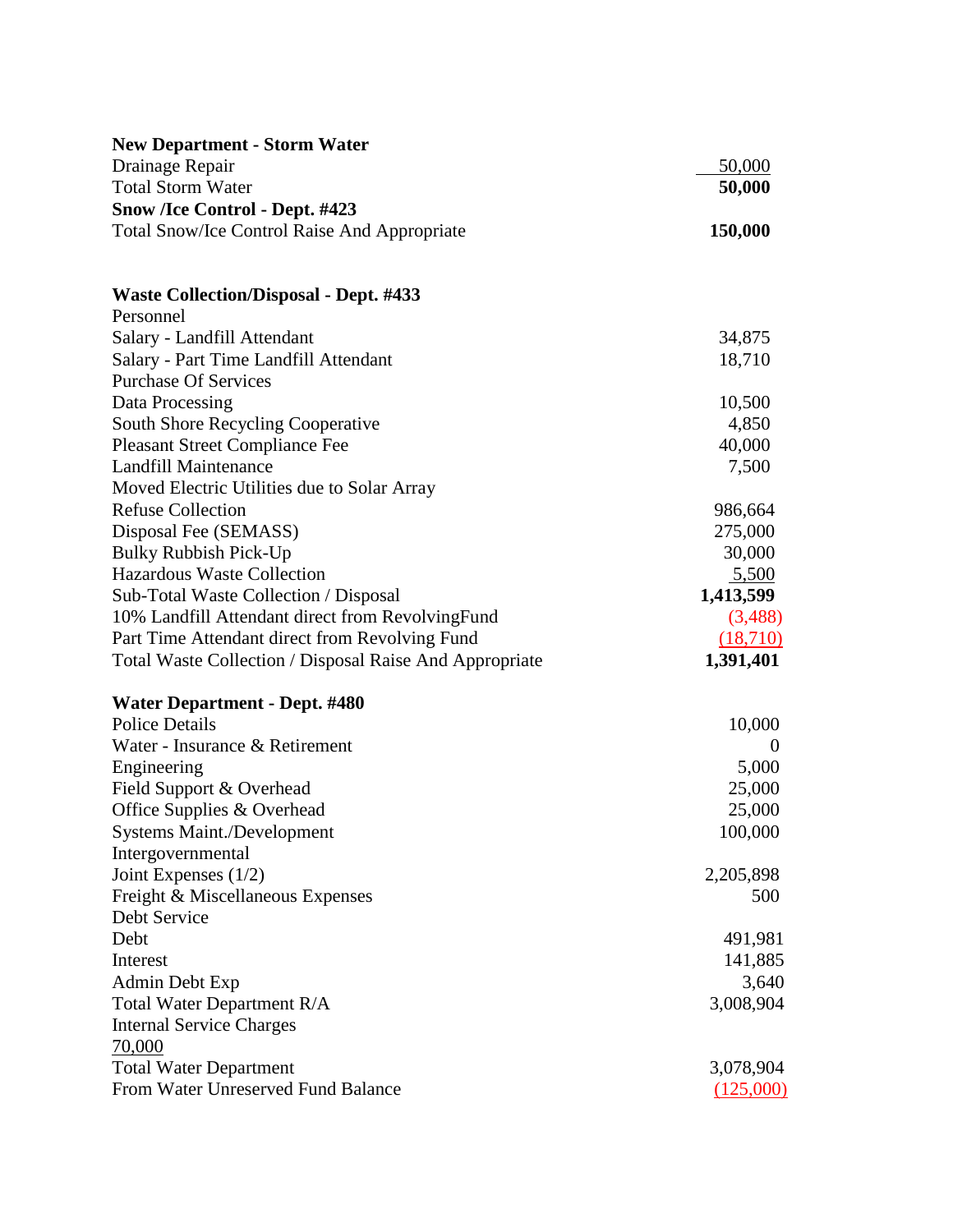| | |
|---|---|
| **New Department - Storm Water** | |
| Drainage Repair | 50,000 |
| Total Storm Water | **50,000** |
| **Snow /Ice Control - Dept. #423** | |
| Total Snow/Ice Control Raise And Appropriate | **150,000** |
| | |
| **Waste Collection/Disposal - Dept. #433** | |
| Personnel | |
| Salary - Landfill Attendant | 34,875 |
| Salary - Part Time Landfill Attendant | 18,710 |
| Purchase Of Services | |
| Data Processing | 10,500 |
| South Shore Recycling Cooperative | 4,850 |
| Pleasant Street Compliance Fee | 40,000 |
| Landfill Maintenance | 7,500 |
| Moved Electric Utilities due to Solar Array | |
| Refuse Collection | 986,664 |
| Disposal Fee (SEMASS) | 275,000 |
| Bulky Rubbish Pick-Up | 30,000 |
| Hazardous Waste Collection | 5,500 |
| Sub-Total Waste Collection / Disposal | **1,413,599** |
| 10% Landfill Attendant direct from RevolvingFund | (3,488) |
| Part Time Attendant direct from Revolving Fund | (18,710) |
| Total Waste Collection / Disposal Raise And Appropriate | **1,391,401** |
| | |
| **Water Department - Dept. #480** | |
| Police Details | 10,000 |
| Water - Insurance & Retirement | 0 |
| Engineering | 5,000 |
| Field Support & Overhead | 25,000 |
| Office Supplies & Overhead | 25,000 |
| Systems Maint./Development | 100,000 |
| Intergovernmental | |
| Joint Expenses (1/2) | 2,205,898 |
| Freight & Miscellaneous Expenses | 500 |
| Debt Service | |
| Debt | 491,981 |
| Interest | 141,885 |
| Admin Debt Exp | 3,640 |
| Total Water Department R/A | 3,008,904 |
| Internal Service Charges | |
| 70,000 | |
| Total Water Department | 3,078,904 |
| From Water Unreserved Fund Balance | (125,000) |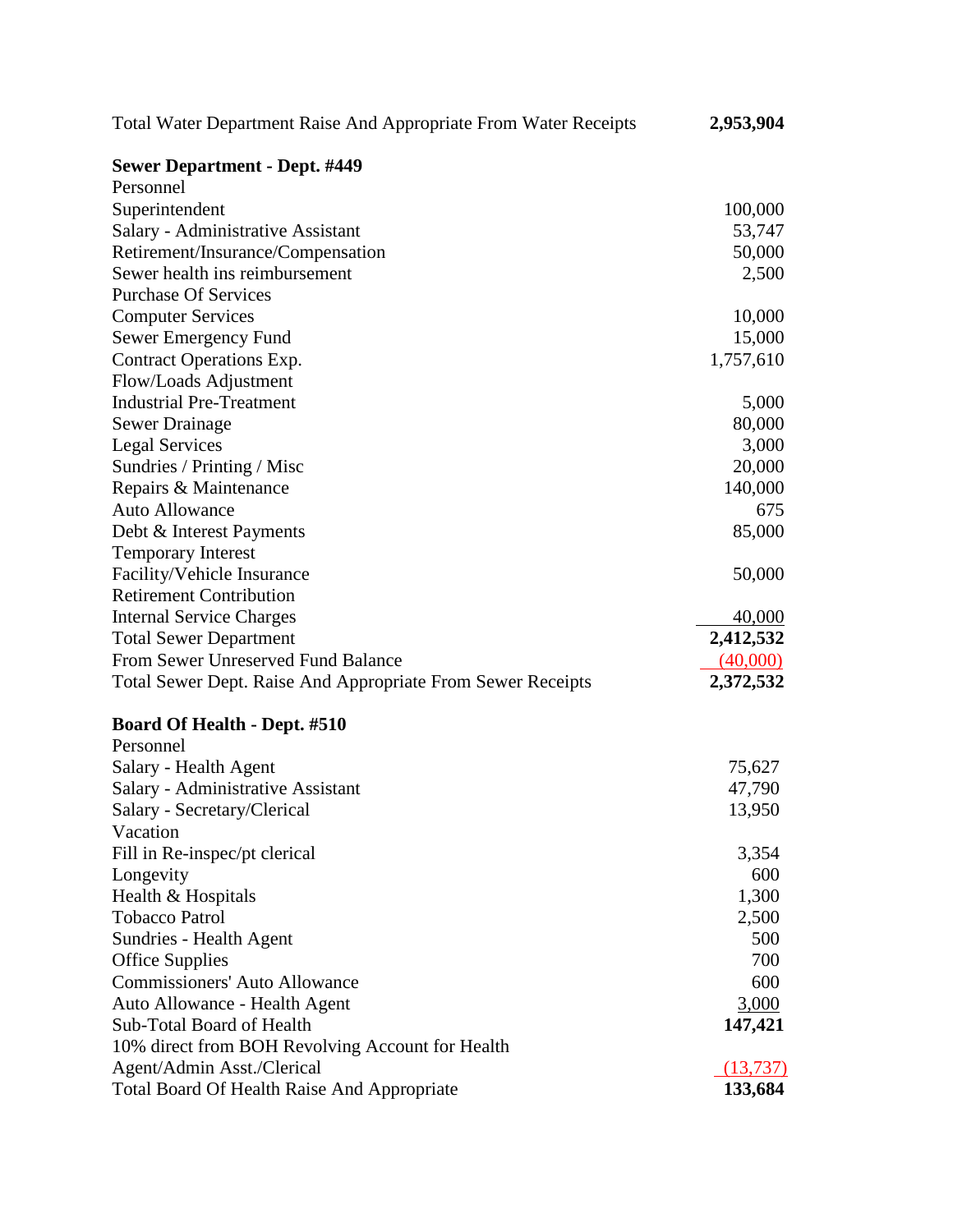| | |
|---|---|
| Total Water Department Raise And Appropriate From Water Receipts | **2,953,904** |

**Sewer Department - Dept. #449**

| | |
|---|---|
| Personnel | |
| Superintendent | 100,000 |
| Salary - Administrative Assistant | 53,747 |
| Retirement/Insurance/Compensation | 50,000 |
| Sewer health ins reimbursement | 2,500 |
| Purchase Of Services | |
| Computer Services | 10,000 |
| Sewer Emergency Fund | 15,000 |
| Contract Operations Exp. | 1,757,610 |
| Flow/Loads Adjustment | |
| Industrial Pre-Treatment | 5,000 |
| Sewer Drainage | 80,000 |
| Legal Services | 3,000 |
| Sundries / Printing / Misc | 20,000 |
| Repairs & Maintenance | 140,000 |
| Auto Allowance | 675 |
| Debt & Interest Payments | 85,000 |
| Temporary Interest | |
| Facility/Vehicle Insurance | 50,000 |
| Retirement Contribution | |
| Internal Service Charges | 40,000 |
| Total Sewer Department | **2,412,532** |
| From Sewer Unreserved Fund Balance | (40,000) |
| Total Sewer Dept. Raise And Appropriate From Sewer Receipts | **2,372,532** |

**Board Of Health - Dept. #510**

| | |
|---|---|
| Personnel | |
| Salary - Health Agent | 75,627 |
| Salary - Administrative Assistant | 47,790 |
| Salary - Secretary/Clerical | 13,950 |
| Vacation | |
| Fill in Re-inspec/pt clerical | 3,354 |
| Longevity | 600 |
| Health & Hospitals | 1,300 |
| Tobacco Patrol | 2,500 |
| Sundries - Health Agent | 500 |
| Office Supplies | 700 |
| Commissioners' Auto Allowance | 600 |
| Auto Allowance - Health Agent | 3,000 |
| Sub-Total Board of Health | **147,421** |
| 10% direct from BOH Revolving Account for Health Agent/Admin Asst./Clerical | (13,737) |
| Total Board Of Health Raise And Appropriate | **133,684** |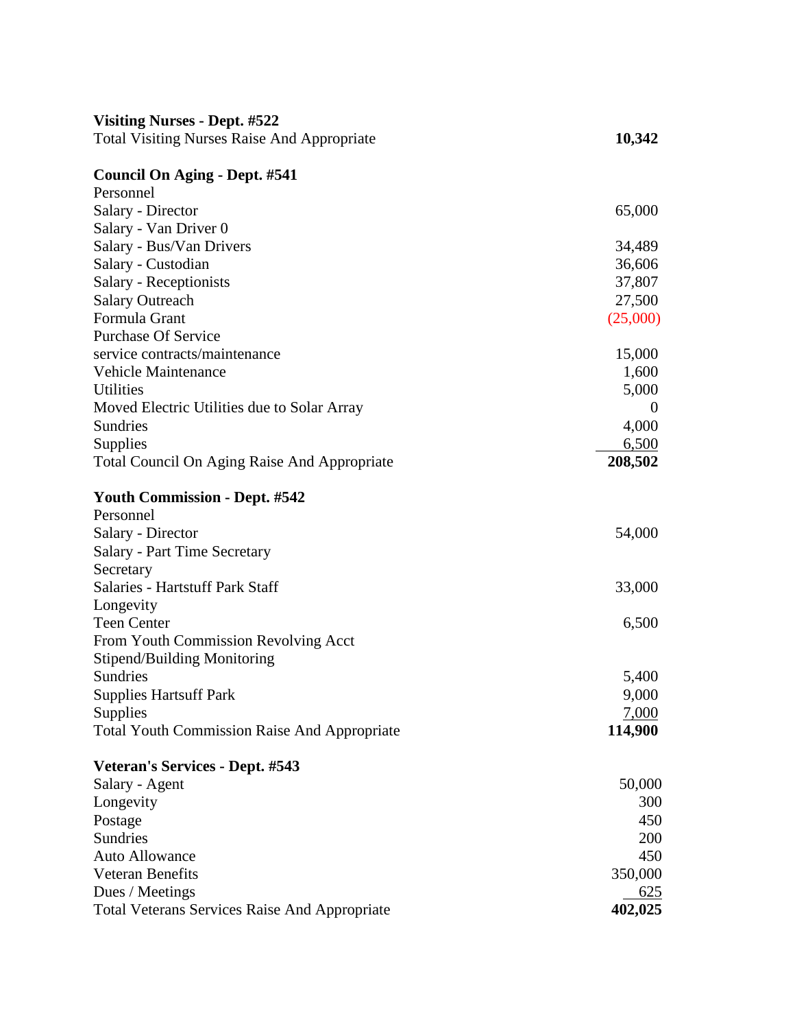**Visiting Nurses - Dept. #522**

| | |
|---|---|
| Total Visiting Nurses Raise And Appropriate | **10,342** |

**Council On Aging - Dept. #541**

| | |
|---|---|
| Personnel | |
| Salary - Director | 65,000 |
| Salary - Van Driver 0 | |
| Salary - Bus/Van Drivers | 34,489 |
| Salary - Custodian | 36,606 |
| Salary - Receptionists | 37,807 |
| Salary Outreach | 27,500 |
| Formula Grant | (25,000) |
| Purchase Of Service | |
| service contracts/maintenance | 15,000 |
| Vehicle Maintenance | 1,600 |
| Utilities | 5,000 |
| Moved Electric Utilities due to Solar Array | 0 |
| Sundries | 4,000 |
| Supplies | 6,500 |
| Total Council On Aging Raise And Appropriate | **208,502** |

**Youth Commission - Dept. #542**

| | |
|---|---|
| Personnel | |
| Salary - Director | 54,000 |
| Salary - Part Time Secretary | |
| Secretary | |
| Salaries - Hartstuff Park Staff | 33,000 |
| Longevity | |
| Teen Center | 6,500 |
| From Youth Commission Revolving Acct | |
| Stipend/Building Monitoring | |
| Sundries | 5,400 |
| Supplies Hartsuff Park | 9,000 |
| Supplies | 7,000 |
| Total Youth Commission Raise And Appropriate | **114,900** |

**Veteran's Services - Dept. #543**

| | |
|---|---|
| Salary - Agent | 50,000 |
| Longevity | 300 |
| Postage | 450 |
| Sundries | 200 |
| Auto Allowance | 450 |
| Veteran Benefits | 350,000 |
| Dues / Meetings | 625 |
| Total Veterans Services Raise And Appropriate | **402,025** |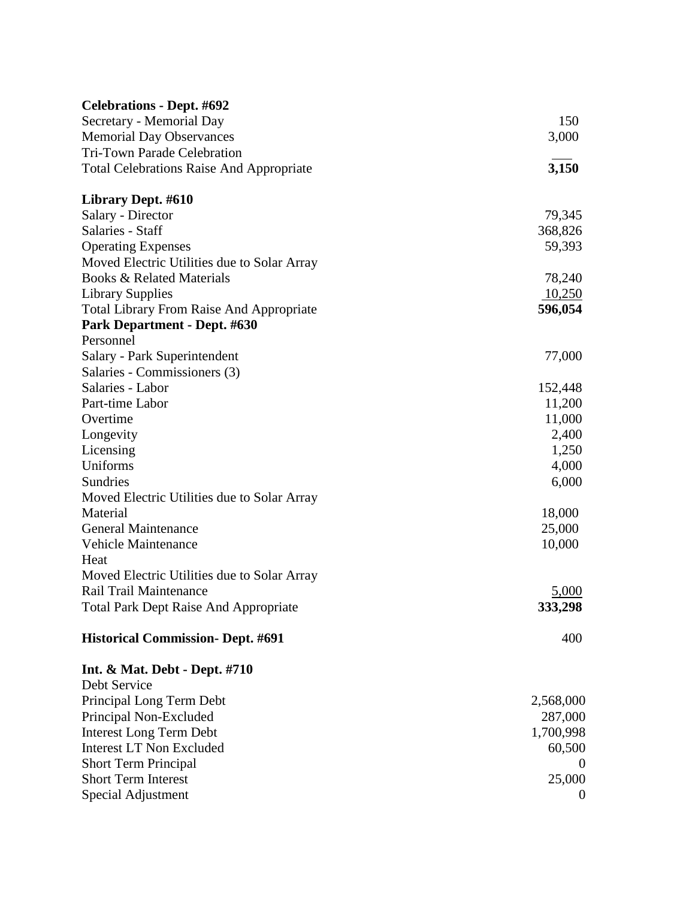| | |
|---|---|
| **Celebrations - Dept. #692** | |
| Secretary - Memorial Day | 150 |
| Memorial Day Observances | 3,000 |
| Tri-Town Parade Celebration | |
| Total Celebrations Raise And Appropriate | **3,150** |
| | |
| **Library Dept. #610** | |
| Salary - Director | 79,345 |
| Salaries - Staff | 368,826 |
| Operating Expenses | 59,393 |
| Moved Electric Utilities due to Solar Array | |
| Books & Related Materials | 78,240 |
| Library Supplies | 10,250 |
| Total Library From Raise And Appropriate | **596,054** |
| **Park Department - Dept. #630** | |
| Personnel | |
| Salary - Park Superintendent | 77,000 |
| Salaries - Commissioners (3) | |
| Salaries - Labor | 152,448 |
| Part-time Labor | 11,200 |
| Overtime | 11,000 |
| Longevity | 2,400 |
| Licensing | 1,250 |
| Uniforms | 4,000 |
| Sundries | 6,000 |
| Moved Electric Utilities due to Solar Array | |
| Material | 18,000 |
| General Maintenance | 25,000 |
| Vehicle Maintenance | 10,000 |
| Heat | |
| Moved Electric Utilities due to Solar Array | |
| Rail Trail Maintenance | 5,000 |
| Total Park Dept Raise And Appropriate | **333,298** |
| | |
| **Historical Commission- Dept. #691** | 400 |
| | |
| **Int. & Mat. Debt - Dept. #710** | |
| Debt Service | |
| Principal Long Term Debt | 2,568,000 |
| Principal Non-Excluded | 287,000 |
| Interest Long Term Debt | 1,700,998 |
| Interest LT Non Excluded | 60,500 |
| Short Term Principal | 0 |
| Short Term Interest | 25,000 |
| Special Adjustment | 0 |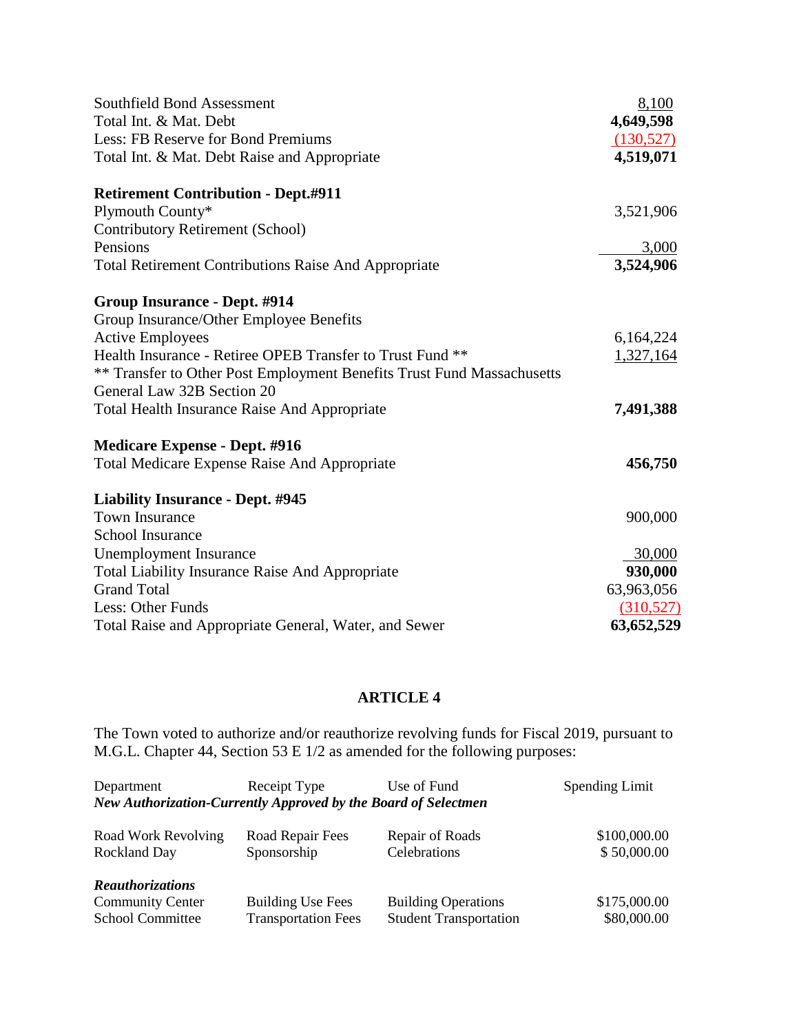| | |
|---|---|
| Southfield Bond Assessment | 8,100 |
| Total Int. & Mat. Debt | **4,649,598** |
| Less: FB Reserve for Bond Premiums | (130,527) |
| Total Int. & Mat. Debt Raise and Appropriate | **4,519,071** |

**Retirement Contribution - Dept.#911**

| | |
|---|---|
| Plymouth County* | 3,521,906 |
| Contributory Retirement (School) | |
| Pensions | 3,000 |
| Total Retirement Contributions Raise And Appropriate | **3,524,906** |

**Group Insurance - Dept. #914**

| | |
|---|---|
| Group Insurance/Other Employee Benefits | |
| Active Employees | 6,164,224 |
| Health Insurance - Retiree OPEB Transfer to Trust Fund ** | 1,327,164 |
| ** Transfer to Other Post Employment Benefits Trust Fund Massachusetts General Law 32B Section 20 | |
| Total Health Insurance Raise And Appropriate | **7,491,388** |

**Medicare Expense - Dept. #916**

| | |
|---|---|
| Total Medicare Expense Raise And Appropriate | **456,750** |

**Liability Insurance - Dept. #945**

| | |
|---|---|
| Town Insurance | 900,000 |
| School Insurance | |
| Unemployment Insurance | 30,000 |
| Total Liability Insurance Raise And Appropriate | **930,000** |
| Grand Total | 63,963,056 |
| Less: Other Funds | (310,527) |
| Total Raise and Appropriate General, Water, and Sewer | **63,652,529** |

## ARTICLE 4

The Town voted to authorize and/or reauthorize revolving funds for Fiscal 2019, pursuant to M.G.L. Chapter 44, Section 53 E 1/2 as amended for the following purposes:

| Department | Receipt Type | Use of Fund | Spending Limit |
|---|---|---|---|
| ***New Authorization-Currently Approved by the Board of Selectmen*** | | | |
| Road Work Revolving | Road Repair Fees | Repair of Roads | $100,000.00 |
| Rockland Day | Sponsorship | Celebrations | $ 50,000.00 |
| ***Reauthorizations*** | | | |
| Community Center | Building Use Fees | Building Operations | $175,000.00 |
| School Committee | Transportation Fees | Student Transportation | $80,000.00 |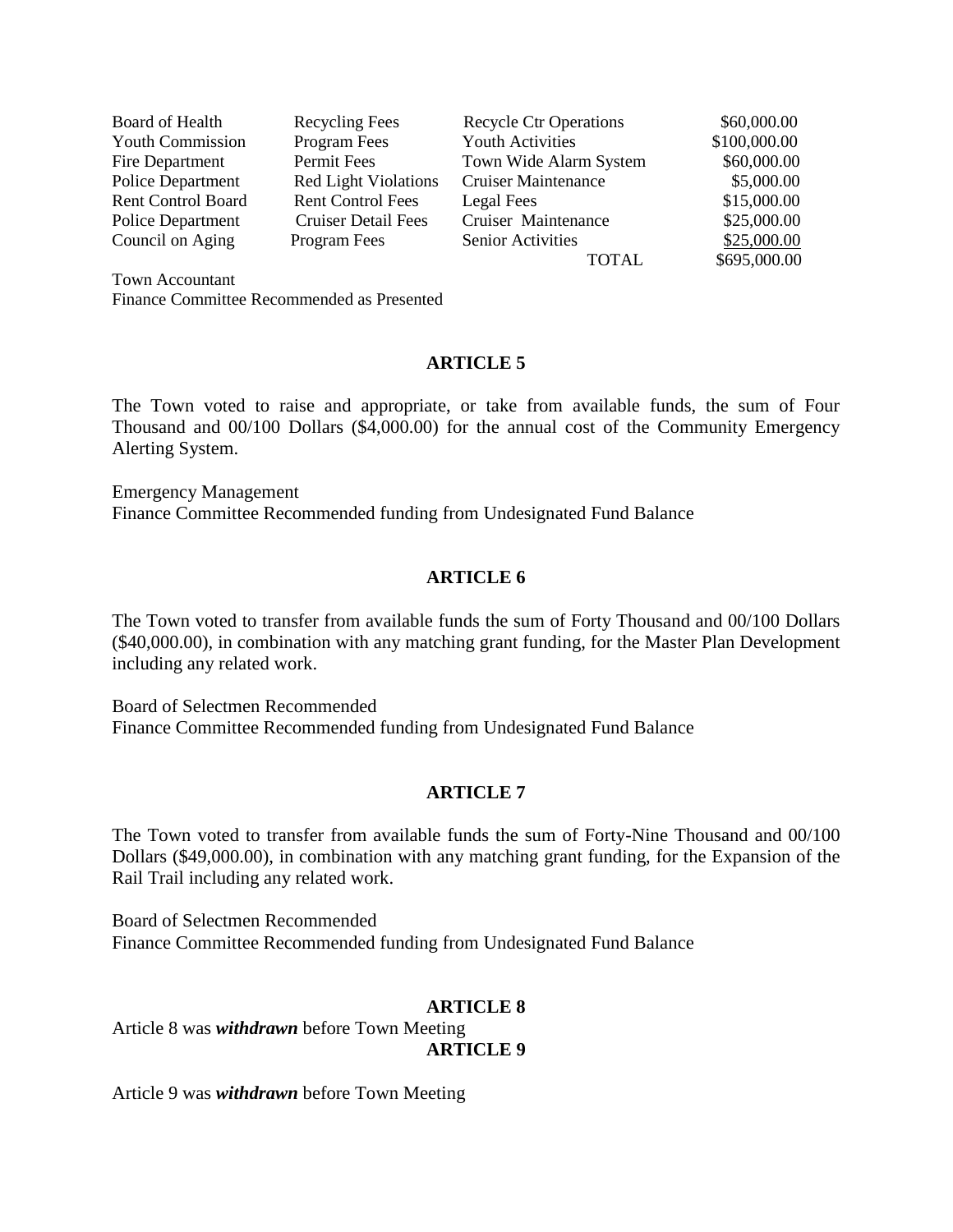| | | | |
|---|---|---|---|
| Board of Health | Recycling Fees | Recycle Ctr Operations | \$60,000.00 |
| Youth Commission | Program Fees | Youth Activities | \$100,000.00 |
| Fire Department | Permit Fees | Town Wide Alarm System | \$60,000.00 |
| Police Department | Red Light Violations | Cruiser Maintenance | \$5,000.00 |
| Rent Control Board | Rent Control Fees | Legal Fees | \$15,000.00 |
| Police Department | Cruiser Detail Fees | Cruiser Maintenance | \$25,000.00 |
| Council on Aging | Program Fees | Senior Activities | \$25,000.00 |
| | | TOTAL | \$695,000.00 |

Town Accountant
Finance Committee Recommended as Presented

### ARTICLE 5

The Town voted to raise and appropriate, or take from available funds, the sum of Four Thousand and 00/100 Dollars (\$4,000.00) for the annual cost of the Community Emergency Alerting System.

Emergency Management
Finance Committee Recommended funding from Undesignated Fund Balance

### ARTICLE 6

The Town voted to transfer from available funds the sum of Forty Thousand and 00/100 Dollars (\$40,000.00), in combination with any matching grant funding, for the Master Plan Development including any related work.

Board of Selectmen Recommended
Finance Committee Recommended funding from Undesignated Fund Balance

### ARTICLE 7

The Town voted to transfer from available funds the sum of Forty-Nine Thousand and 00/100 Dollars (\$49,000.00), in combination with any matching grant funding, for the Expansion of the Rail Trail including any related work.

Board of Selectmen Recommended
Finance Committee Recommended funding from Undesignated Fund Balance

### ARTICLE 8

Article 8 was ***withdrawn*** before Town Meeting

### ARTICLE 9

Article 9 was ***withdrawn*** before Town Meeting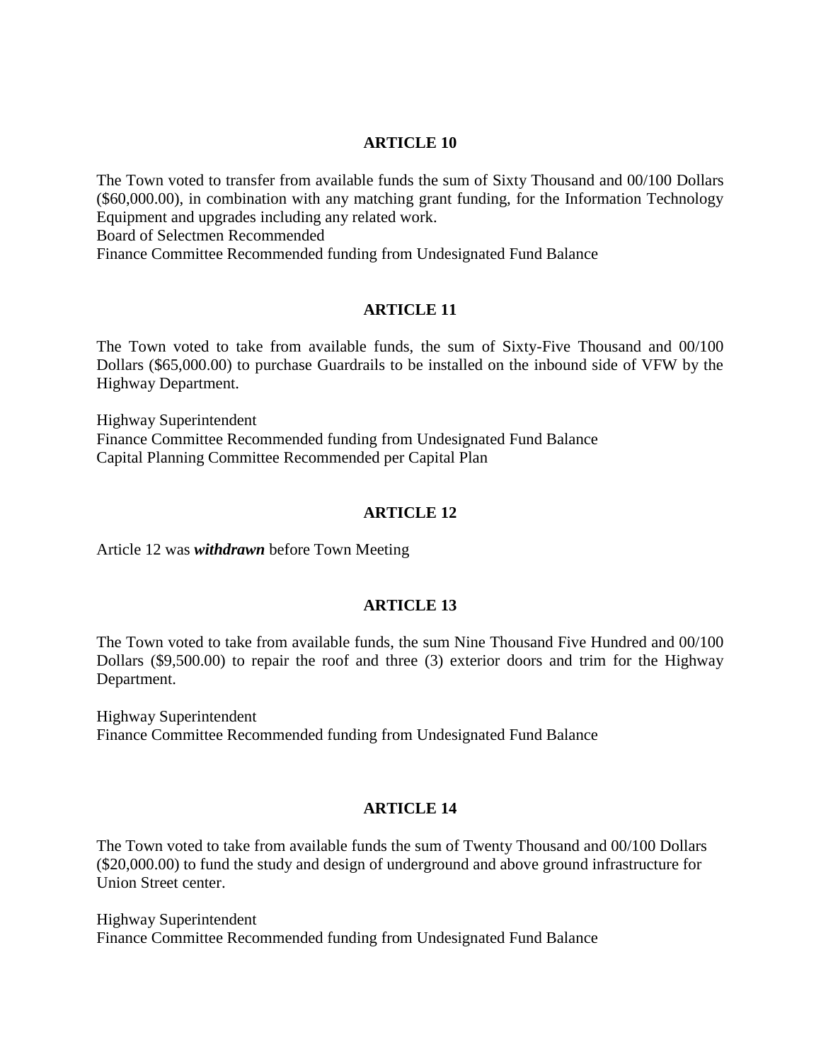## ARTICLE 10

The Town voted to transfer from available funds the sum of Sixty Thousand and 00/100 Dollars ($60,000.00), in combination with any matching grant funding, for the Information Technology Equipment and upgrades including any related work.
Board of Selectmen Recommended
Finance Committee Recommended funding from Undesignated Fund Balance

## ARTICLE 11

The Town voted to take from available funds, the sum of Sixty-Five Thousand and 00/100 Dollars ($65,000.00) to purchase Guardrails to be installed on the inbound side of VFW by the Highway Department.

Highway Superintendent
Finance Committee Recommended funding from Undesignated Fund Balance
Capital Planning Committee Recommended per Capital Plan

## ARTICLE 12

Article 12 was ***withdrawn*** before Town Meeting

## ARTICLE 13

The Town voted to take from available funds, the sum Nine Thousand Five Hundred and 00/100 Dollars ($9,500.00) to repair the roof and three (3) exterior doors and trim for the Highway Department.

Highway Superintendent
Finance Committee Recommended funding from Undesignated Fund Balance

## ARTICLE 14

The Town voted to take from available funds the sum of Twenty Thousand and 00/100 Dollars ($20,000.00) to fund the study and design of underground and above ground infrastructure for Union Street center.

Highway Superintendent
Finance Committee Recommended funding from Undesignated Fund Balance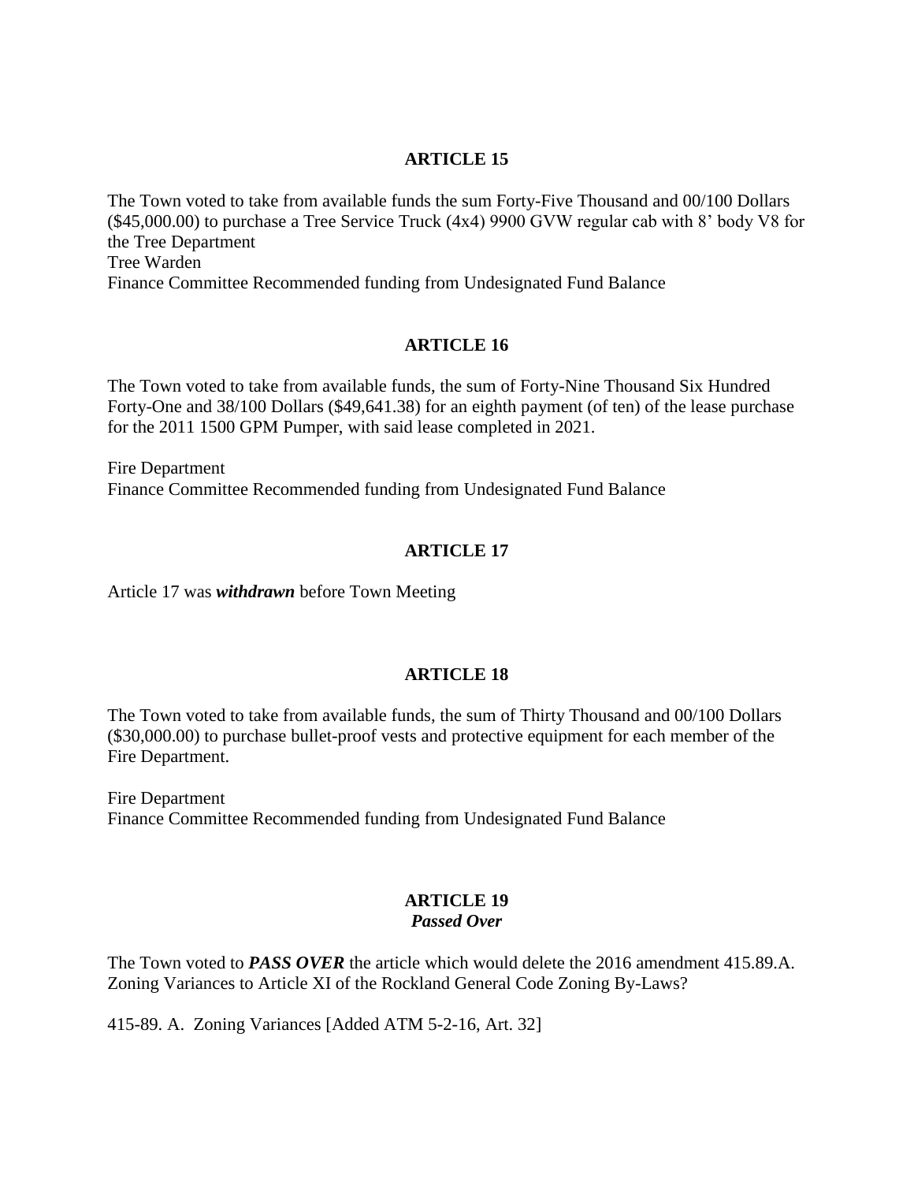## ARTICLE 15

The Town voted to take from available funds the sum Forty-Five Thousand and 00/100 Dollars ($45,000.00) to purchase a Tree Service Truck (4x4) 9900 GVW regular cab with 8' body V8 for the Tree Department
Tree Warden
Finance Committee Recommended funding from Undesignated Fund Balance

## ARTICLE 16

The Town voted to take from available funds, the sum of Forty-Nine Thousand Six Hundred Forty-One and 38/100 Dollars ($49,641.38) for an eighth payment (of ten) of the lease purchase for the 2011 1500 GPM Pumper, with said lease completed in 2021.

Fire Department
Finance Committee Recommended funding from Undesignated Fund Balance

## ARTICLE 17

Article 17 was ***withdrawn*** before Town Meeting

## ARTICLE 18

The Town voted to take from available funds, the sum of Thirty Thousand and 00/100 Dollars ($30,000.00) to purchase bullet-proof vests and protective equipment for each member of the Fire Department.

Fire Department
Finance Committee Recommended funding from Undesignated Fund Balance

## ARTICLE 19
***Passed Over***

The Town voted to ***PASS OVER*** the article which would delete the 2016 amendment 415.89.A. Zoning Variances to Article XI of the Rockland General Code Zoning By-Laws?

415-89. A. Zoning Variances [Added ATM 5-2-16, Art. 32]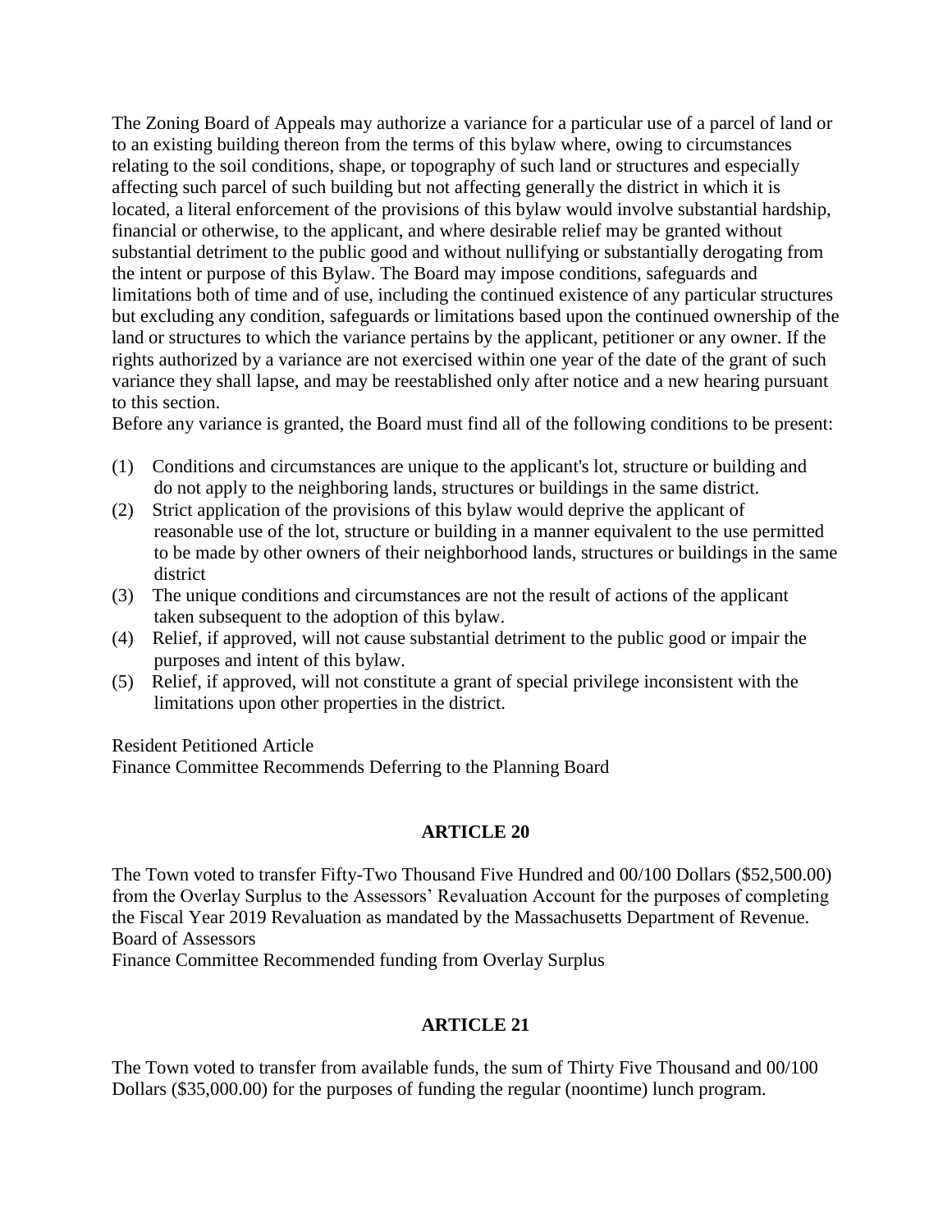The Zoning Board of Appeals may authorize a variance for a particular use of a parcel of land or to an existing building thereon from the terms of this bylaw where, owing to circumstances relating to the soil conditions, shape, or topography of such land or structures and especially affecting such parcel of such building but not affecting generally the district in which it is located, a literal enforcement of the provisions of this bylaw would involve substantial hardship, financial or otherwise, to the applicant, and where desirable relief may be granted without substantial detriment to the public good and without nullifying or substantially derogating from the intent or purpose of this Bylaw. The Board may impose conditions, safeguards and limitations both of time and of use, including the continued existence of any particular structures but excluding any condition, safeguards or limitations based upon the continued ownership of the land or structures to which the variance pertains by the applicant, petitioner or any owner. If the rights authorized by a variance are not exercised within one year of the date of the grant of such variance they shall lapse, and may be reestablished only after notice and a new hearing pursuant to this section.

Before any variance is granted, the Board must find all of the following conditions to be present:

(1) Conditions and circumstances are unique to the applicant's lot, structure or building and do not apply to the neighboring lands, structures or buildings in the same district.
(2) Strict application of the provisions of this bylaw would deprive the applicant of reasonable use of the lot, structure or building in a manner equivalent to the use permitted to be made by other owners of their neighborhood lands, structures or buildings in the same district
(3) The unique conditions and circumstances are not the result of actions of the applicant taken subsequent to the adoption of this bylaw.
(4) Relief, if approved, will not cause substantial detriment to the public good or impair the purposes and intent of this bylaw.
(5) Relief, if approved, will not constitute a grant of special privilege inconsistent with the limitations upon other properties in the district.

Resident Petitioned Article
Finance Committee Recommends Deferring to the Planning Board

## ARTICLE 20

The Town voted to transfer Fifty-Two Thousand Five Hundred and 00/100 Dollars ($52,500.00) from the Overlay Surplus to the Assessors' Revaluation Account for the purposes of completing the Fiscal Year 2019 Revaluation as mandated by the Massachusetts Department of Revenue.
Board of Assessors
Finance Committee Recommended funding from Overlay Surplus

## ARTICLE 21

The Town voted to transfer from available funds, the sum of Thirty Five Thousand and 00/100 Dollars ($35,000.00) for the purposes of funding the regular (noontime) lunch program.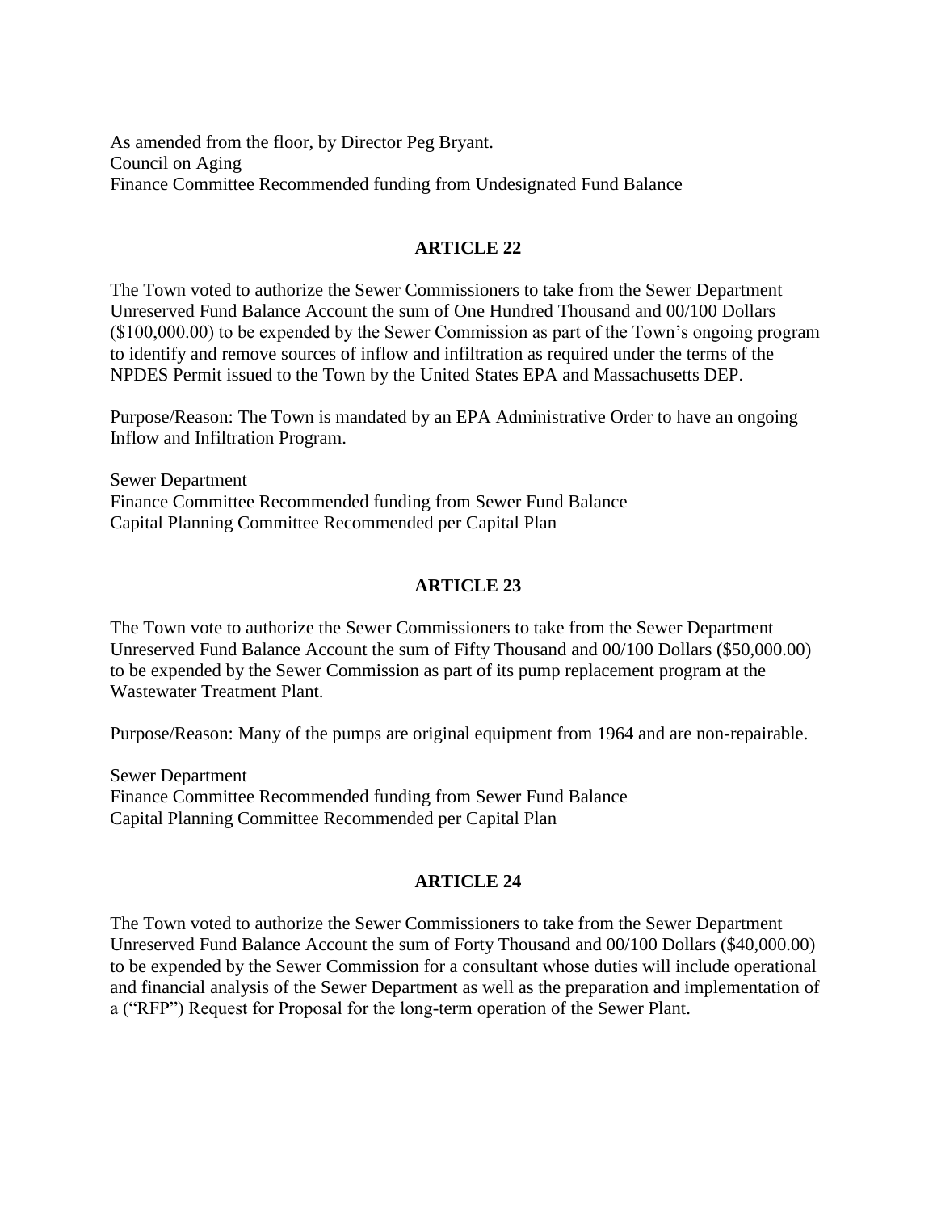As amended from the floor, by Director Peg Bryant.
Council on Aging
Finance Committee Recommended funding from Undesignated Fund Balance

## ARTICLE 22

The Town voted to authorize the Sewer Commissioners to take from the Sewer Department Unreserved Fund Balance Account the sum of One Hundred Thousand and 00/100 Dollars ($100,000.00) to be expended by the Sewer Commission as part of the Town's ongoing program to identify and remove sources of inflow and infiltration as required under the terms of the NPDES Permit issued to the Town by the United States EPA and Massachusetts DEP.

Purpose/Reason: The Town is mandated by an EPA Administrative Order to have an ongoing Inflow and Infiltration Program.

Sewer Department
Finance Committee Recommended funding from Sewer Fund Balance
Capital Planning Committee Recommended per Capital Plan

## ARTICLE 23

The Town vote to authorize the Sewer Commissioners to take from the Sewer Department Unreserved Fund Balance Account the sum of Fifty Thousand and 00/100 Dollars ($50,000.00) to be expended by the Sewer Commission as part of its pump replacement program at the Wastewater Treatment Plant.

Purpose/Reason: Many of the pumps are original equipment from 1964 and are non-repairable.

Sewer Department
Finance Committee Recommended funding from Sewer Fund Balance
Capital Planning Committee Recommended per Capital Plan

## ARTICLE 24

The Town voted to authorize the Sewer Commissioners to take from the Sewer Department Unreserved Fund Balance Account the sum of Forty Thousand and 00/100 Dollars ($40,000.00) to be expended by the Sewer Commission for a consultant whose duties will include operational and financial analysis of the Sewer Department as well as the preparation and implementation of a ("RFP") Request for Proposal for the long-term operation of the Sewer Plant.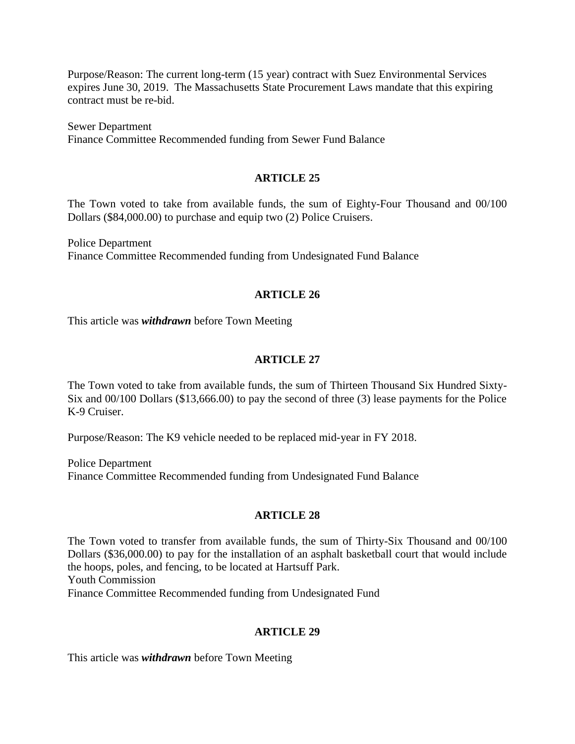Purpose/Reason: The current long-term (15 year) contract with Suez Environmental Services expires June 30, 2019. The Massachusetts State Procurement Laws mandate that this expiring contract must be re-bid.

Sewer Department
Finance Committee Recommended funding from Sewer Fund Balance

## ARTICLE 25

The Town voted to take from available funds, the sum of Eighty-Four Thousand and 00/100 Dollars ($84,000.00) to purchase and equip two (2) Police Cruisers.

Police Department
Finance Committee Recommended funding from Undesignated Fund Balance

## ARTICLE 26

This article was ***withdrawn*** before Town Meeting

## ARTICLE 27

The Town voted to take from available funds, the sum of Thirteen Thousand Six Hundred Sixty-Six and 00/100 Dollars ($13,666.00) to pay the second of three (3) lease payments for the Police K-9 Cruiser.

Purpose/Reason: The K9 vehicle needed to be replaced mid-year in FY 2018.

Police Department
Finance Committee Recommended funding from Undesignated Fund Balance

## ARTICLE 28

The Town voted to transfer from available funds, the sum of Thirty-Six Thousand and 00/100 Dollars ($36,000.00) to pay for the installation of an asphalt basketball court that would include the hoops, poles, and fencing, to be located at Hartsuff Park.
Youth Commission
Finance Committee Recommended funding from Undesignated Fund

## ARTICLE 29

This article was ***withdrawn*** before Town Meeting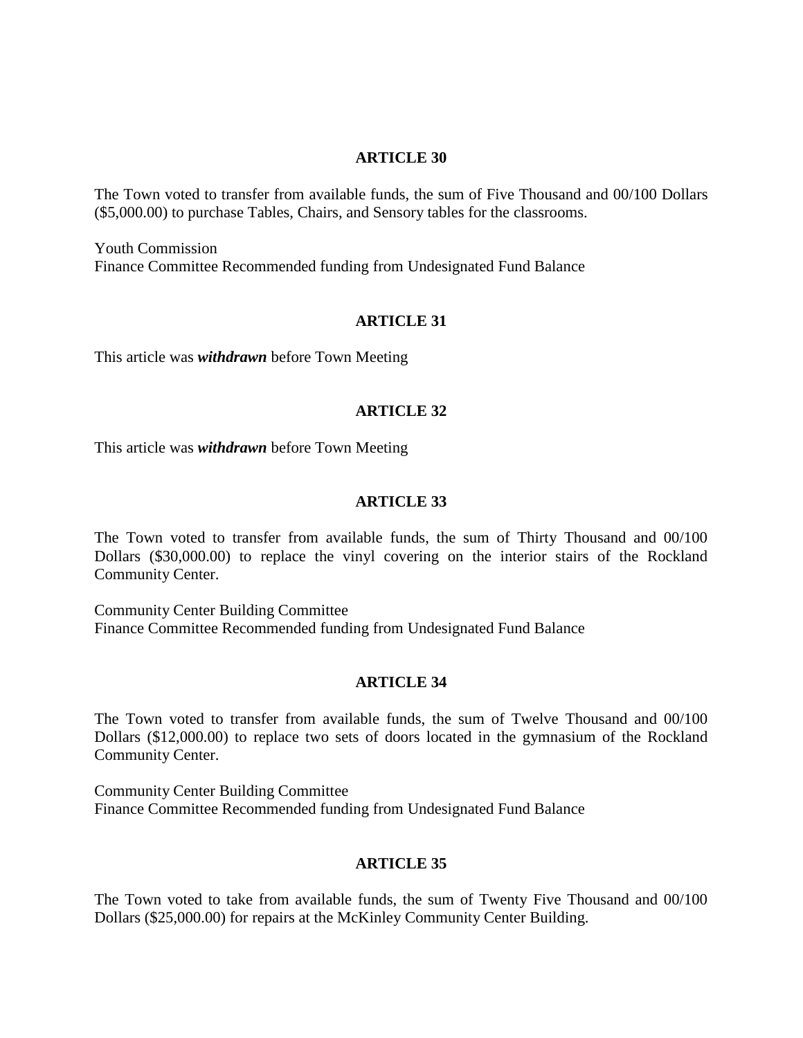**ARTICLE 30**

The Town voted to transfer from available funds, the sum of Five Thousand and 00/100 Dollars ($5,000.00) to purchase Tables, Chairs, and Sensory tables for the classrooms.

Youth Commission
Finance Committee Recommended funding from Undesignated Fund Balance

**ARTICLE 31**

This article was ***withdrawn*** before Town Meeting

**ARTICLE 32**

This article was ***withdrawn*** before Town Meeting

**ARTICLE 33**

The Town voted to transfer from available funds, the sum of Thirty Thousand and 00/100 Dollars ($30,000.00) to replace the vinyl covering on the interior stairs of the Rockland Community Center.

Community Center Building Committee
Finance Committee Recommended funding from Undesignated Fund Balance

**ARTICLE 34**

The Town voted to transfer from available funds, the sum of Twelve Thousand and 00/100 Dollars ($12,000.00) to replace two sets of doors located in the gymnasium of the Rockland Community Center.

Community Center Building Committee
Finance Committee Recommended funding from Undesignated Fund Balance

**ARTICLE 35**

The Town voted to take from available funds, the sum of Twenty Five Thousand and 00/100 Dollars ($25,000.00) for repairs at the McKinley Community Center Building.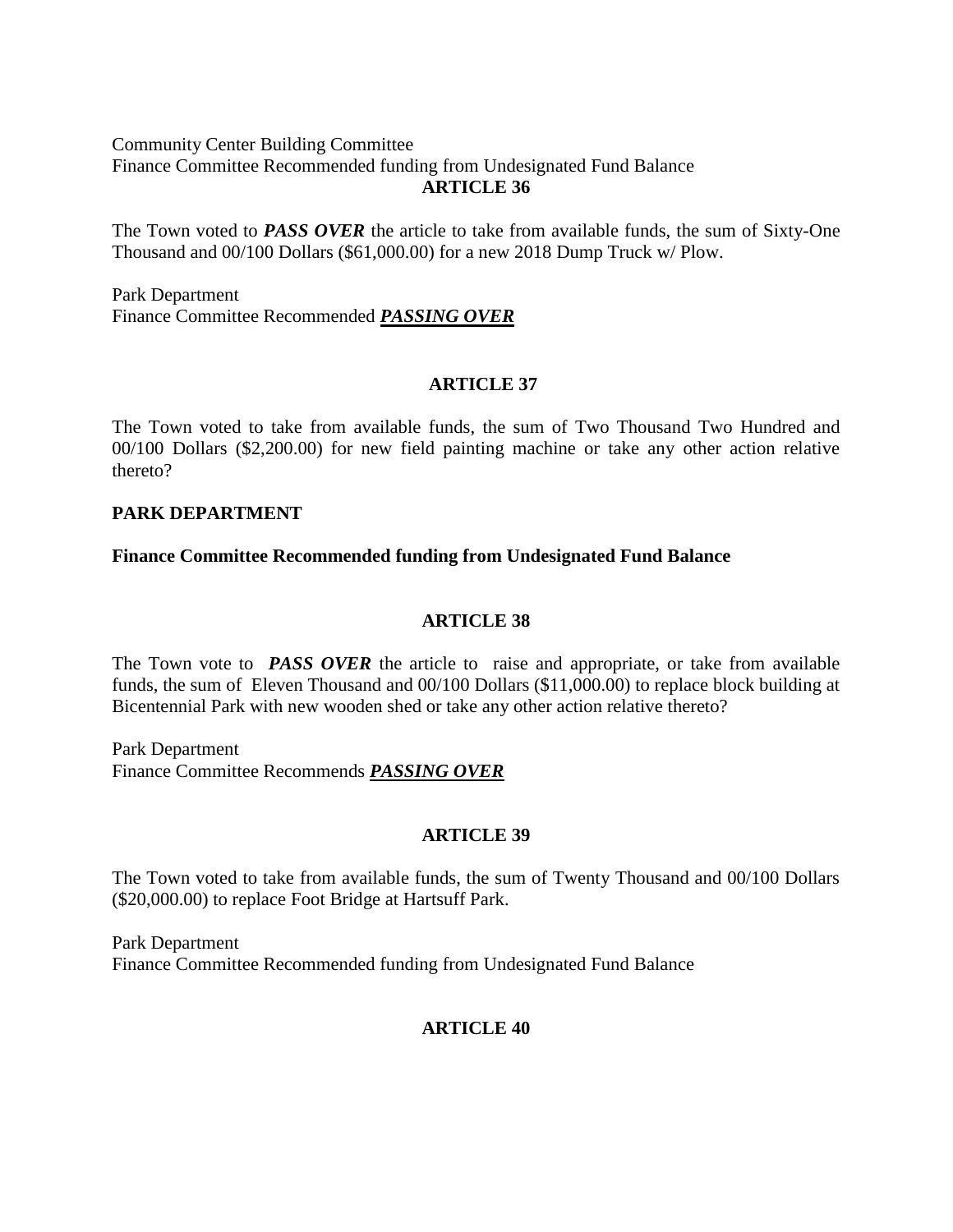Community Center Building Committee
Finance Committee Recommended funding from Undesignated Fund Balance

**ARTICLE 36**

The Town voted to ***PASS OVER*** the article to take from available funds, the sum of Sixty-One Thousand and 00/100 Dollars ($61,000.00) for a new 2018 Dump Truck w/ Plow.

Park Department
Finance Committee Recommended ***PASSING OVER***

**ARTICLE 37**

The Town voted to take from available funds, the sum of Two Thousand Two Hundred and 00/100 Dollars ($2,200.00) for new field painting machine or take any other action relative thereto?

**PARK DEPARTMENT**

**Finance Committee Recommended funding from Undesignated Fund Balance**

**ARTICLE 38**

The Town vote to ***PASS OVER*** the article to raise and appropriate, or take from available funds, the sum of Eleven Thousand and 00/100 Dollars ($11,000.00) to replace block building at Bicentennial Park with new wooden shed or take any other action relative thereto?

Park Department
Finance Committee Recommends ***PASSING OVER***

**ARTICLE 39**

The Town voted to take from available funds, the sum of Twenty Thousand and 00/100 Dollars ($20,000.00) to replace Foot Bridge at Hartsuff Park.

Park Department
Finance Committee Recommended funding from Undesignated Fund Balance

**ARTICLE 40**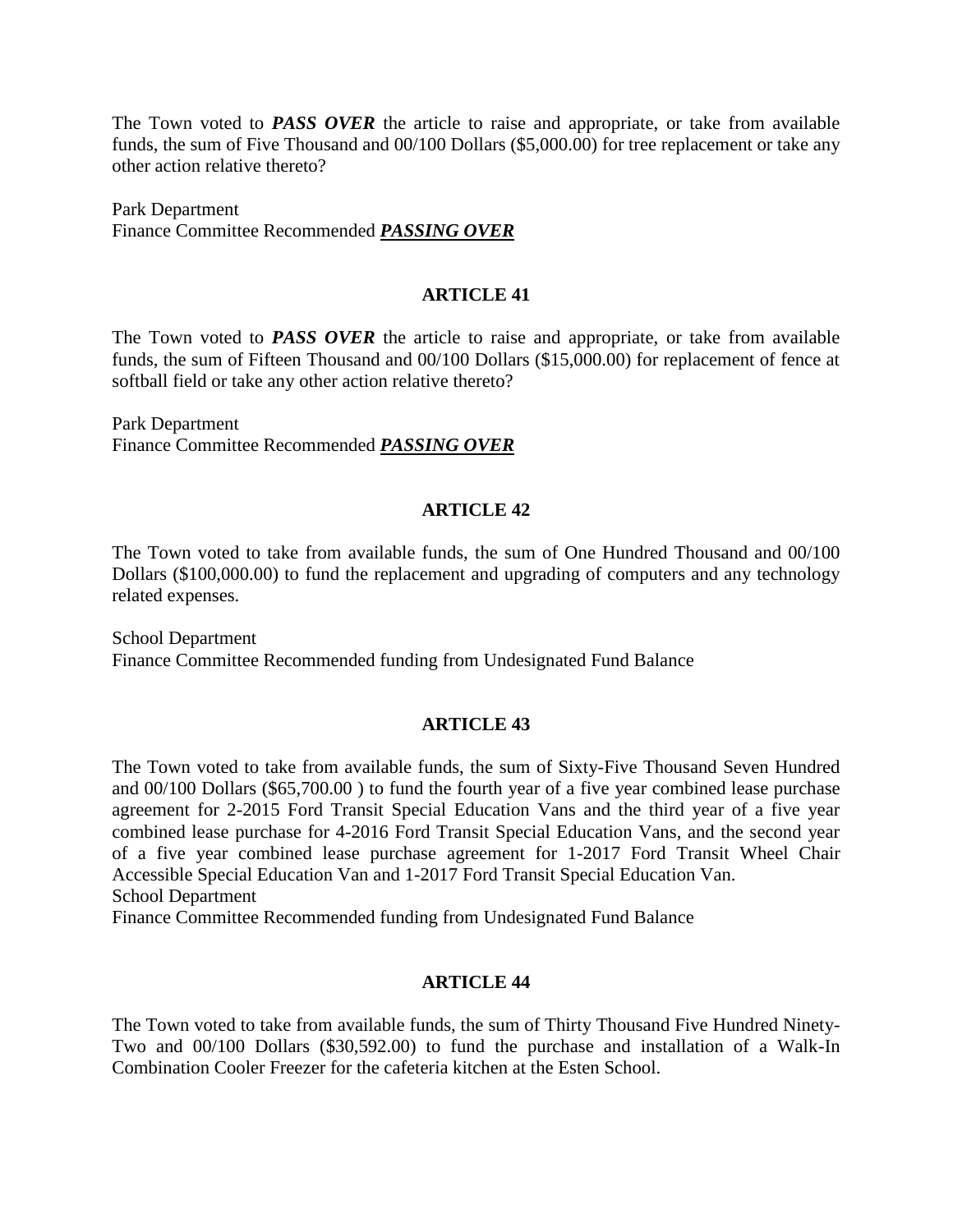The Town voted to ***PASS OVER*** the article to raise and appropriate, or take from available funds, the sum of Five Thousand and 00/100 Dollars ($5,000.00) for tree replacement or take any other action relative thereto?

Park Department
Finance Committee Recommended ***PASSING OVER***

## ARTICLE 41

The Town voted to ***PASS OVER*** the article to raise and appropriate, or take from available funds, the sum of Fifteen Thousand and 00/100 Dollars ($15,000.00) for replacement of fence at softball field or take any other action relative thereto?

Park Department
Finance Committee Recommended ***PASSING OVER***

## ARTICLE 42

The Town voted to take from available funds, the sum of One Hundred Thousand and 00/100 Dollars ($100,000.00) to fund the replacement and upgrading of computers and any technology related expenses.

School Department
Finance Committee Recommended funding from Undesignated Fund Balance

## ARTICLE 43

The Town voted to take from available funds, the sum of Sixty-Five Thousand Seven Hundred and 00/100 Dollars ($65,700.00 ) to fund the fourth year of a five year combined lease purchase agreement for 2-2015 Ford Transit Special Education Vans and the third year of a five year combined lease purchase for 4-2016 Ford Transit Special Education Vans, and the second year of a five year combined lease purchase agreement for 1-2017 Ford Transit Wheel Chair Accessible Special Education Van and 1-2017 Ford Transit Special Education Van.
School Department
Finance Committee Recommended funding from Undesignated Fund Balance

## ARTICLE 44

The Town voted to take from available funds, the sum of Thirty Thousand Five Hundred Ninety-Two and 00/100 Dollars ($30,592.00) to fund the purchase and installation of a Walk-In Combination Cooler Freezer for the cafeteria kitchen at the Esten School.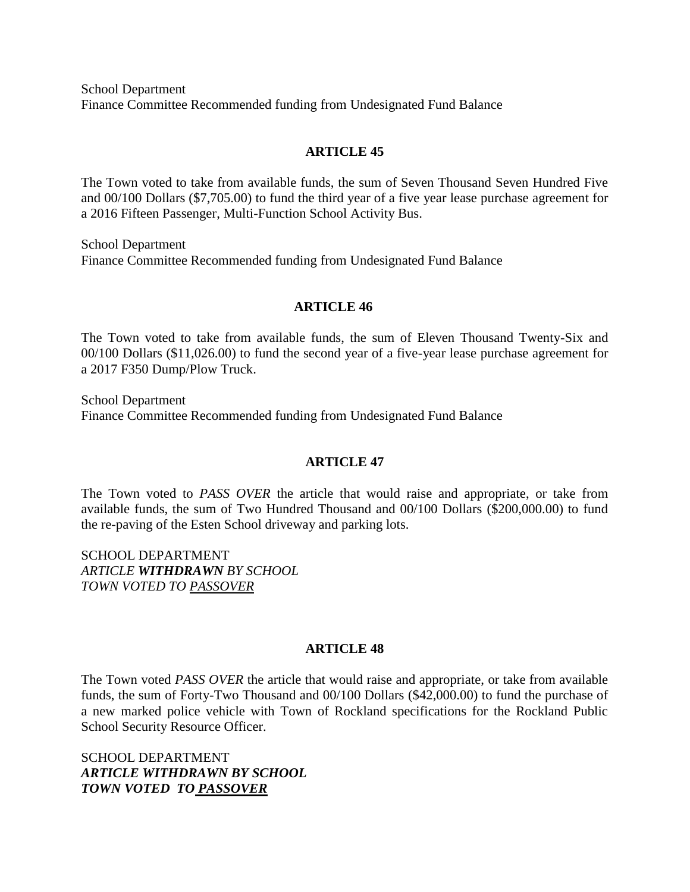School Department
Finance Committee Recommended funding from Undesignated Fund Balance

## ARTICLE 45

The Town voted to take from available funds, the sum of Seven Thousand Seven Hundred Five and 00/100 Dollars ($7,705.00) to fund the third year of a five year lease purchase agreement for a 2016 Fifteen Passenger, Multi-Function School Activity Bus.

School Department
Finance Committee Recommended funding from Undesignated Fund Balance

## ARTICLE 46

The Town voted to take from available funds, the sum of Eleven Thousand Twenty-Six and 00/100 Dollars ($11,026.00) to fund the second year of a five-year lease purchase agreement for a 2017 F350 Dump/Plow Truck.

School Department
Finance Committee Recommended funding from Undesignated Fund Balance

## ARTICLE 47

The Town voted to *PASS OVER* the article that would raise and appropriate, or take from available funds, the sum of Two Hundred Thousand and 00/100 Dollars ($200,000.00) to fund the re-paving of the Esten School driveway and parking lots.

SCHOOL DEPARTMENT
*ARTICLE **WITHDRAWN** BY SCHOOL*
*TOWN VOTED TO PASSOVER*

## ARTICLE 48

The Town voted *PASS OVER* the article that would raise and appropriate, or take from available funds, the sum of Forty-Two Thousand and 00/100 Dollars ($42,000.00) to fund the purchase of a new marked police vehicle with Town of Rockland specifications for the Rockland Public School Security Resource Officer.

SCHOOL DEPARTMENT
***ARTICLE WITHDRAWN BY SCHOOL***
***TOWN VOTED TO PASSOVER***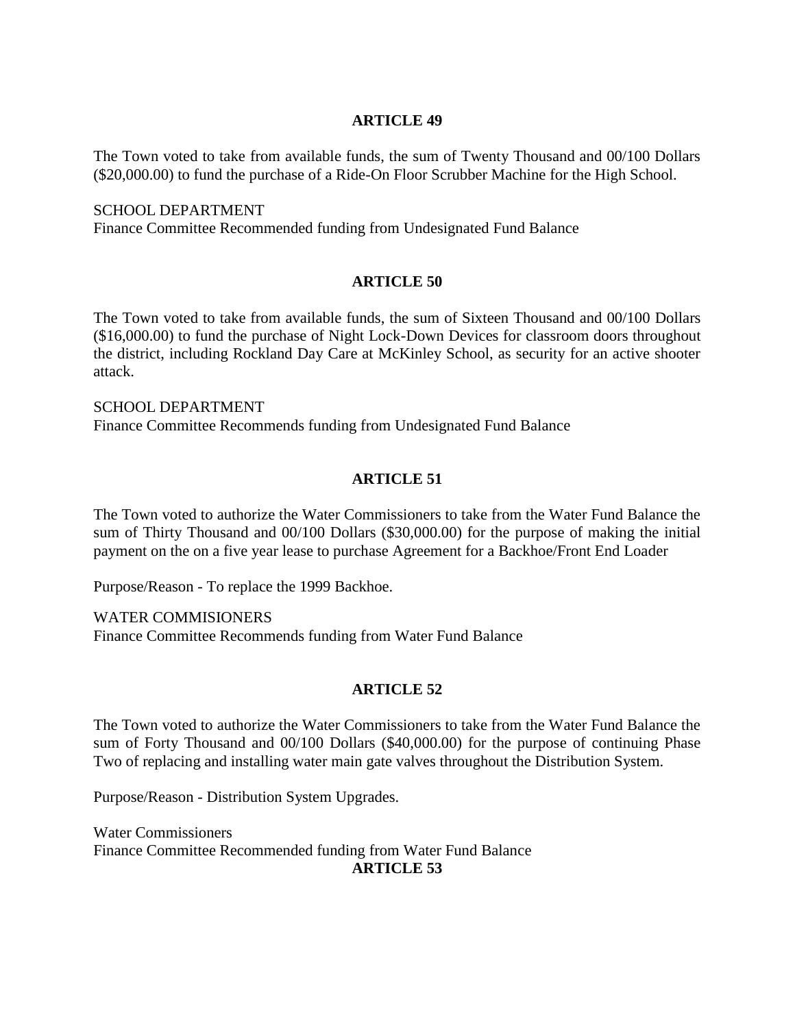## ARTICLE 49

The Town voted to take from available funds, the sum of Twenty Thousand and 00/100 Dollars ($20,000.00) to fund the purchase of a Ride-On Floor Scrubber Machine for the High School.

SCHOOL DEPARTMENT
Finance Committee Recommended funding from Undesignated Fund Balance

## ARTICLE 50

The Town voted to take from available funds, the sum of Sixteen Thousand and 00/100 Dollars ($16,000.00) to fund the purchase of Night Lock-Down Devices for classroom doors throughout the district, including Rockland Day Care at McKinley School, as security for an active shooter attack.

SCHOOL DEPARTMENT
Finance Committee Recommends funding from Undesignated Fund Balance

## ARTICLE 51

The Town voted to authorize the Water Commissioners to take from the Water Fund Balance the sum of Thirty Thousand and 00/100 Dollars ($30,000.00) for the purpose of making the initial payment on the on a five year lease to purchase Agreement for a Backhoe/Front End Loader

Purpose/Reason - To replace the 1999 Backhoe.

WATER COMMISIONERS
Finance Committee Recommends funding from Water Fund Balance

## ARTICLE 52

The Town voted to authorize the Water Commissioners to take from the Water Fund Balance the sum of Forty Thousand and 00/100 Dollars ($40,000.00) for the purpose of continuing Phase Two of replacing and installing water main gate valves throughout the Distribution System.

Purpose/Reason - Distribution System Upgrades.

Water Commissioners
Finance Committee Recommended funding from Water Fund Balance

## ARTICLE 53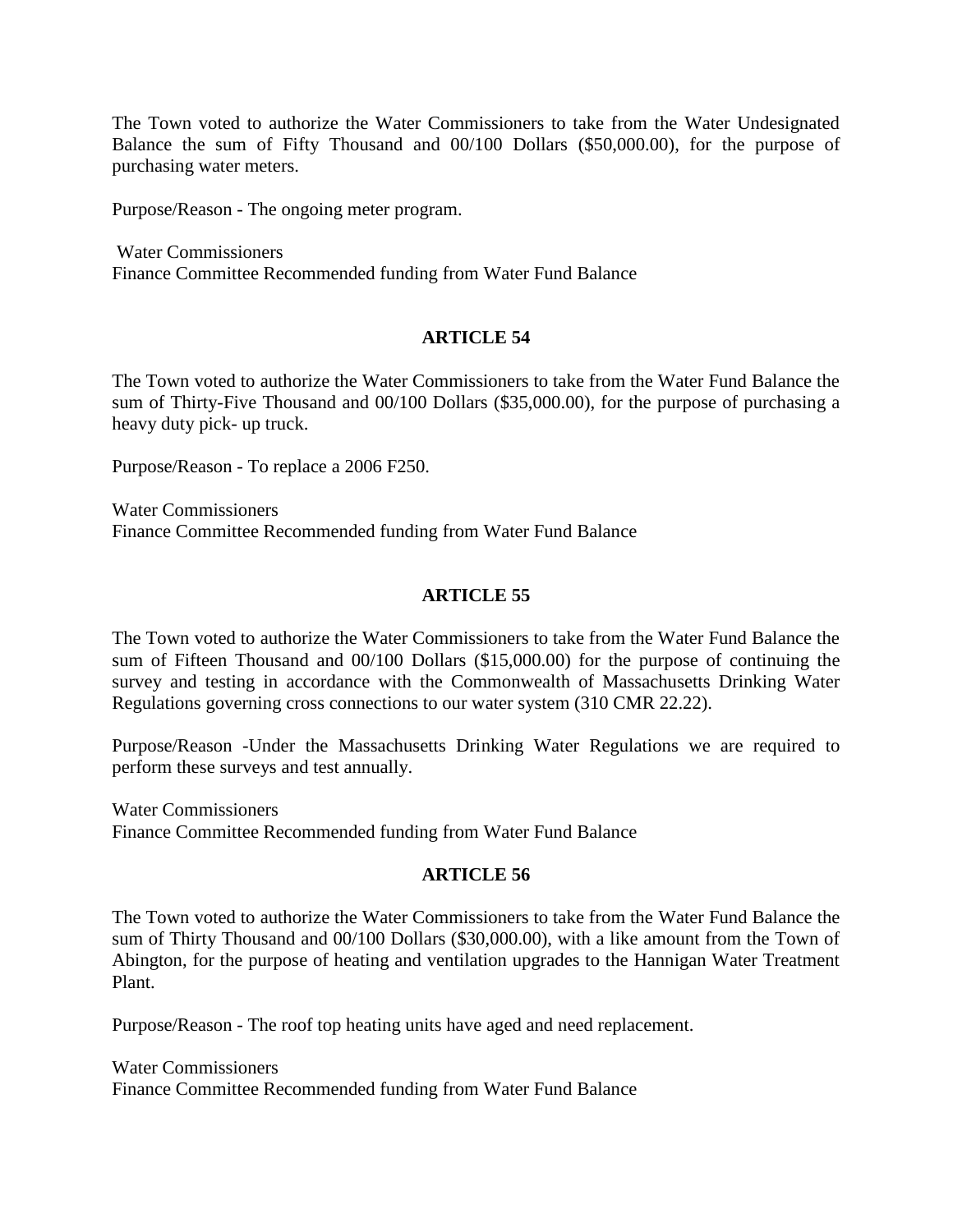The Town voted to authorize the Water Commissioners to take from the Water Undesignated Balance the sum of Fifty Thousand and 00/100 Dollars ($50,000.00), for the purpose of purchasing water meters.

Purpose/Reason - The ongoing meter program.

Water Commissioners
Finance Committee Recommended funding from Water Fund Balance

## ARTICLE 54

The Town voted to authorize the Water Commissioners to take from the Water Fund Balance the sum of Thirty-Five Thousand and 00/100 Dollars ($35,000.00), for the purpose of purchasing a heavy duty pick- up truck.

Purpose/Reason - To replace a 2006 F250.

Water Commissioners
Finance Committee Recommended funding from Water Fund Balance

## ARTICLE 55

The Town voted to authorize the Water Commissioners to take from the Water Fund Balance the sum of Fifteen Thousand and 00/100 Dollars ($15,000.00) for the purpose of continuing the survey and testing in accordance with the Commonwealth of Massachusetts Drinking Water Regulations governing cross connections to our water system (310 CMR 22.22).

Purpose/Reason -Under the Massachusetts Drinking Water Regulations we are required to perform these surveys and test annually.

Water Commissioners
Finance Committee Recommended funding from Water Fund Balance

## ARTICLE 56

The Town voted to authorize the Water Commissioners to take from the Water Fund Balance the sum of Thirty Thousand and 00/100 Dollars ($30,000.00), with a like amount from the Town of Abington, for the purpose of heating and ventilation upgrades to the Hannigan Water Treatment Plant.

Purpose/Reason - The roof top heating units have aged and need replacement.

Water Commissioners
Finance Committee Recommended funding from Water Fund Balance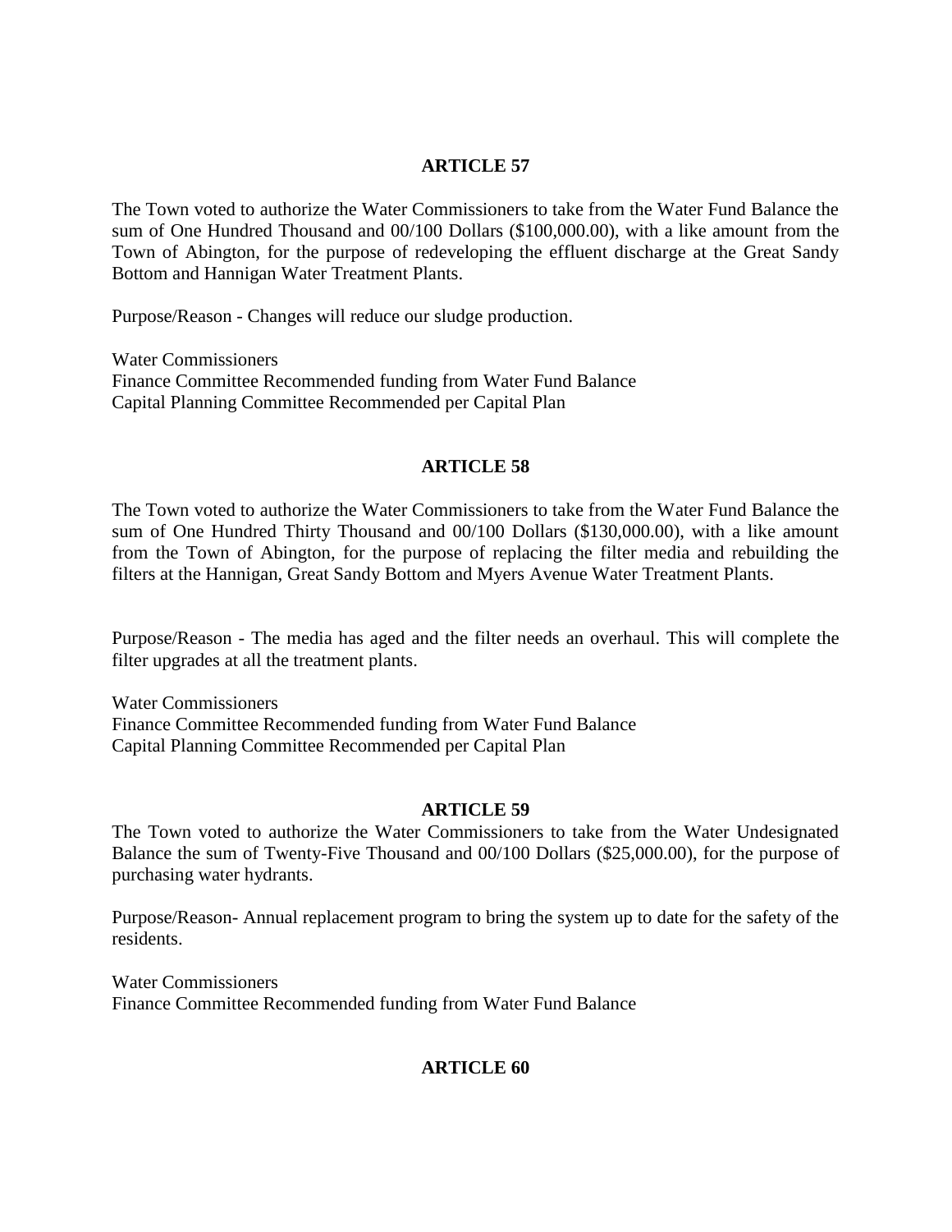## ARTICLE 57

The Town voted to authorize the Water Commissioners to take from the Water Fund Balance the sum of One Hundred Thousand and 00/100 Dollars ($100,000.00), with a like amount from the Town of Abington, for the purpose of redeveloping the effluent discharge at the Great Sandy Bottom and Hannigan Water Treatment Plants.

Purpose/Reason - Changes will reduce our sludge production.

Water Commissioners
Finance Committee Recommended funding from Water Fund Balance
Capital Planning Committee Recommended per Capital Plan

## ARTICLE 58

The Town voted to authorize the Water Commissioners to take from the Water Fund Balance the sum of One Hundred Thirty Thousand and 00/100 Dollars ($130,000.00), with a like amount from the Town of Abington, for the purpose of replacing the filter media and rebuilding the filters at the Hannigan, Great Sandy Bottom and Myers Avenue Water Treatment Plants.

Purpose/Reason - The media has aged and the filter needs an overhaul. This will complete the filter upgrades at all the treatment plants.

Water Commissioners
Finance Committee Recommended funding from Water Fund Balance
Capital Planning Committee Recommended per Capital Plan

## ARTICLE 59

The Town voted to authorize the Water Commissioners to take from the Water Undesignated Balance the sum of Twenty-Five Thousand and 00/100 Dollars ($25,000.00), for the purpose of purchasing water hydrants.

Purpose/Reason- Annual replacement program to bring the system up to date for the safety of the residents.

Water Commissioners
Finance Committee Recommended funding from Water Fund Balance

## ARTICLE 60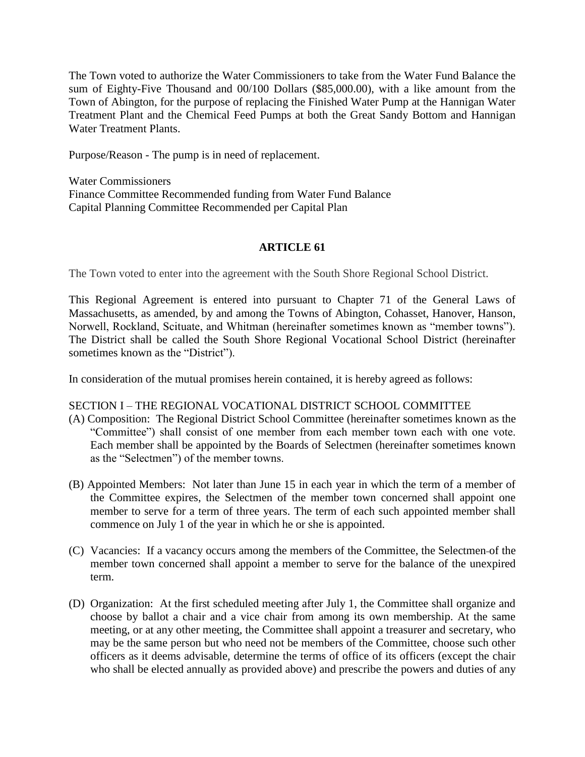The Town voted to authorize the Water Commissioners to take from the Water Fund Balance the sum of Eighty-Five Thousand and 00/100 Dollars ($85,000.00), with a like amount from the Town of Abington, for the purpose of replacing the Finished Water Pump at the Hannigan Water Treatment Plant and the Chemical Feed Pumps at both the Great Sandy Bottom and Hannigan Water Treatment Plants.

Purpose/Reason - The pump is in need of replacement.

Water Commissioners
Finance Committee Recommended funding from Water Fund Balance
Capital Planning Committee Recommended per Capital Plan

## ARTICLE 61

The Town voted to enter into the agreement with the South Shore Regional School District.

This Regional Agreement is entered into pursuant to Chapter 71 of the General Laws of Massachusetts, as amended, by and among the Towns of Abington, Cohasset, Hanover, Hanson, Norwell, Rockland, Scituate, and Whitman (hereinafter sometimes known as "member towns"). The District shall be called the South Shore Regional Vocational School District (hereinafter sometimes known as the "District").

In consideration of the mutual promises herein contained, it is hereby agreed as follows:

SECTION I – THE REGIONAL VOCATIONAL DISTRICT SCHOOL COMMITTEE

(A) Composition: The Regional District School Committee (hereinafter sometimes known as the "Committee") shall consist of one member from each member town each with one vote. Each member shall be appointed by the Boards of Selectmen (hereinafter sometimes known as the "Selectmen") of the member towns.

(B) Appointed Members: Not later than June 15 in each year in which the term of a member of the Committee expires, the Selectmen of the member town concerned shall appoint one member to serve for a term of three years. The term of each such appointed member shall commence on July 1 of the year in which he or she is appointed.

(C) Vacancies: If a vacancy occurs among the members of the Committee, the Selectmen of the member town concerned shall appoint a member to serve for the balance of the unexpired term.

(D) Organization: At the first scheduled meeting after July 1, the Committee shall organize and choose by ballot a chair and a vice chair from among its own membership. At the same meeting, or at any other meeting, the Committee shall appoint a treasurer and secretary, who may be the same person but who need not be members of the Committee, choose such other officers as it deems advisable, determine the terms of office of its officers (except the chair who shall be elected annually as provided above) and prescribe the powers and duties of any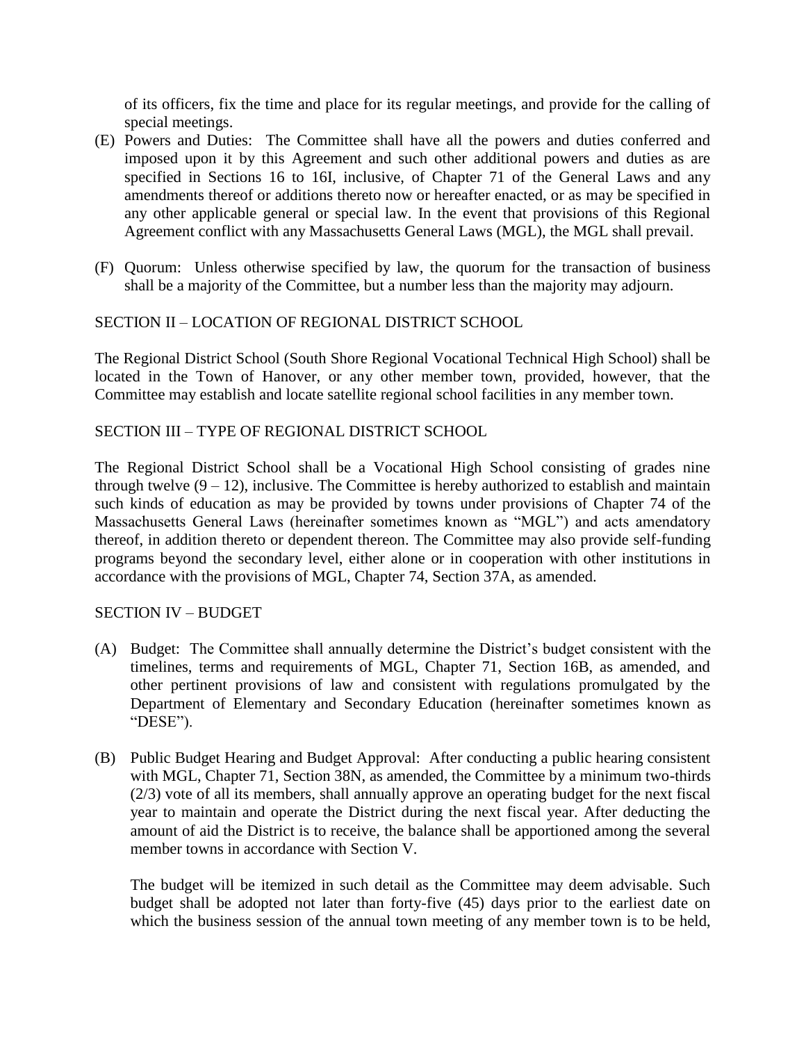of its officers, fix the time and place for its regular meetings, and provide for the calling of special meetings.

(E) Powers and Duties: The Committee shall have all the powers and duties conferred and imposed upon it by this Agreement and such other additional powers and duties as are specified in Sections 16 to 16I, inclusive, of Chapter 71 of the General Laws and any amendments thereof or additions thereto now or hereafter enacted, or as may be specified in any other applicable general or special law. In the event that provisions of this Regional Agreement conflict with any Massachusetts General Laws (MGL), the MGL shall prevail.

(F) Quorum: Unless otherwise specified by law, the quorum for the transaction of business shall be a majority of the Committee, but a number less than the majority may adjourn.

SECTION II – LOCATION OF REGIONAL DISTRICT SCHOOL

The Regional District School (South Shore Regional Vocational Technical High School) shall be located in the Town of Hanover, or any other member town, provided, however, that the Committee may establish and locate satellite regional school facilities in any member town.

SECTION III – TYPE OF REGIONAL DISTRICT SCHOOL

The Regional District School shall be a Vocational High School consisting of grades nine through twelve (9 – 12), inclusive. The Committee is hereby authorized to establish and maintain such kinds of education as may be provided by towns under provisions of Chapter 74 of the Massachusetts General Laws (hereinafter sometimes known as "MGL") and acts amendatory thereof, in addition thereto or dependent thereon. The Committee may also provide self-funding programs beyond the secondary level, either alone or in cooperation with other institutions in accordance with the provisions of MGL, Chapter 74, Section 37A, as amended.

SECTION IV – BUDGET

(A) Budget: The Committee shall annually determine the District's budget consistent with the timelines, terms and requirements of MGL, Chapter 71, Section 16B, as amended, and other pertinent provisions of law and consistent with regulations promulgated by the Department of Elementary and Secondary Education (hereinafter sometimes known as "DESE").

(B) Public Budget Hearing and Budget Approval: After conducting a public hearing consistent with MGL, Chapter 71, Section 38N, as amended, the Committee by a minimum two-thirds (2/3) vote of all its members, shall annually approve an operating budget for the next fiscal year to maintain and operate the District during the next fiscal year. After deducting the amount of aid the District is to receive, the balance shall be apportioned among the several member towns in accordance with Section V.

The budget will be itemized in such detail as the Committee may deem advisable. Such budget shall be adopted not later than forty-five (45) days prior to the earliest date on which the business session of the annual town meeting of any member town is to be held,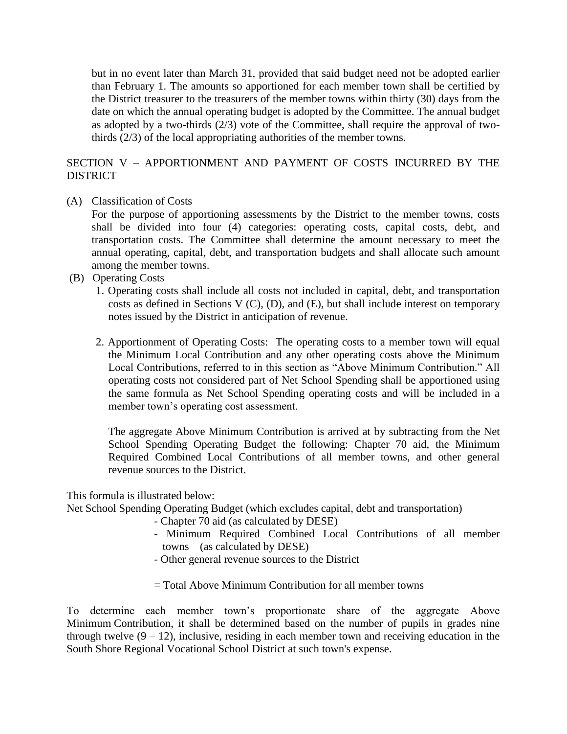but in no event later than March 31, provided that said budget need not be adopted earlier than February 1. The amounts so apportioned for each member town shall be certified by the District treasurer to the treasurers of the member towns within thirty (30) days from the date on which the annual operating budget is adopted by the Committee. The annual budget as adopted by a two-thirds (2/3) vote of the Committee, shall require the approval of two-thirds (2/3) of the local appropriating authorities of the member towns.

## SECTION V – APPORTIONMENT AND PAYMENT OF COSTS INCURRED BY THE DISTRICT

(A) Classification of Costs

For the purpose of apportioning assessments by the District to the member towns, costs shall be divided into four (4) categories: operating costs, capital costs, debt, and transportation costs. The Committee shall determine the amount necessary to meet the annual operating, capital, debt, and transportation budgets and shall allocate such amount among the member towns.

(B) Operating Costs

1. Operating costs shall include all costs not included in capital, debt, and transportation costs as defined in Sections V (C), (D), and (E), but shall include interest on temporary notes issued by the District in anticipation of revenue.

2. Apportionment of Operating Costs: The operating costs to a member town will equal the Minimum Local Contribution and any other operating costs above the Minimum Local Contributions, referred to in this section as "Above Minimum Contribution." All operating costs not considered part of Net School Spending shall be apportioned using the same formula as Net School Spending operating costs and will be included in a member town's operating cost assessment.

   The aggregate Above Minimum Contribution is arrived at by subtracting from the Net School Spending Operating Budget the following: Chapter 70 aid, the Minimum Required Combined Local Contributions of all member towns, and other general revenue sources to the District.

This formula is illustrated below:

Net School Spending Operating Budget (which excludes capital, debt and transportation)

- Chapter 70 aid (as calculated by DESE)
- Minimum Required Combined Local Contributions of all member towns (as calculated by DESE)
- Other general revenue sources to the District

= Total Above Minimum Contribution for all member towns

To determine each member town's proportionate share of the aggregate Above Minimum Contribution, it shall be determined based on the number of pupils in grades nine through twelve (9 – 12), inclusive, residing in each member town and receiving education in the South Shore Regional Vocational School District at such town's expense.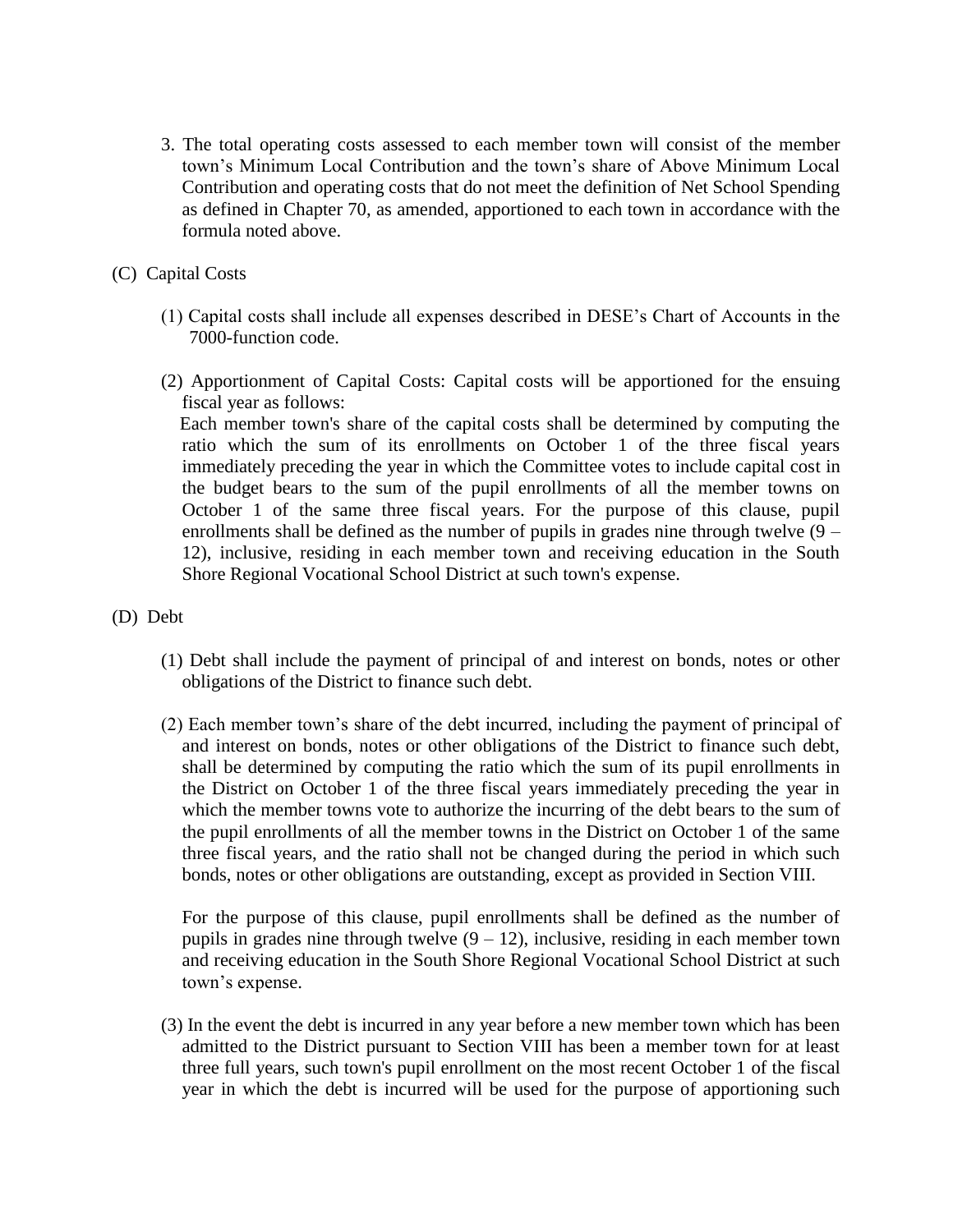3. The total operating costs assessed to each member town will consist of the member town's Minimum Local Contribution and the town's share of Above Minimum Local Contribution and operating costs that do not meet the definition of Net School Spending as defined in Chapter 70, as amended, apportioned to each town in accordance with the formula noted above.

(C) Capital Costs

(1) Capital costs shall include all expenses described in DESE's Chart of Accounts in the 7000-function code.

(2) Apportionment of Capital Costs: Capital costs will be apportioned for the ensuing fiscal year as follows:
Each member town's share of the capital costs shall be determined by computing the ratio which the sum of its enrollments on October 1 of the three fiscal years immediately preceding the year in which the Committee votes to include capital cost in the budget bears to the sum of the pupil enrollments of all the member towns on October 1 of the same three fiscal years. For the purpose of this clause, pupil enrollments shall be defined as the number of pupils in grades nine through twelve (9 – 12), inclusive, residing in each member town and receiving education in the South Shore Regional Vocational School District at such town's expense.

(D) Debt

(1) Debt shall include the payment of principal of and interest on bonds, notes or other obligations of the District to finance such debt.

(2) Each member town's share of the debt incurred, including the payment of principal of and interest on bonds, notes or other obligations of the District to finance such debt, shall be determined by computing the ratio which the sum of its pupil enrollments in the District on October 1 of the three fiscal years immediately preceding the year in which the member towns vote to authorize the incurring of the debt bears to the sum of the pupil enrollments of all the member towns in the District on October 1 of the same three fiscal years, and the ratio shall not be changed during the period in which such bonds, notes or other obligations are outstanding, except as provided in Section VIII.

For the purpose of this clause, pupil enrollments shall be defined as the number of pupils in grades nine through twelve (9 – 12), inclusive, residing in each member town and receiving education in the South Shore Regional Vocational School District at such town's expense.

(3) In the event the debt is incurred in any year before a new member town which has been admitted to the District pursuant to Section VIII has been a member town for at least three full years, such town's pupil enrollment on the most recent October 1 of the fiscal year in which the debt is incurred will be used for the purpose of apportioning such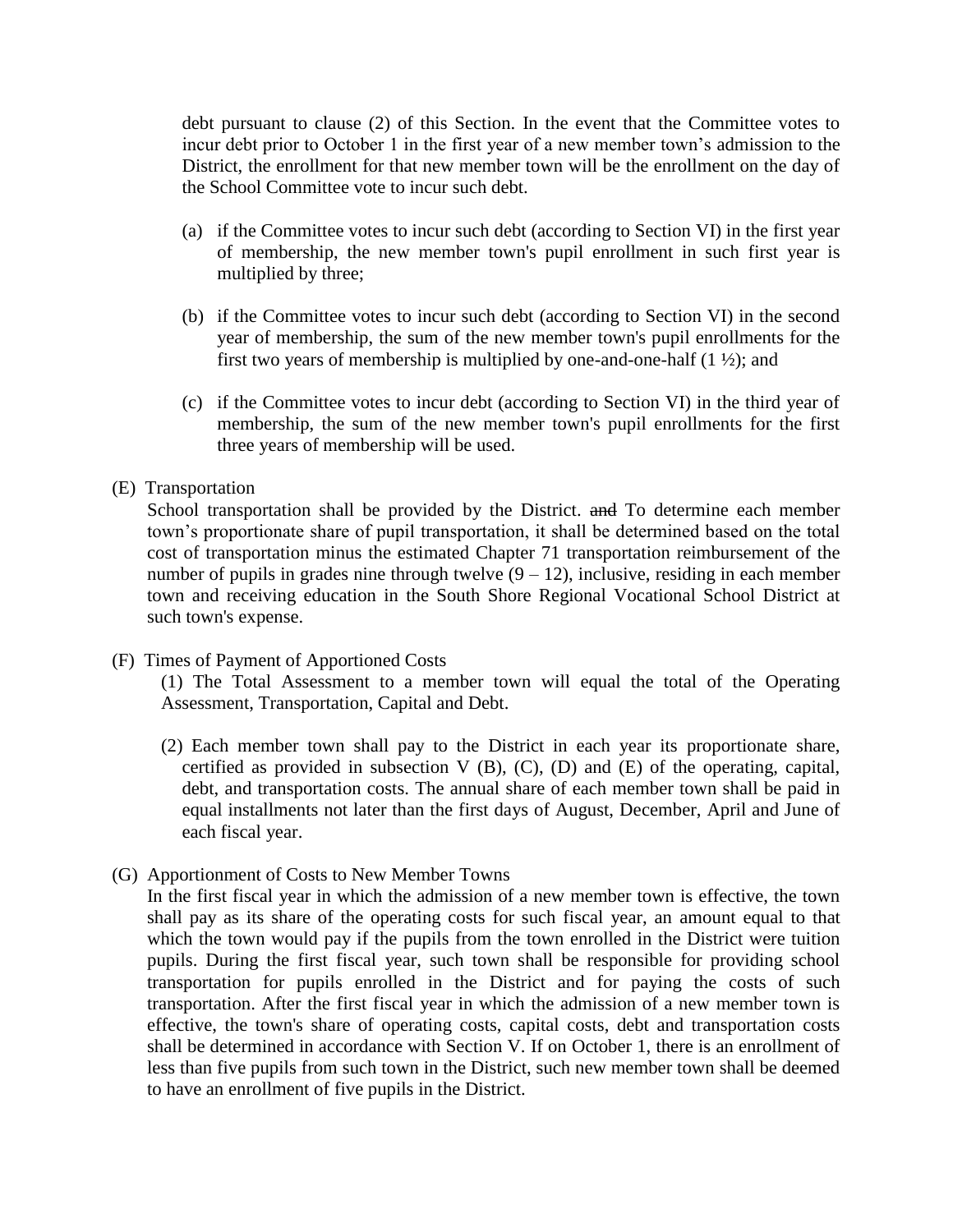debt pursuant to clause (2) of this Section. In the event that the Committee votes to incur debt prior to October 1 in the first year of a new member town's admission to the District, the enrollment for that new member town will be the enrollment on the day of the School Committee vote to incur such debt.

(a) if the Committee votes to incur such debt (according to Section VI) in the first year of membership, the new member town's pupil enrollment in such first year is multiplied by three;

(b) if the Committee votes to incur such debt (according to Section VI) in the second year of membership, the sum of the new member town's pupil enrollments for the first two years of membership is multiplied by one-and-one-half (1 ½); and

(c) if the Committee votes to incur debt (according to Section VI) in the third year of membership, the sum of the new member town's pupil enrollments for the first three years of membership will be used.

(E) Transportation

School transportation shall be provided by the District. ~~and~~ To determine each member town's proportionate share of pupil transportation, it shall be determined based on the total cost of transportation minus the estimated Chapter 71 transportation reimbursement of the number of pupils in grades nine through twelve (9 – 12), inclusive, residing in each member town and receiving education in the South Shore Regional Vocational School District at such town's expense.

(F) Times of Payment of Apportioned Costs

(1) The Total Assessment to a member town will equal the total of the Operating Assessment, Transportation, Capital and Debt.

(2) Each member town shall pay to the District in each year its proportionate share, certified as provided in subsection V (B), (C), (D) and (E) of the operating, capital, debt, and transportation costs. The annual share of each member town shall be paid in equal installments not later than the first days of August, December, April and June of each fiscal year.

(G) Apportionment of Costs to New Member Towns

In the first fiscal year in which the admission of a new member town is effective, the town shall pay as its share of the operating costs for such fiscal year, an amount equal to that which the town would pay if the pupils from the town enrolled in the District were tuition pupils. During the first fiscal year, such town shall be responsible for providing school transportation for pupils enrolled in the District and for paying the costs of such transportation. After the first fiscal year in which the admission of a new member town is effective, the town's share of operating costs, capital costs, debt and transportation costs shall be determined in accordance with Section V. If on October 1, there is an enrollment of less than five pupils from such town in the District, such new member town shall be deemed to have an enrollment of five pupils in the District.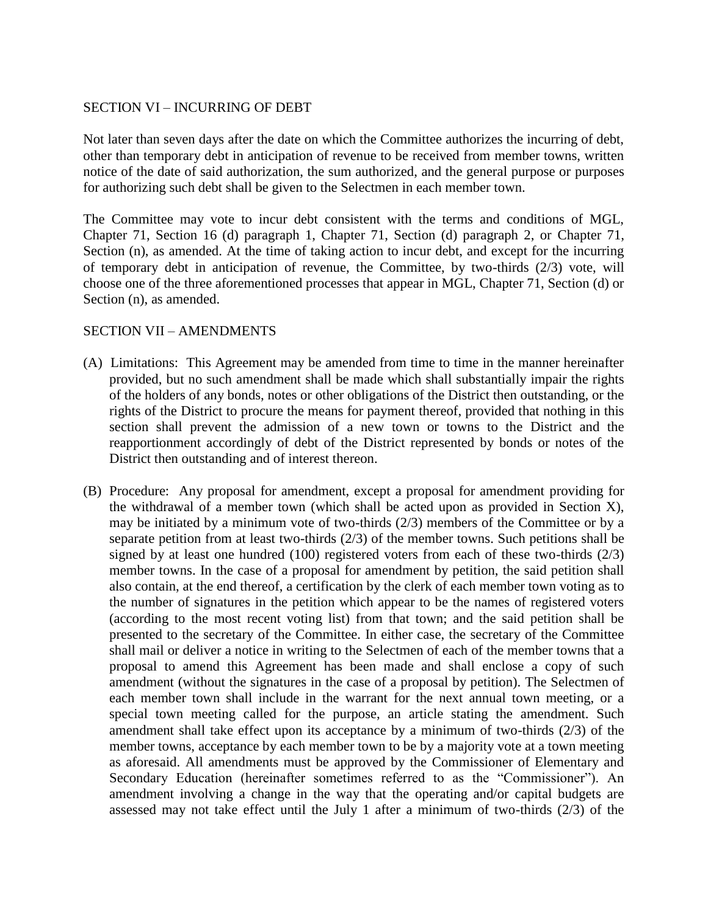## SECTION VI – INCURRING OF DEBT

Not later than seven days after the date on which the Committee authorizes the incurring of debt, other than temporary debt in anticipation of revenue to be received from member towns, written notice of the date of said authorization, the sum authorized, and the general purpose or purposes for authorizing such debt shall be given to the Selectmen in each member town.

The Committee may vote to incur debt consistent with the terms and conditions of MGL, Chapter 71, Section 16 (d) paragraph 1, Chapter 71, Section (d) paragraph 2, or Chapter 71, Section (n), as amended. At the time of taking action to incur debt, and except for the incurring of temporary debt in anticipation of revenue, the Committee, by two-thirds (2/3) vote, will choose one of the three aforementioned processes that appear in MGL, Chapter 71, Section (d) or Section (n), as amended.

## SECTION VII – AMENDMENTS

(A) Limitations: This Agreement may be amended from time to time in the manner hereinafter provided, but no such amendment shall be made which shall substantially impair the rights of the holders of any bonds, notes or other obligations of the District then outstanding, or the rights of the District to procure the means for payment thereof, provided that nothing in this section shall prevent the admission of a new town or towns to the District and the reapportionment accordingly of debt of the District represented by bonds or notes of the District then outstanding and of interest thereon.

(B) Procedure: Any proposal for amendment, except a proposal for amendment providing for the withdrawal of a member town (which shall be acted upon as provided in Section X), may be initiated by a minimum vote of two-thirds (2/3) members of the Committee or by a separate petition from at least two-thirds (2/3) of the member towns. Such petitions shall be signed by at least one hundred (100) registered voters from each of these two-thirds (2/3) member towns. In the case of a proposal for amendment by petition, the said petition shall also contain, at the end thereof, a certification by the clerk of each member town voting as to the number of signatures in the petition which appear to be the names of registered voters (according to the most recent voting list) from that town; and the said petition shall be presented to the secretary of the Committee. In either case, the secretary of the Committee shall mail or deliver a notice in writing to the Selectmen of each of the member towns that a proposal to amend this Agreement has been made and shall enclose a copy of such amendment (without the signatures in the case of a proposal by petition). The Selectmen of each member town shall include in the warrant for the next annual town meeting, or a special town meeting called for the purpose, an article stating the amendment. Such amendment shall take effect upon its acceptance by a minimum of two-thirds (2/3) of the member towns, acceptance by each member town to be by a majority vote at a town meeting as aforesaid. All amendments must be approved by the Commissioner of Elementary and Secondary Education (hereinafter sometimes referred to as the "Commissioner"). An amendment involving a change in the way that the operating and/or capital budgets are assessed may not take effect until the July 1 after a minimum of two-thirds (2/3) of the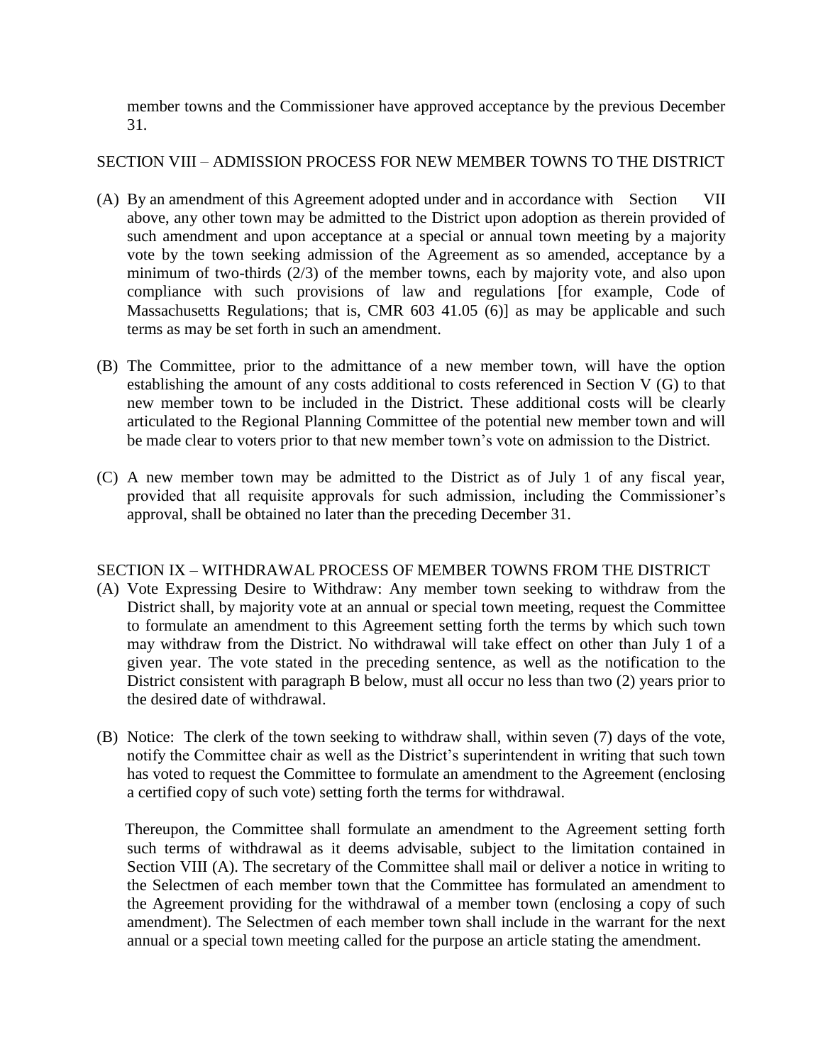member towns and the Commissioner have approved acceptance by the previous December 31.

SECTION VIII – ADMISSION PROCESS FOR NEW MEMBER TOWNS TO THE DISTRICT

(A) By an amendment of this Agreement adopted under and in accordance with Section VII above, any other town may be admitted to the District upon adoption as therein provided of such amendment and upon acceptance at a special or annual town meeting by a majority vote by the town seeking admission of the Agreement as so amended, acceptance by a minimum of two-thirds (2/3) of the member towns, each by majority vote, and also upon compliance with such provisions of law and regulations [for example, Code of Massachusetts Regulations; that is, CMR 603 41.05 (6)] as may be applicable and such terms as may be set forth in such an amendment.

(B) The Committee, prior to the admittance of a new member town, will have the option establishing the amount of any costs additional to costs referenced in Section V (G) to that new member town to be included in the District. These additional costs will be clearly articulated to the Regional Planning Committee of the potential new member town and will be made clear to voters prior to that new member town's vote on admission to the District.

(C) A new member town may be admitted to the District as of July 1 of any fiscal year, provided that all requisite approvals for such admission, including the Commissioner's approval, shall be obtained no later than the preceding December 31.

SECTION IX – WITHDRAWAL PROCESS OF MEMBER TOWNS FROM THE DISTRICT

(A) Vote Expressing Desire to Withdraw: Any member town seeking to withdraw from the District shall, by majority vote at an annual or special town meeting, request the Committee to formulate an amendment to this Agreement setting forth the terms by which such town may withdraw from the District. No withdrawal will take effect on other than July 1 of a given year. The vote stated in the preceding sentence, as well as the notification to the District consistent with paragraph B below, must all occur no less than two (2) years prior to the desired date of withdrawal.

(B) Notice: The clerk of the town seeking to withdraw shall, within seven (7) days of the vote, notify the Committee chair as well as the District's superintendent in writing that such town has voted to request the Committee to formulate an amendment to the Agreement (enclosing a certified copy of such vote) setting forth the terms for withdrawal.

Thereupon, the Committee shall formulate an amendment to the Agreement setting forth such terms of withdrawal as it deems advisable, subject to the limitation contained in Section VIII (A). The secretary of the Committee shall mail or deliver a notice in writing to the Selectmen of each member town that the Committee has formulated an amendment to the Agreement providing for the withdrawal of a member town (enclosing a copy of such amendment). The Selectmen of each member town shall include in the warrant for the next annual or a special town meeting called for the purpose an article stating the amendment.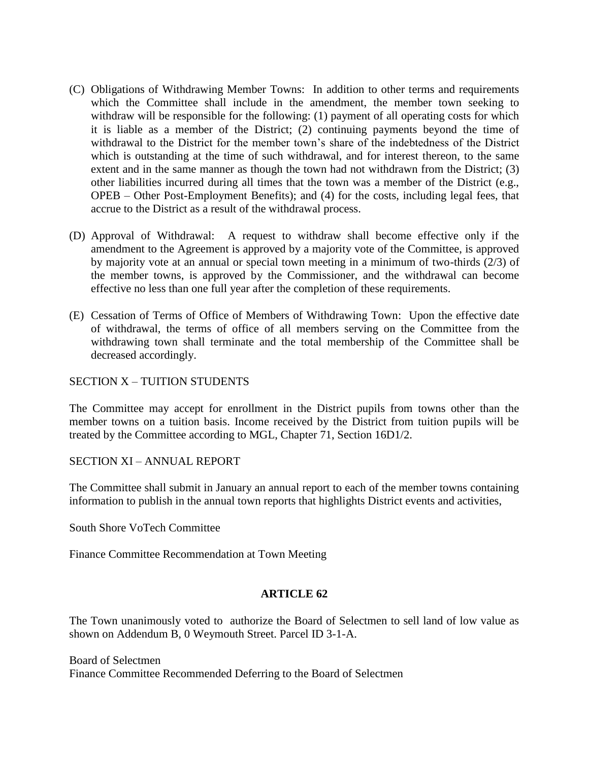(C) Obligations of Withdrawing Member Towns: In addition to other terms and requirements which the Committee shall include in the amendment, the member town seeking to withdraw will be responsible for the following: (1) payment of all operating costs for which it is liable as a member of the District; (2) continuing payments beyond the time of withdrawal to the District for the member town's share of the indebtedness of the District which is outstanding at the time of such withdrawal, and for interest thereon, to the same extent and in the same manner as though the town had not withdrawn from the District; (3) other liabilities incurred during all times that the town was a member of the District (e.g., OPEB – Other Post-Employment Benefits); and (4) for the costs, including legal fees, that accrue to the District as a result of the withdrawal process.

(D) Approval of Withdrawal: A request to withdraw shall become effective only if the amendment to the Agreement is approved by a majority vote of the Committee, is approved by majority vote at an annual or special town meeting in a minimum of two-thirds (2/3) of the member towns, is approved by the Commissioner, and the withdrawal can become effective no less than one full year after the completion of these requirements.

(E) Cessation of Terms of Office of Members of Withdrawing Town: Upon the effective date of withdrawal, the terms of office of all members serving on the Committee from the withdrawing town shall terminate and the total membership of the Committee shall be decreased accordingly.

SECTION X – TUITION STUDENTS

The Committee may accept for enrollment in the District pupils from towns other than the member towns on a tuition basis. Income received by the District from tuition pupils will be treated by the Committee according to MGL, Chapter 71, Section 16D1/2.

SECTION XI – ANNUAL REPORT

The Committee shall submit in January an annual report to each of the member towns containing information to publish in the annual town reports that highlights District events and activities,

South Shore VoTech Committee

Finance Committee Recommendation at Town Meeting

**ARTICLE 62**

The Town unanimously voted to authorize the Board of Selectmen to sell land of low value as shown on Addendum B, 0 Weymouth Street. Parcel ID 3-1-A.

Board of Selectmen
Finance Committee Recommended Deferring to the Board of Selectmen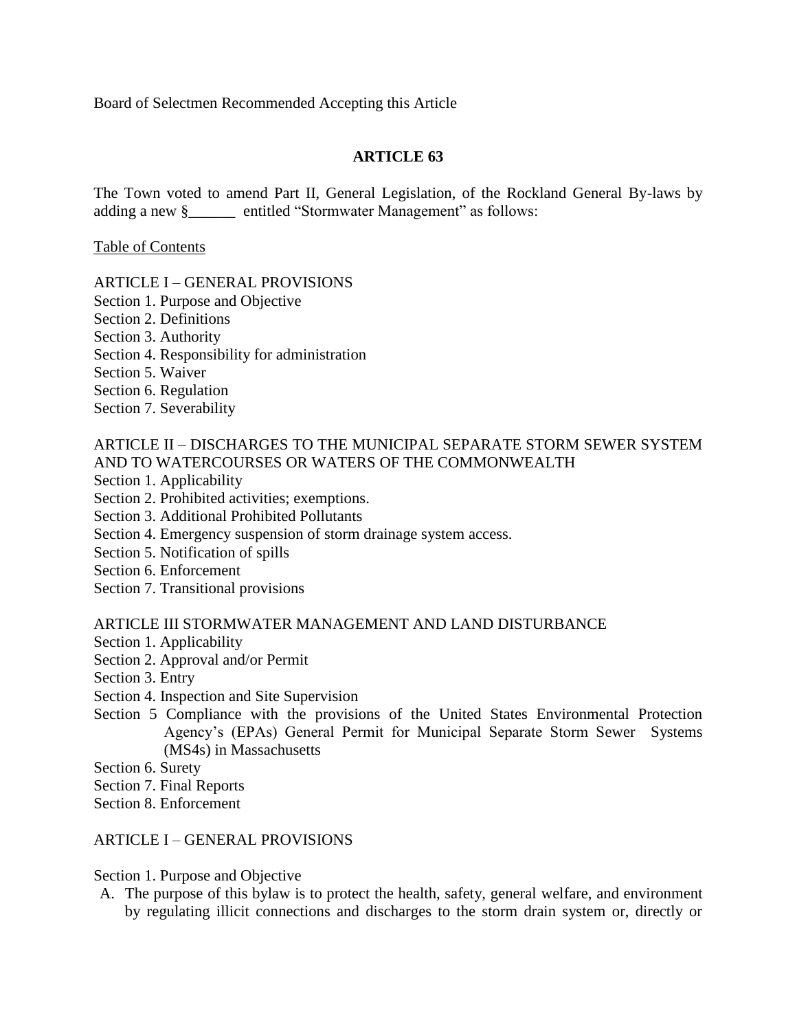Board of Selectmen Recommended Accepting this Article

**ARTICLE 63**

The Town voted to amend Part II, General Legislation, of the Rockland General By-laws by adding a new §______ entitled "Stormwater Management" as follows:

Table of Contents

ARTICLE I – GENERAL PROVISIONS
Section 1. Purpose and Objective
Section 2. Definitions
Section 3. Authority
Section 4. Responsibility for administration
Section 5. Waiver
Section 6. Regulation
Section 7. Severability

ARTICLE II – DISCHARGES TO THE MUNICIPAL SEPARATE STORM SEWER SYSTEM AND TO WATERCOURSES OR WATERS OF THE COMMONWEALTH
Section 1. Applicability
Section 2. Prohibited activities; exemptions.
Section 3. Additional Prohibited Pollutants
Section 4. Emergency suspension of storm drainage system access.
Section 5. Notification of spills
Section 6. Enforcement
Section 7. Transitional provisions

ARTICLE III STORMWATER MANAGEMENT AND LAND DISTURBANCE
Section 1. Applicability
Section 2. Approval and/or Permit
Section 3. Entry
Section 4. Inspection and Site Supervision
Section 5 Compliance with the provisions of the United States Environmental Protection Agency's (EPAs) General Permit for Municipal Separate Storm Sewer Systems (MS4s) in Massachusetts
Section 6. Surety
Section 7. Final Reports
Section 8. Enforcement

ARTICLE I – GENERAL PROVISIONS

Section 1. Purpose and Objective

A. The purpose of this bylaw is to protect the health, safety, general welfare, and environment by regulating illicit connections and discharges to the storm drain system or, directly or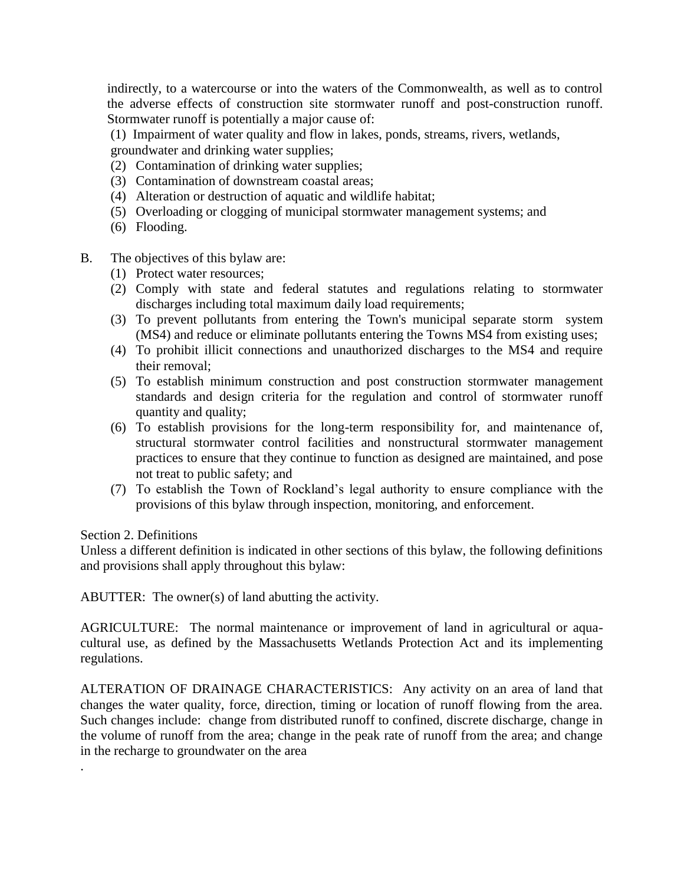indirectly, to a watercourse or into the waters of the Commonwealth, as well as to control the adverse effects of construction site stormwater runoff and post-construction runoff. Stormwater runoff is potentially a major cause of:

(1) Impairment of water quality and flow in lakes, ponds, streams, rivers, wetlands, groundwater and drinking water supplies;
(2) Contamination of drinking water supplies;
(3) Contamination of downstream coastal areas;
(4) Alteration or destruction of aquatic and wildlife habitat;
(5) Overloading or clogging of municipal stormwater management systems; and
(6) Flooding.

B. The objectives of this bylaw are:

(1) Protect water resources;
(2) Comply with state and federal statutes and regulations relating to stormwater discharges including total maximum daily load requirements;
(3) To prevent pollutants from entering the Town's municipal separate storm system (MS4) and reduce or eliminate pollutants entering the Towns MS4 from existing uses;
(4) To prohibit illicit connections and unauthorized discharges to the MS4 and require their removal;
(5) To establish minimum construction and post construction stormwater management standards and design criteria for the regulation and control of stormwater runoff quantity and quality;
(6) To establish provisions for the long-term responsibility for, and maintenance of, structural stormwater control facilities and nonstructural stormwater management practices to ensure that they continue to function as designed are maintained, and pose not treat to public safety; and
(7) To establish the Town of Rockland's legal authority to ensure compliance with the provisions of this bylaw through inspection, monitoring, and enforcement.

Section 2. Definitions

Unless a different definition is indicated in other sections of this bylaw, the following definitions and provisions shall apply throughout this bylaw:

ABUTTER: The owner(s) of land abutting the activity.

AGRICULTURE: The normal maintenance or improvement of land in agricultural or aqua-cultural use, as defined by the Massachusetts Wetlands Protection Act and its implementing regulations.

ALTERATION OF DRAINAGE CHARACTERISTICS: Any activity on an area of land that changes the water quality, force, direction, timing or location of runoff flowing from the area. Such changes include: change from distributed runoff to confined, discrete discharge, change in the volume of runoff from the area; change in the peak rate of runoff from the area; and change in the recharge to groundwater on the area

.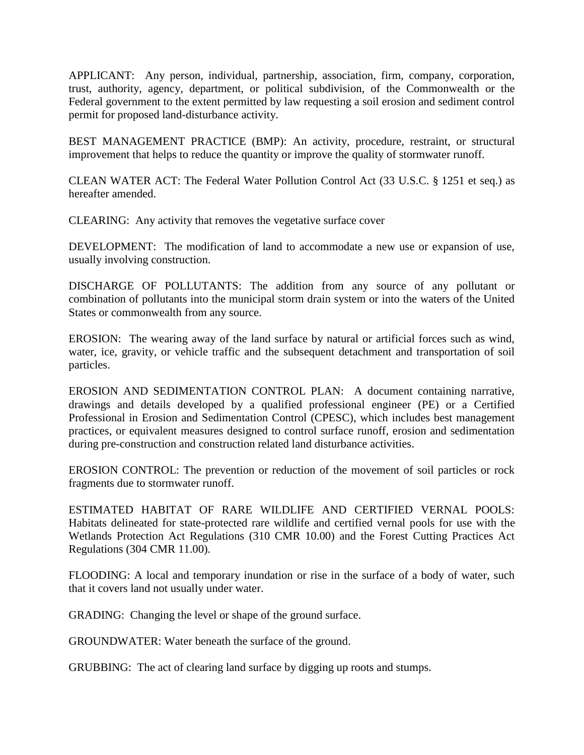APPLICANT: Any person, individual, partnership, association, firm, company, corporation, trust, authority, agency, department, or political subdivision, of the Commonwealth or the Federal government to the extent permitted by law requesting a soil erosion and sediment control permit for proposed land-disturbance activity.

BEST MANAGEMENT PRACTICE (BMP): An activity, procedure, restraint, or structural improvement that helps to reduce the quantity or improve the quality of stormwater runoff.

CLEAN WATER ACT: The Federal Water Pollution Control Act (33 U.S.C. § 1251 et seq.) as hereafter amended.

CLEARING: Any activity that removes the vegetative surface cover

DEVELOPMENT: The modification of land to accommodate a new use or expansion of use, usually involving construction.

DISCHARGE OF POLLUTANTS: The addition from any source of any pollutant or combination of pollutants into the municipal storm drain system or into the waters of the United States or commonwealth from any source.

EROSION: The wearing away of the land surface by natural or artificial forces such as wind, water, ice, gravity, or vehicle traffic and the subsequent detachment and transportation of soil particles.

EROSION AND SEDIMENTATION CONTROL PLAN: A document containing narrative, drawings and details developed by a qualified professional engineer (PE) or a Certified Professional in Erosion and Sedimentation Control (CPESC), which includes best management practices, or equivalent measures designed to control surface runoff, erosion and sedimentation during pre-construction and construction related land disturbance activities.

EROSION CONTROL: The prevention or reduction of the movement of soil particles or rock fragments due to stormwater runoff.

ESTIMATED HABITAT OF RARE WILDLIFE AND CERTIFIED VERNAL POOLS: Habitats delineated for state-protected rare wildlife and certified vernal pools for use with the Wetlands Protection Act Regulations (310 CMR 10.00) and the Forest Cutting Practices Act Regulations (304 CMR 11.00).

FLOODING: A local and temporary inundation or rise in the surface of a body of water, such that it covers land not usually under water.

GRADING: Changing the level or shape of the ground surface.

GROUNDWATER: Water beneath the surface of the ground.

GRUBBING: The act of clearing land surface by digging up roots and stumps.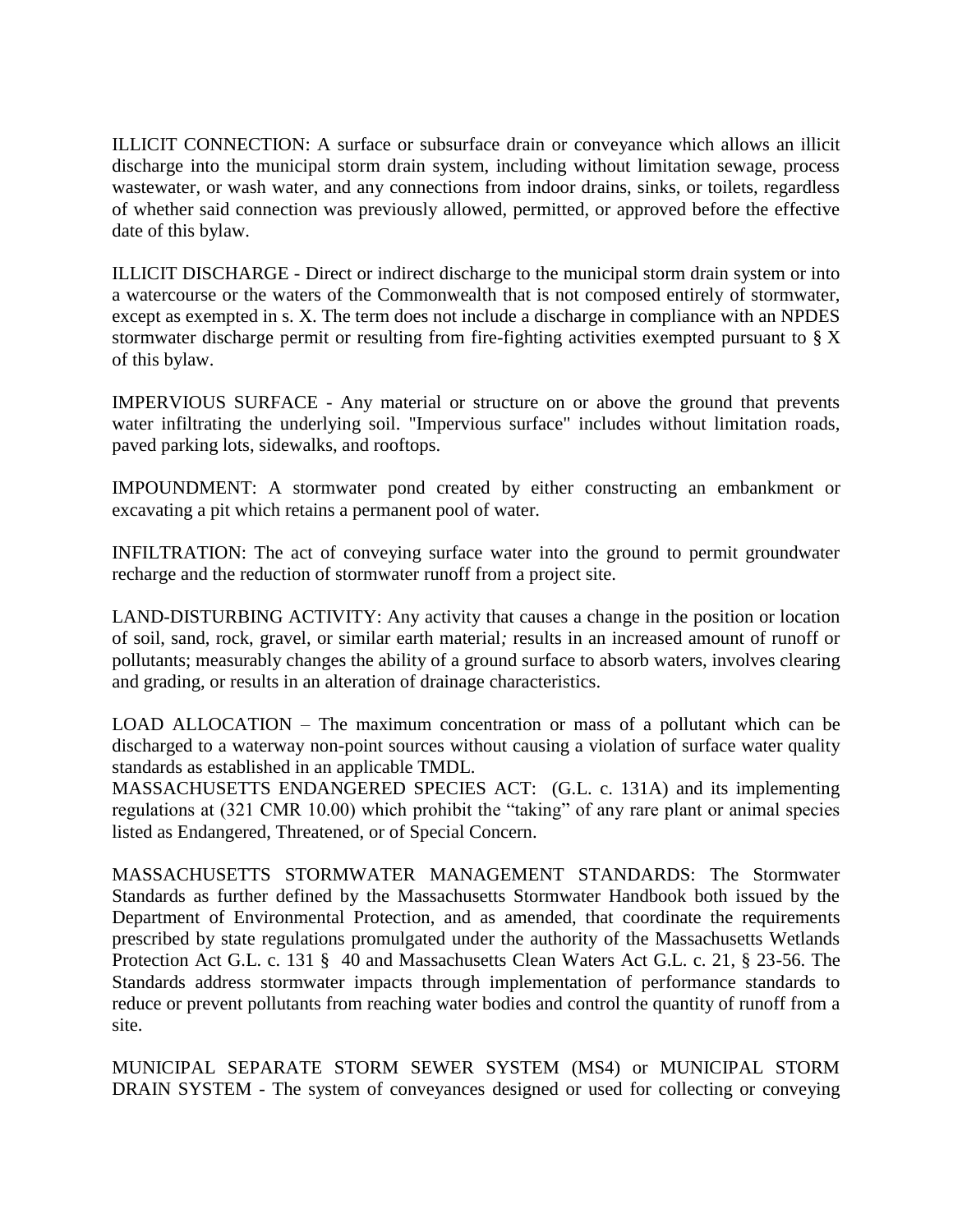ILLICIT CONNECTION: A surface or subsurface drain or conveyance which allows an illicit discharge into the municipal storm drain system, including without limitation sewage, process wastewater, or wash water, and any connections from indoor drains, sinks, or toilets, regardless of whether said connection was previously allowed, permitted, or approved before the effective date of this bylaw.

ILLICIT DISCHARGE - Direct or indirect discharge to the municipal storm drain system or into a watercourse or the waters of the Commonwealth that is not composed entirely of stormwater, except as exempted in s. X. The term does not include a discharge in compliance with an NPDES stormwater discharge permit or resulting from fire-fighting activities exempted pursuant to § X of this bylaw.

IMPERVIOUS SURFACE - Any material or structure on or above the ground that prevents water infiltrating the underlying soil. "Impervious surface" includes without limitation roads, paved parking lots, sidewalks, and rooftops.

IMPOUNDMENT: A stormwater pond created by either constructing an embankment or excavating a pit which retains a permanent pool of water.

INFILTRATION: The act of conveying surface water into the ground to permit groundwater recharge and the reduction of stormwater runoff from a project site.

LAND-DISTURBING ACTIVITY: Any activity that causes a change in the position or location of soil, sand, rock, gravel, or similar earth material*;* results in an increased amount of runoff or pollutants; measurably changes the ability of a ground surface to absorb waters, involves clearing and grading, or results in an alteration of drainage characteristics.

LOAD ALLOCATION – The maximum concentration or mass of a pollutant which can be discharged to a waterway non-point sources without causing a violation of surface water quality standards as established in an applicable TMDL.

MASSACHUSETTS ENDANGERED SPECIES ACT: (G.L. c. 131A) and its implementing regulations at (321 CMR 10.00) which prohibit the "taking" of any rare plant or animal species listed as Endangered, Threatened, or of Special Concern.

MASSACHUSETTS STORMWATER MANAGEMENT STANDARDS: The Stormwater Standards as further defined by the Massachusetts Stormwater Handbook both issued by the Department of Environmental Protection, and as amended, that coordinate the requirements prescribed by state regulations promulgated under the authority of the Massachusetts Wetlands Protection Act G.L. c. 131 § 40 and Massachusetts Clean Waters Act G.L. c. 21, § 23-56. The Standards address stormwater impacts through implementation of performance standards to reduce or prevent pollutants from reaching water bodies and control the quantity of runoff from a site.

MUNICIPAL SEPARATE STORM SEWER SYSTEM (MS4) or MUNICIPAL STORM DRAIN SYSTEM - The system of conveyances designed or used for collecting or conveying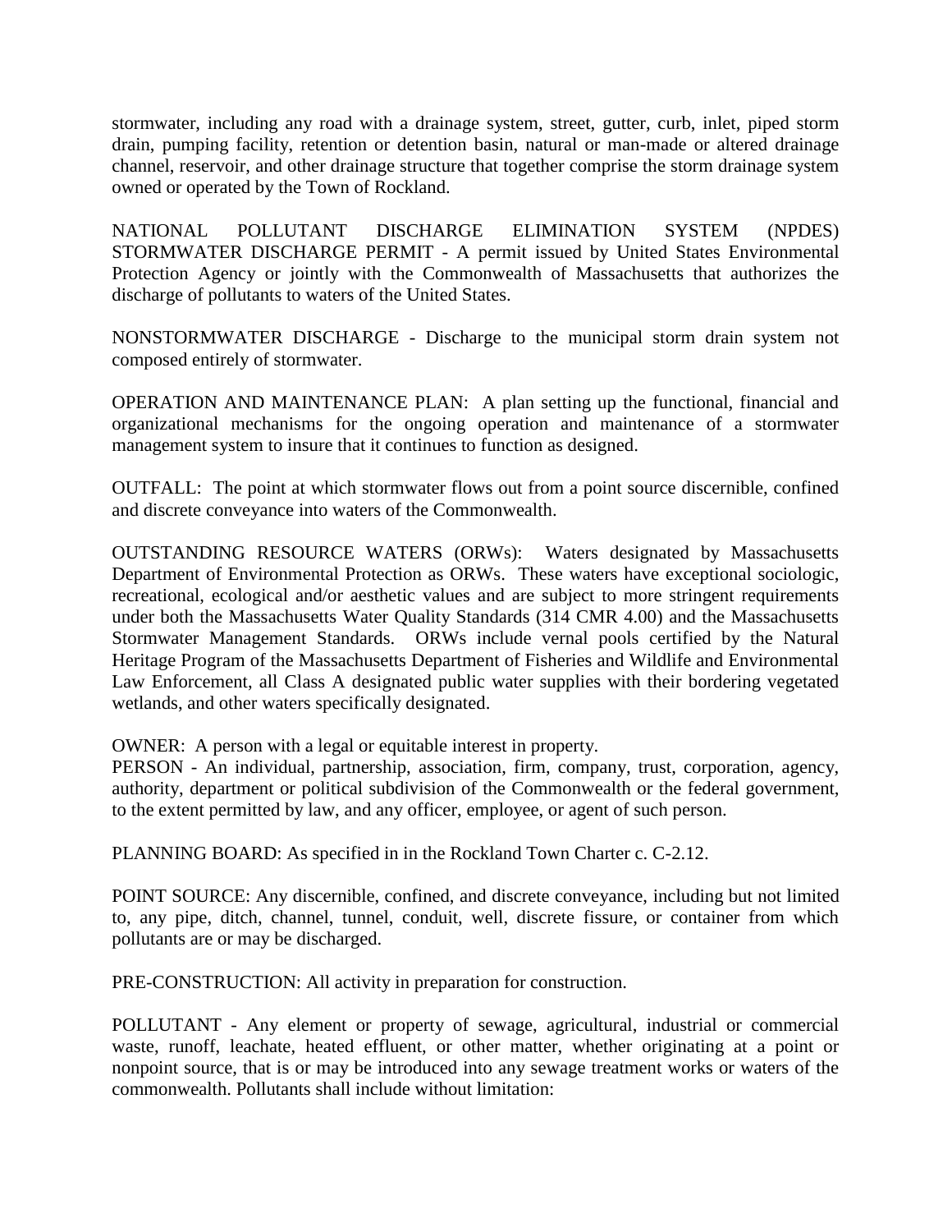stormwater, including any road with a drainage system, street, gutter, curb, inlet, piped storm drain, pumping facility, retention or detention basin, natural or man-made or altered drainage channel, reservoir, and other drainage structure that together comprise the storm drainage system owned or operated by the Town of Rockland.

NATIONAL POLLUTANT DISCHARGE ELIMINATION SYSTEM (NPDES) STORMWATER DISCHARGE PERMIT - A permit issued by United States Environmental Protection Agency or jointly with the Commonwealth of Massachusetts that authorizes the discharge of pollutants to waters of the United States.

NONSTORMWATER DISCHARGE - Discharge to the municipal storm drain system not composed entirely of stormwater.

OPERATION AND MAINTENANCE PLAN: A plan setting up the functional, financial and organizational mechanisms for the ongoing operation and maintenance of a stormwater management system to insure that it continues to function as designed.

OUTFALL: The point at which stormwater flows out from a point source discernible, confined and discrete conveyance into waters of the Commonwealth.

OUTSTANDING RESOURCE WATERS (ORWs): Waters designated by Massachusetts Department of Environmental Protection as ORWs. These waters have exceptional sociologic, recreational, ecological and/or aesthetic values and are subject to more stringent requirements under both the Massachusetts Water Quality Standards (314 CMR 4.00) and the Massachusetts Stormwater Management Standards. ORWs include vernal pools certified by the Natural Heritage Program of the Massachusetts Department of Fisheries and Wildlife and Environmental Law Enforcement, all Class A designated public water supplies with their bordering vegetated wetlands, and other waters specifically designated.

OWNER: A person with a legal or equitable interest in property.

PERSON - An individual, partnership, association, firm, company, trust, corporation, agency, authority, department or political subdivision of the Commonwealth or the federal government, to the extent permitted by law, and any officer, employee, or agent of such person.

PLANNING BOARD: As specified in in the Rockland Town Charter c. C-2.12.

POINT SOURCE: Any discernible, confined, and discrete conveyance, including but not limited to, any pipe, ditch, channel, tunnel, conduit, well, discrete fissure, or container from which pollutants are or may be discharged.

PRE-CONSTRUCTION: All activity in preparation for construction.

POLLUTANT - Any element or property of sewage, agricultural, industrial or commercial waste, runoff, leachate, heated effluent, or other matter, whether originating at a point or nonpoint source, that is or may be introduced into any sewage treatment works or waters of the commonwealth. Pollutants shall include without limitation: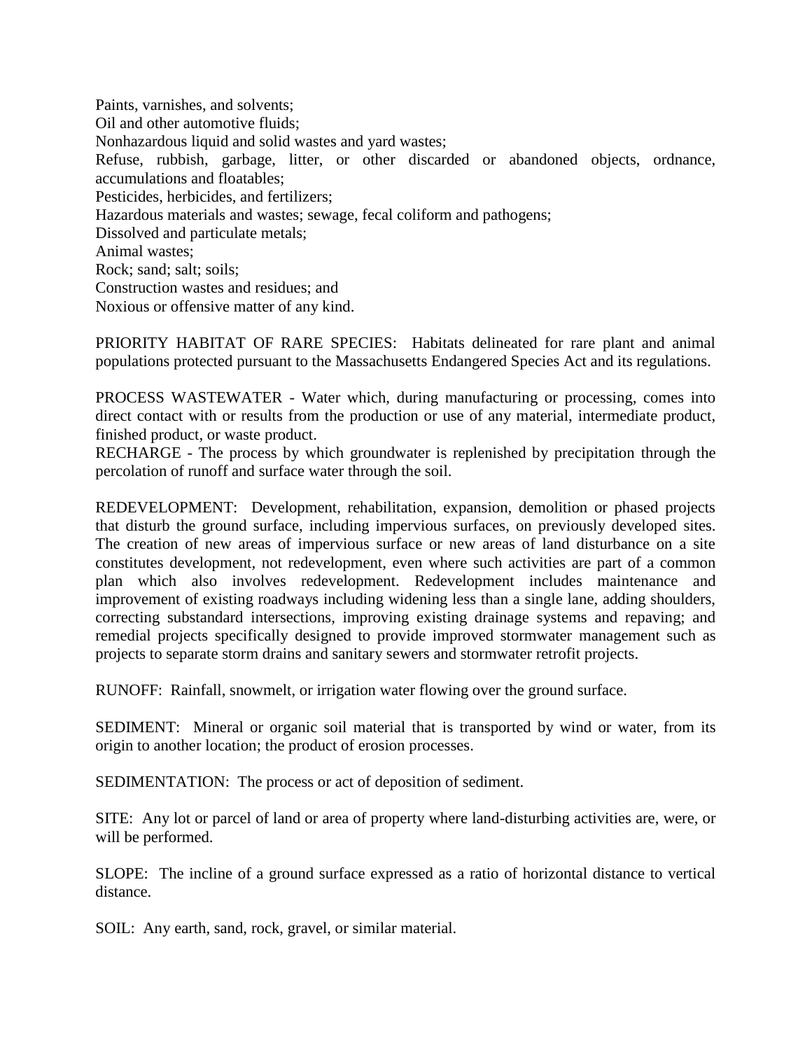Paints, varnishes, and solvents;
Oil and other automotive fluids;
Nonhazardous liquid and solid wastes and yard wastes;
Refuse, rubbish, garbage, litter, or other discarded or abandoned objects, ordnance, accumulations and floatables;
Pesticides, herbicides, and fertilizers;
Hazardous materials and wastes; sewage, fecal coliform and pathogens;
Dissolved and particulate metals;
Animal wastes;
Rock; sand; salt; soils;
Construction wastes and residues; and
Noxious or offensive matter of any kind.

PRIORITY HABITAT OF RARE SPECIES: Habitats delineated for rare plant and animal populations protected pursuant to the Massachusetts Endangered Species Act and its regulations.

PROCESS WASTEWATER - Water which, during manufacturing or processing, comes into direct contact with or results from the production or use of any material, intermediate product, finished product, or waste product.

RECHARGE - The process by which groundwater is replenished by precipitation through the percolation of runoff and surface water through the soil.

REDEVELOPMENT: Development, rehabilitation, expansion, demolition or phased projects that disturb the ground surface, including impervious surfaces, on previously developed sites. The creation of new areas of impervious surface or new areas of land disturbance on a site constitutes development, not redevelopment, even where such activities are part of a common plan which also involves redevelopment. Redevelopment includes maintenance and improvement of existing roadways including widening less than a single lane, adding shoulders, correcting substandard intersections, improving existing drainage systems and repaving; and remedial projects specifically designed to provide improved stormwater management such as projects to separate storm drains and sanitary sewers and stormwater retrofit projects.

RUNOFF: Rainfall, snowmelt, or irrigation water flowing over the ground surface.

SEDIMENT: Mineral or organic soil material that is transported by wind or water, from its origin to another location; the product of erosion processes.

SEDIMENTATION: The process or act of deposition of sediment.

SITE: Any lot or parcel of land or area of property where land-disturbing activities are, were, or will be performed.

SLOPE: The incline of a ground surface expressed as a ratio of horizontal distance to vertical distance.

SOIL: Any earth, sand, rock, gravel, or similar material.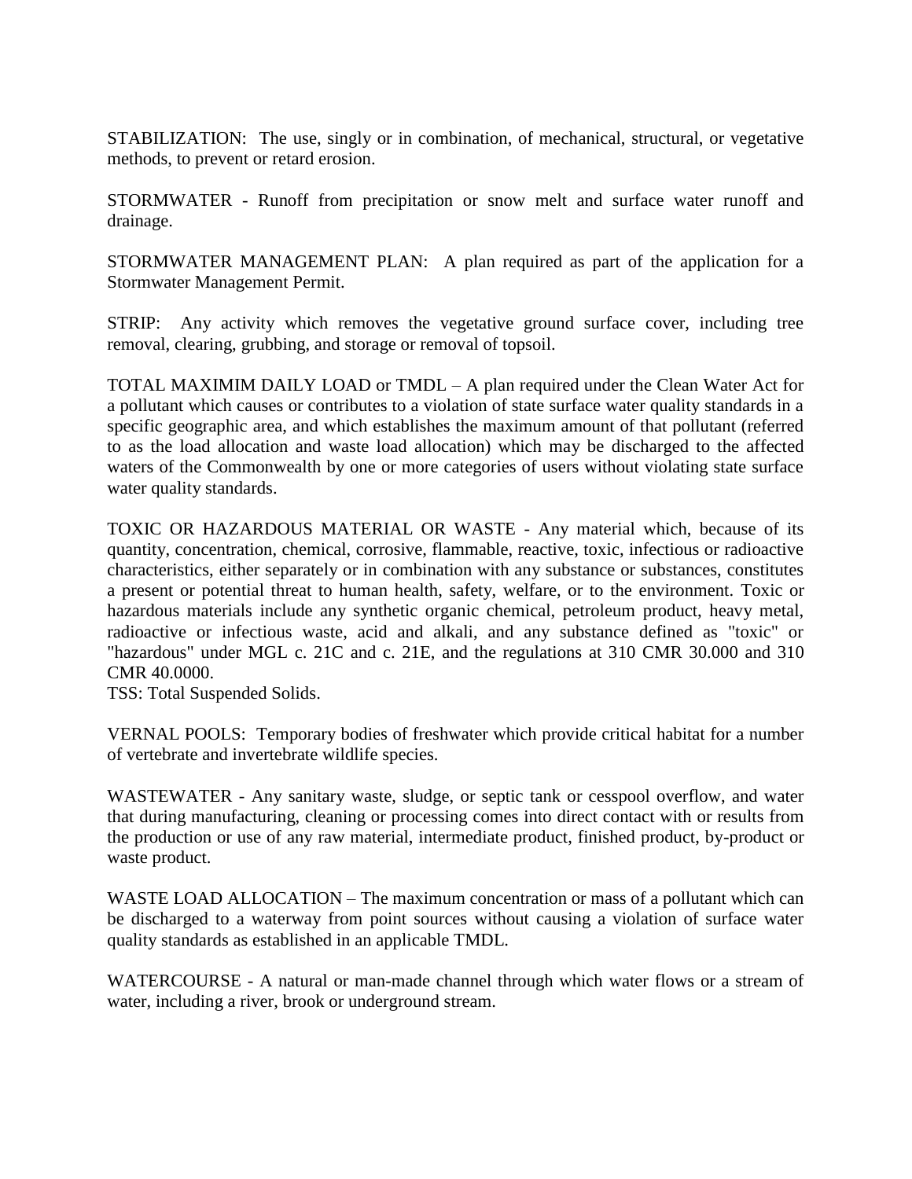STABILIZATION: The use, singly or in combination, of mechanical, structural, or vegetative methods, to prevent or retard erosion.

STORMWATER - Runoff from precipitation or snow melt and surface water runoff and drainage.

STORMWATER MANAGEMENT PLAN: A plan required as part of the application for a Stormwater Management Permit.

STRIP: Any activity which removes the vegetative ground surface cover, including tree removal, clearing, grubbing, and storage or removal of topsoil.

TOTAL MAXIMIM DAILY LOAD or TMDL – A plan required under the Clean Water Act for a pollutant which causes or contributes to a violation of state surface water quality standards in a specific geographic area, and which establishes the maximum amount of that pollutant (referred to as the load allocation and waste load allocation) which may be discharged to the affected waters of the Commonwealth by one or more categories of users without violating state surface water quality standards.

TOXIC OR HAZARDOUS MATERIAL OR WASTE - Any material which, because of its quantity, concentration, chemical, corrosive, flammable, reactive, toxic, infectious or radioactive characteristics, either separately or in combination with any substance or substances, constitutes a present or potential threat to human health, safety, welfare, or to the environment. Toxic or hazardous materials include any synthetic organic chemical, petroleum product, heavy metal, radioactive or infectious waste, acid and alkali, and any substance defined as "toxic" or "hazardous" under MGL c. 21C and c. 21E, and the regulations at 310 CMR 30.000 and 310 CMR 40.0000.
TSS: Total Suspended Solids.

VERNAL POOLS: Temporary bodies of freshwater which provide critical habitat for a number of vertebrate and invertebrate wildlife species.

WASTEWATER - Any sanitary waste, sludge, or septic tank or cesspool overflow, and water that during manufacturing, cleaning or processing comes into direct contact with or results from the production or use of any raw material, intermediate product, finished product, by-product or waste product.

WASTE LOAD ALLOCATION – The maximum concentration or mass of a pollutant which can be discharged to a waterway from point sources without causing a violation of surface water quality standards as established in an applicable TMDL.

WATERCOURSE - A natural or man-made channel through which water flows or a stream of water, including a river, brook or underground stream.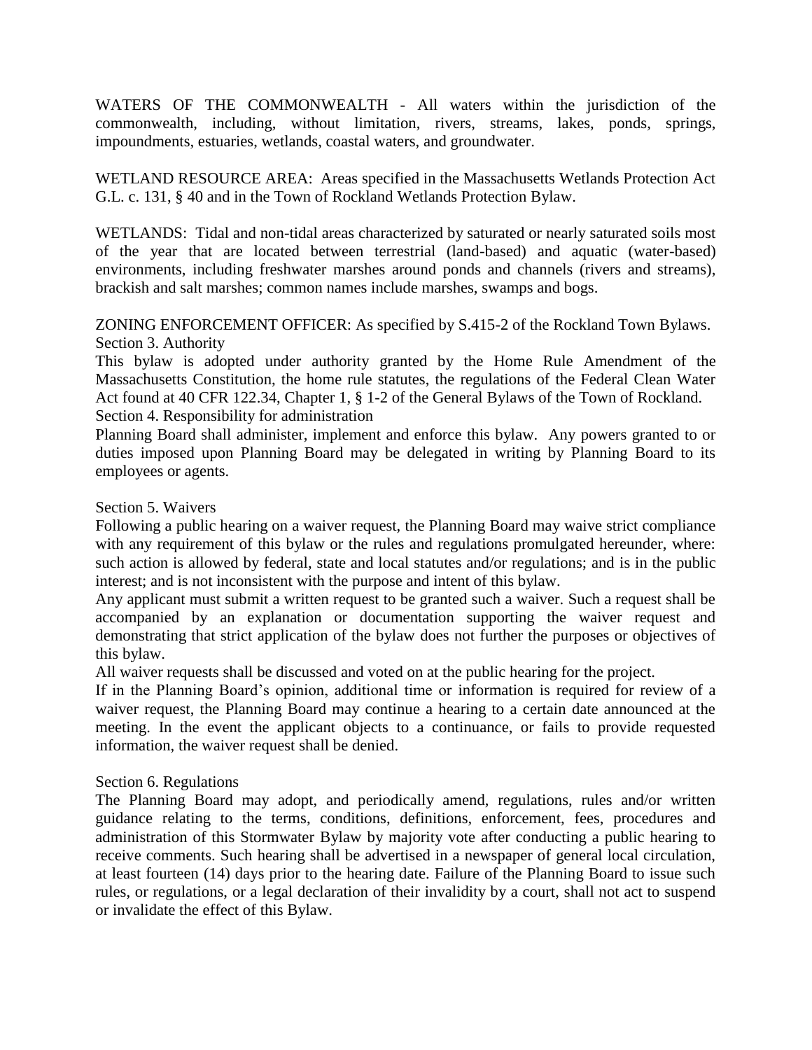WATERS OF THE COMMONWEALTH - All waters within the jurisdiction of the commonwealth, including, without limitation, rivers, streams, lakes, ponds, springs, impoundments, estuaries, wetlands, coastal waters, and groundwater.

WETLAND RESOURCE AREA: Areas specified in the Massachusetts Wetlands Protection Act G.L. c. 131, § 40 and in the Town of Rockland Wetlands Protection Bylaw.

WETLANDS: Tidal and non-tidal areas characterized by saturated or nearly saturated soils most of the year that are located between terrestrial (land-based) and aquatic (water-based) environments, including freshwater marshes around ponds and channels (rivers and streams), brackish and salt marshes; common names include marshes, swamps and bogs.

ZONING ENFORCEMENT OFFICER: As specified by S.415-2 of the Rockland Town Bylaws.

## Section 3. Authority

This bylaw is adopted under authority granted by the Home Rule Amendment of the Massachusetts Constitution, the home rule statutes, the regulations of the Federal Clean Water Act found at 40 CFR 122.34, Chapter 1, § 1-2 of the General Bylaws of the Town of Rockland.

## Section 4. Responsibility for administration

Planning Board shall administer, implement and enforce this bylaw. Any powers granted to or duties imposed upon Planning Board may be delegated in writing by Planning Board to its employees or agents.

## Section 5. Waivers

Following a public hearing on a waiver request, the Planning Board may waive strict compliance with any requirement of this bylaw or the rules and regulations promulgated hereunder, where: such action is allowed by federal, state and local statutes and/or regulations; and is in the public interest; and is not inconsistent with the purpose and intent of this bylaw.

Any applicant must submit a written request to be granted such a waiver. Such a request shall be accompanied by an explanation or documentation supporting the waiver request and demonstrating that strict application of the bylaw does not further the purposes or objectives of this bylaw.

All waiver requests shall be discussed and voted on at the public hearing for the project.

If in the Planning Board's opinion, additional time or information is required for review of a waiver request, the Planning Board may continue a hearing to a certain date announced at the meeting. In the event the applicant objects to a continuance, or fails to provide requested information, the waiver request shall be denied.

## Section 6. Regulations

The Planning Board may adopt, and periodically amend, regulations, rules and/or written guidance relating to the terms, conditions, definitions, enforcement, fees, procedures and administration of this Stormwater Bylaw by majority vote after conducting a public hearing to receive comments. Such hearing shall be advertised in a newspaper of general local circulation, at least fourteen (14) days prior to the hearing date. Failure of the Planning Board to issue such rules, or regulations, or a legal declaration of their invalidity by a court, shall not act to suspend or invalidate the effect of this Bylaw.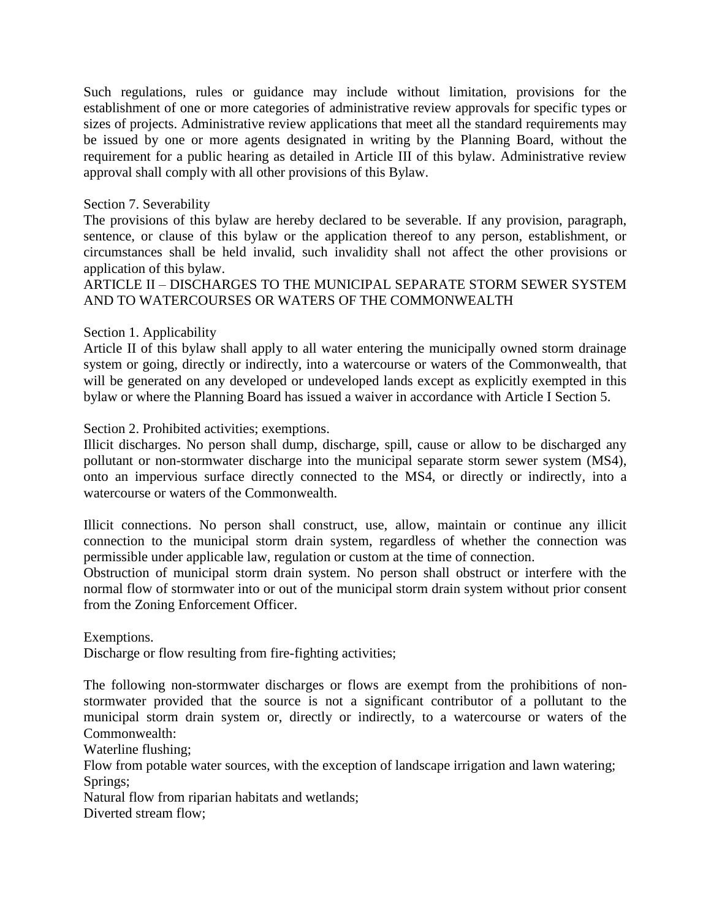Such regulations, rules or guidance may include without limitation, provisions for the establishment of one or more categories of administrative review approvals for specific types or sizes of projects. Administrative review applications that meet all the standard requirements may be issued by one or more agents designated in writing by the Planning Board, without the requirement for a public hearing as detailed in Article III of this bylaw. Administrative review approval shall comply with all other provisions of this Bylaw.

Section 7. Severability

The provisions of this bylaw are hereby declared to be severable. If any provision, paragraph, sentence, or clause of this bylaw or the application thereof to any person, establishment, or circumstances shall be held invalid, such invalidity shall not affect the other provisions or application of this bylaw.

## ARTICLE II – DISCHARGES TO THE MUNICIPAL SEPARATE STORM SEWER SYSTEM AND TO WATERCOURSES OR WATERS OF THE COMMONWEALTH

Section 1. Applicability

Article II of this bylaw shall apply to all water entering the municipally owned storm drainage system or going, directly or indirectly, into a watercourse or waters of the Commonwealth, that will be generated on any developed or undeveloped lands except as explicitly exempted in this bylaw or where the Planning Board has issued a waiver in accordance with Article I Section 5.

Section 2. Prohibited activities; exemptions.

Illicit discharges. No person shall dump, discharge, spill, cause or allow to be discharged any pollutant or non-stormwater discharge into the municipal separate storm sewer system (MS4), onto an impervious surface directly connected to the MS4, or directly or indirectly, into a watercourse or waters of the Commonwealth.

Illicit connections. No person shall construct, use, allow, maintain or continue any illicit connection to the municipal storm drain system, regardless of whether the connection was permissible under applicable law, regulation or custom at the time of connection.

Obstruction of municipal storm drain system. No person shall obstruct or interfere with the normal flow of stormwater into or out of the municipal storm drain system without prior consent from the Zoning Enforcement Officer.

Exemptions.

Discharge or flow resulting from fire-fighting activities;

The following non-stormwater discharges or flows are exempt from the prohibitions of non-stormwater provided that the source is not a significant contributor of a pollutant to the municipal storm drain system or, directly or indirectly, to a watercourse or waters of the Commonwealth:

Waterline flushing;

Flow from potable water sources, with the exception of landscape irrigation and lawn watering;

Springs;

Natural flow from riparian habitats and wetlands;

Diverted stream flow;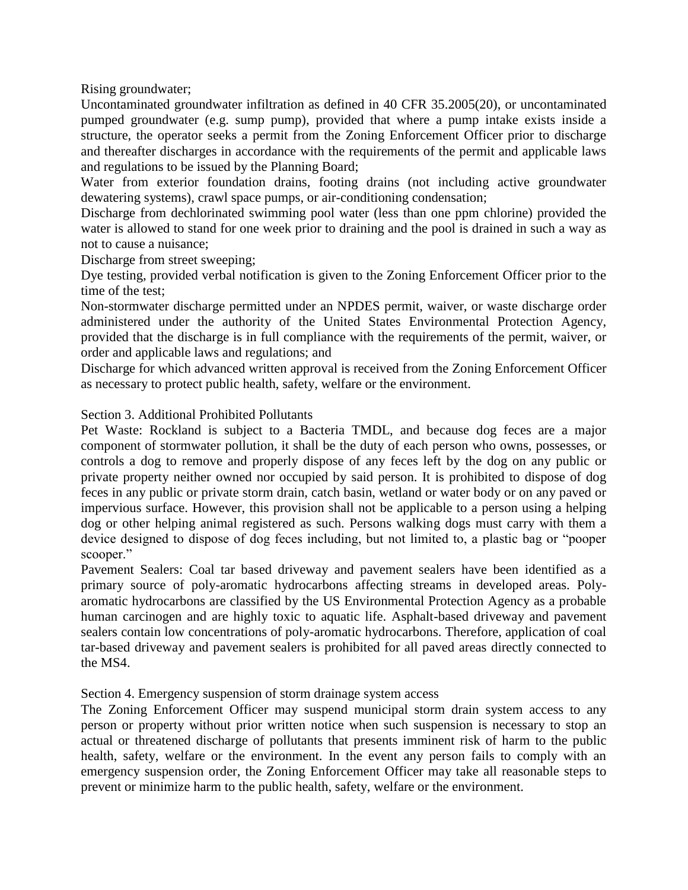Rising groundwater;

Uncontaminated groundwater infiltration as defined in 40 CFR 35.2005(20), or uncontaminated pumped groundwater (e.g. sump pump), provided that where a pump intake exists inside a structure, the operator seeks a permit from the Zoning Enforcement Officer prior to discharge and thereafter discharges in accordance with the requirements of the permit and applicable laws and regulations to be issued by the Planning Board;

Water from exterior foundation drains, footing drains (not including active groundwater dewatering systems), crawl space pumps, or air-conditioning condensation;

Discharge from dechlorinated swimming pool water (less than one ppm chlorine) provided the water is allowed to stand for one week prior to draining and the pool is drained in such a way as not to cause a nuisance;

Discharge from street sweeping;

Dye testing, provided verbal notification is given to the Zoning Enforcement Officer prior to the time of the test;

Non-stormwater discharge permitted under an NPDES permit, waiver, or waste discharge order administered under the authority of the United States Environmental Protection Agency, provided that the discharge is in full compliance with the requirements of the permit, waiver, or order and applicable laws and regulations; and

Discharge for which advanced written approval is received from the Zoning Enforcement Officer as necessary to protect public health, safety, welfare or the environment.

Section 3. Additional Prohibited Pollutants

Pet Waste: Rockland is subject to a Bacteria TMDL, and because dog feces are a major component of stormwater pollution, it shall be the duty of each person who owns, possesses, or controls a dog to remove and properly dispose of any feces left by the dog on any public or private property neither owned nor occupied by said person. It is prohibited to dispose of dog feces in any public or private storm drain, catch basin, wetland or water body or on any paved or impervious surface. However, this provision shall not be applicable to a person using a helping dog or other helping animal registered as such. Persons walking dogs must carry with them a device designed to dispose of dog feces including, but not limited to, a plastic bag or "pooper scooper."

Pavement Sealers: Coal tar based driveway and pavement sealers have been identified as a primary source of poly-aromatic hydrocarbons affecting streams in developed areas. Poly-aromatic hydrocarbons are classified by the US Environmental Protection Agency as a probable human carcinogen and are highly toxic to aquatic life. Asphalt-based driveway and pavement sealers contain low concentrations of poly-aromatic hydrocarbons. Therefore, application of coal tar-based driveway and pavement sealers is prohibited for all paved areas directly connected to the MS4.

Section 4. Emergency suspension of storm drainage system access

The Zoning Enforcement Officer may suspend municipal storm drain system access to any person or property without prior written notice when such suspension is necessary to stop an actual or threatened discharge of pollutants that presents imminent risk of harm to the public health, safety, welfare or the environment. In the event any person fails to comply with an emergency suspension order, the Zoning Enforcement Officer may take all reasonable steps to prevent or minimize harm to the public health, safety, welfare or the environment.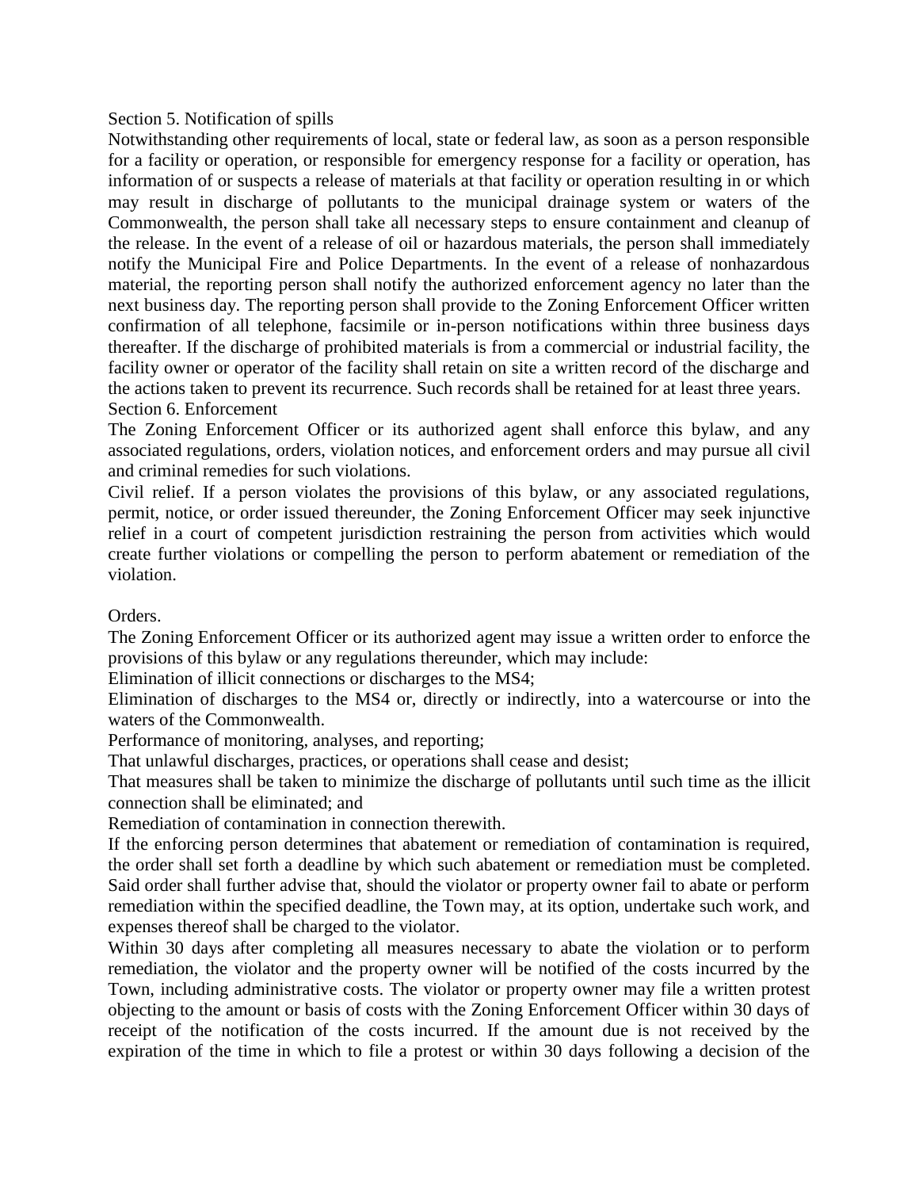Section 5. Notification of spills

Notwithstanding other requirements of local, state or federal law, as soon as a person responsible for a facility or operation, or responsible for emergency response for a facility or operation, has information of or suspects a release of materials at that facility or operation resulting in or which may result in discharge of pollutants to the municipal drainage system or waters of the Commonwealth, the person shall take all necessary steps to ensure containment and cleanup of the release. In the event of a release of oil or hazardous materials, the person shall immediately notify the Municipal Fire and Police Departments. In the event of a release of nonhazardous material, the reporting person shall notify the authorized enforcement agency no later than the next business day. The reporting person shall provide to the Zoning Enforcement Officer written confirmation of all telephone, facsimile or in-person notifications within three business days thereafter. If the discharge of prohibited materials is from a commercial or industrial facility, the facility owner or operator of the facility shall retain on site a written record of the discharge and the actions taken to prevent its recurrence. Such records shall be retained for at least three years.

Section 6. Enforcement

The Zoning Enforcement Officer or its authorized agent shall enforce this bylaw, and any associated regulations, orders, violation notices, and enforcement orders and may pursue all civil and criminal remedies for such violations.

Civil relief. If a person violates the provisions of this bylaw, or any associated regulations, permit, notice, or order issued thereunder, the Zoning Enforcement Officer may seek injunctive relief in a court of competent jurisdiction restraining the person from activities which would create further violations or compelling the person to perform abatement or remediation of the violation.

Orders.

The Zoning Enforcement Officer or its authorized agent may issue a written order to enforce the provisions of this bylaw or any regulations thereunder, which may include:

Elimination of illicit connections or discharges to the MS4;

Elimination of discharges to the MS4 or, directly or indirectly, into a watercourse or into the waters of the Commonwealth.

Performance of monitoring, analyses, and reporting;

That unlawful discharges, practices, or operations shall cease and desist;

That measures shall be taken to minimize the discharge of pollutants until such time as the illicit connection shall be eliminated; and

Remediation of contamination in connection therewith.

If the enforcing person determines that abatement or remediation of contamination is required, the order shall set forth a deadline by which such abatement or remediation must be completed. Said order shall further advise that, should the violator or property owner fail to abate or perform remediation within the specified deadline, the Town may, at its option, undertake such work, and expenses thereof shall be charged to the violator.

Within 30 days after completing all measures necessary to abate the violation or to perform remediation, the violator and the property owner will be notified of the costs incurred by the Town, including administrative costs. The violator or property owner may file a written protest objecting to the amount or basis of costs with the Zoning Enforcement Officer within 30 days of receipt of the notification of the costs incurred. If the amount due is not received by the expiration of the time in which to file a protest or within 30 days following a decision of the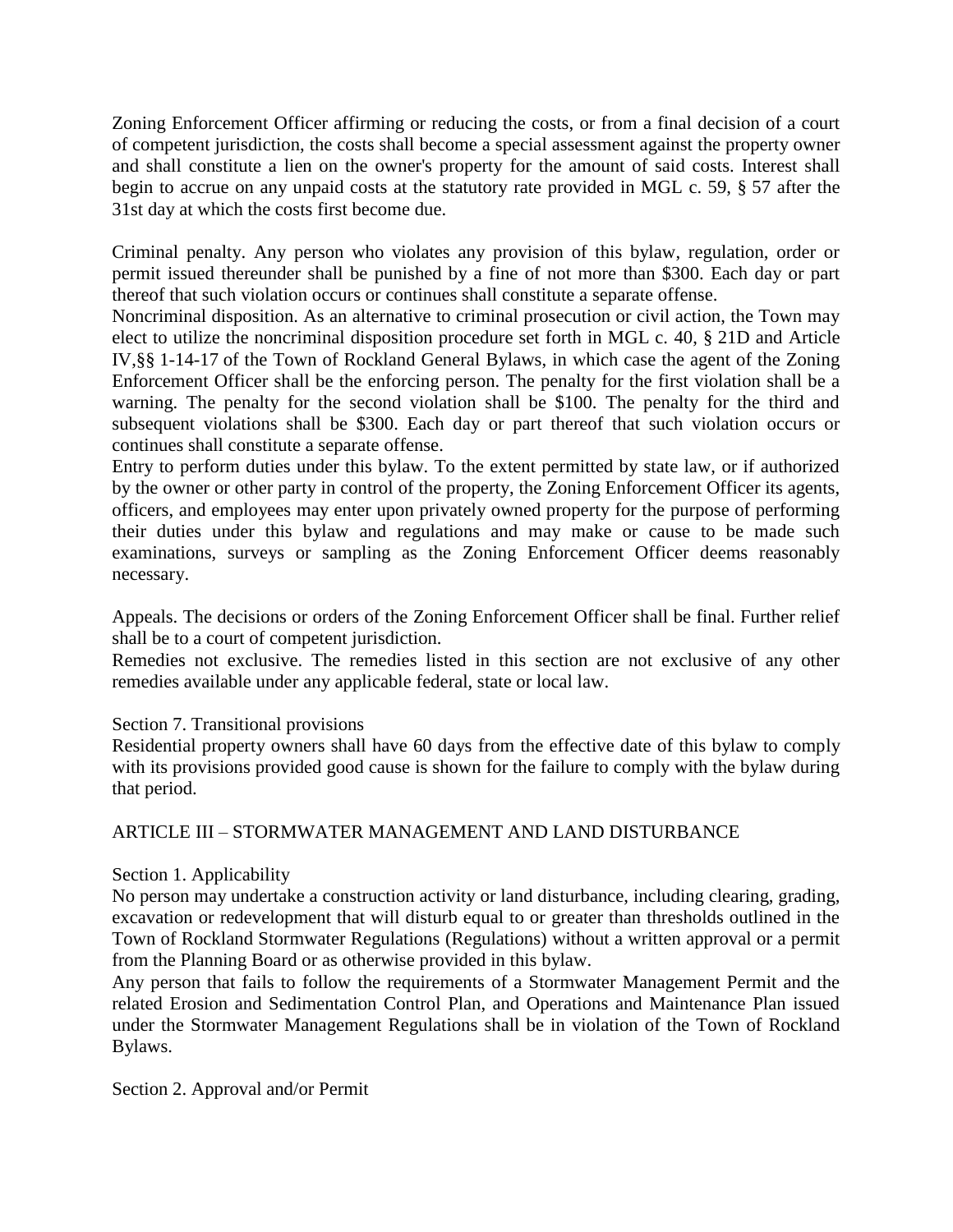Zoning Enforcement Officer affirming or reducing the costs, or from a final decision of a court of competent jurisdiction, the costs shall become a special assessment against the property owner and shall constitute a lien on the owner's property for the amount of said costs. Interest shall begin to accrue on any unpaid costs at the statutory rate provided in MGL c. 59, § 57 after the 31st day at which the costs first become due.

Criminal penalty. Any person who violates any provision of this bylaw, regulation, order or permit issued thereunder shall be punished by a fine of not more than $300. Each day or part thereof that such violation occurs or continues shall constitute a separate offense.

Noncriminal disposition. As an alternative to criminal prosecution or civil action, the Town may elect to utilize the noncriminal disposition procedure set forth in MGL c. 40, § 21D and Article IV,§§ 1-14-17 of the Town of Rockland General Bylaws, in which case the agent of the Zoning Enforcement Officer shall be the enforcing person. The penalty for the first violation shall be a warning. The penalty for the second violation shall be $100. The penalty for the third and subsequent violations shall be $300. Each day or part thereof that such violation occurs or continues shall constitute a separate offense.

Entry to perform duties under this bylaw. To the extent permitted by state law, or if authorized by the owner or other party in control of the property, the Zoning Enforcement Officer its agents, officers, and employees may enter upon privately owned property for the purpose of performing their duties under this bylaw and regulations and may make or cause to be made such examinations, surveys or sampling as the Zoning Enforcement Officer deems reasonably necessary.

Appeals. The decisions or orders of the Zoning Enforcement Officer shall be final. Further relief shall be to a court of competent jurisdiction.

Remedies not exclusive. The remedies listed in this section are not exclusive of any other remedies available under any applicable federal, state or local law.

Section 7. Transitional provisions

Residential property owners shall have 60 days from the effective date of this bylaw to comply with its provisions provided good cause is shown for the failure to comply with the bylaw during that period.

## ARTICLE III – STORMWATER MANAGEMENT AND LAND DISTURBANCE

Section 1. Applicability

No person may undertake a construction activity or land disturbance, including clearing, grading, excavation or redevelopment that will disturb equal to or greater than thresholds outlined in the Town of Rockland Stormwater Regulations (Regulations) without a written approval or a permit from the Planning Board or as otherwise provided in this bylaw.

Any person that fails to follow the requirements of a Stormwater Management Permit and the related Erosion and Sedimentation Control Plan, and Operations and Maintenance Plan issued under the Stormwater Management Regulations shall be in violation of the Town of Rockland Bylaws.

Section 2. Approval and/or Permit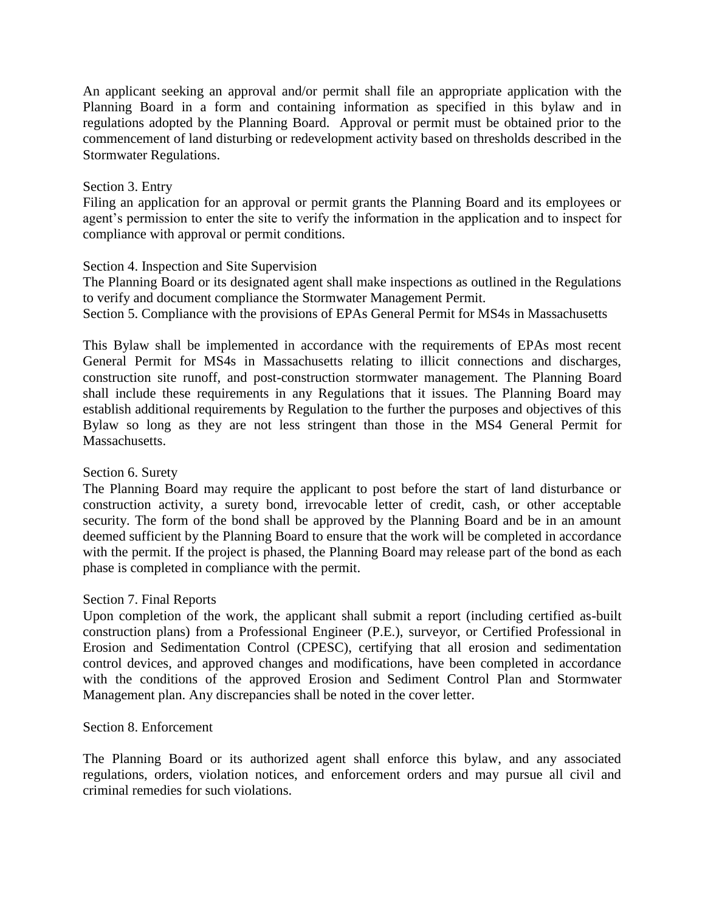An applicant seeking an approval and/or permit shall file an appropriate application with the Planning Board in a form and containing information as specified in this bylaw and in regulations adopted by the Planning Board. Approval or permit must be obtained prior to the commencement of land disturbing or redevelopment activity based on thresholds described in the Stormwater Regulations.

Section 3. Entry

Filing an application for an approval or permit grants the Planning Board and its employees or agent's permission to enter the site to verify the information in the application and to inspect for compliance with approval or permit conditions.

Section 4. Inspection and Site Supervision

The Planning Board or its designated agent shall make inspections as outlined in the Regulations to verify and document compliance the Stormwater Management Permit.

Section 5. Compliance with the provisions of EPAs General Permit for MS4s in Massachusetts

This Bylaw shall be implemented in accordance with the requirements of EPAs most recent General Permit for MS4s in Massachusetts relating to illicit connections and discharges, construction site runoff, and post-construction stormwater management. The Planning Board shall include these requirements in any Regulations that it issues. The Planning Board may establish additional requirements by Regulation to the further the purposes and objectives of this Bylaw so long as they are not less stringent than those in the MS4 General Permit for Massachusetts.

Section 6. Surety

The Planning Board may require the applicant to post before the start of land disturbance or construction activity, a surety bond, irrevocable letter of credit, cash, or other acceptable security. The form of the bond shall be approved by the Planning Board and be in an amount deemed sufficient by the Planning Board to ensure that the work will be completed in accordance with the permit. If the project is phased, the Planning Board may release part of the bond as each phase is completed in compliance with the permit.

Section 7. Final Reports

Upon completion of the work, the applicant shall submit a report (including certified as-built construction plans) from a Professional Engineer (P.E.), surveyor, or Certified Professional in Erosion and Sedimentation Control (CPESC), certifying that all erosion and sedimentation control devices, and approved changes and modifications, have been completed in accordance with the conditions of the approved Erosion and Sediment Control Plan and Stormwater Management plan. Any discrepancies shall be noted in the cover letter.

Section 8. Enforcement

The Planning Board or its authorized agent shall enforce this bylaw, and any associated regulations, orders, violation notices, and enforcement orders and may pursue all civil and criminal remedies for such violations.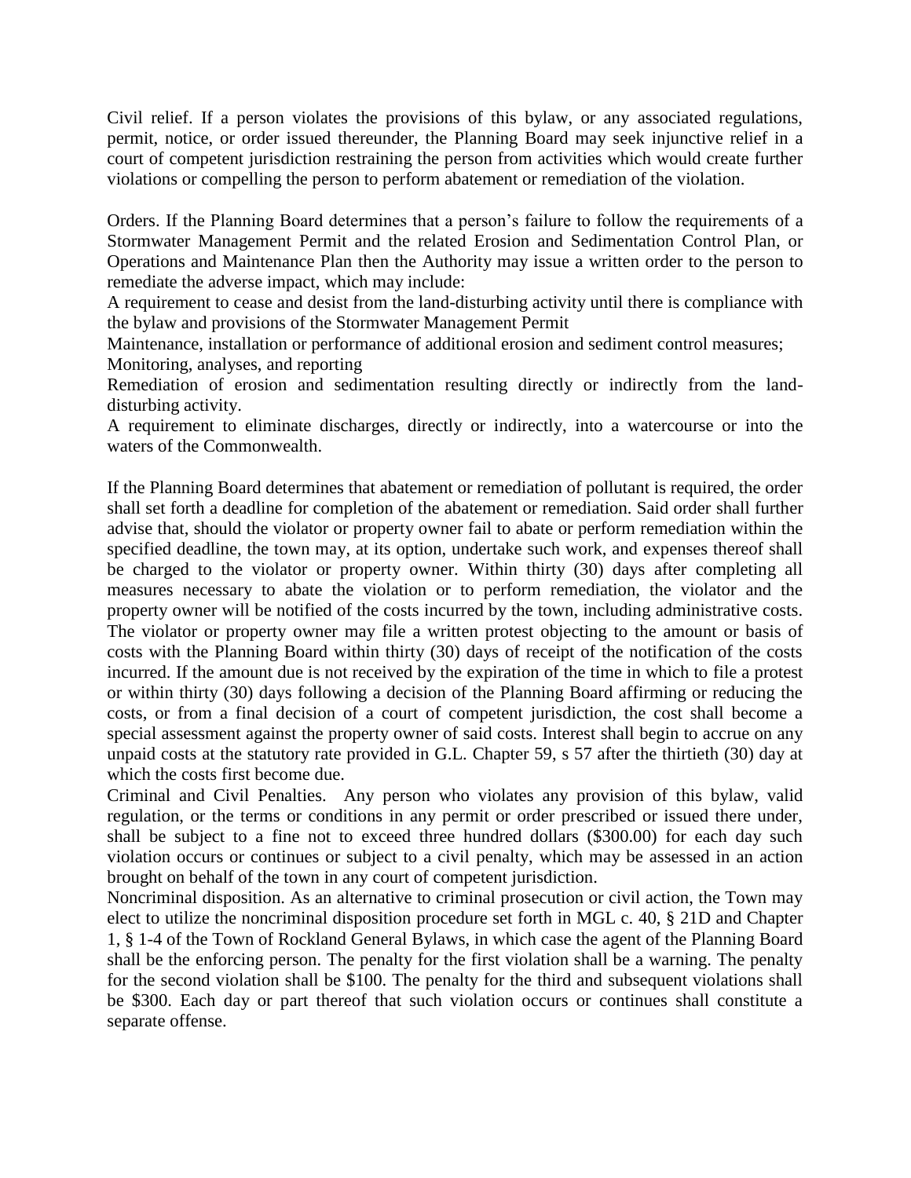Civil relief. If a person violates the provisions of this bylaw, or any associated regulations, permit, notice, or order issued thereunder, the Planning Board may seek injunctive relief in a court of competent jurisdiction restraining the person from activities which would create further violations or compelling the person to perform abatement or remediation of the violation.

Orders. If the Planning Board determines that a person's failure to follow the requirements of a Stormwater Management Permit and the related Erosion and Sedimentation Control Plan, or Operations and Maintenance Plan then the Authority may issue a written order to the person to remediate the adverse impact, which may include:

A requirement to cease and desist from the land-disturbing activity until there is compliance with the bylaw and provisions of the Stormwater Management Permit

Maintenance, installation or performance of additional erosion and sediment control measures;

Monitoring, analyses, and reporting

Remediation of erosion and sedimentation resulting directly or indirectly from the land-disturbing activity.

A requirement to eliminate discharges, directly or indirectly, into a watercourse or into the waters of the Commonwealth.

If the Planning Board determines that abatement or remediation of pollutant is required, the order shall set forth a deadline for completion of the abatement or remediation. Said order shall further advise that, should the violator or property owner fail to abate or perform remediation within the specified deadline, the town may, at its option, undertake such work, and expenses thereof shall be charged to the violator or property owner. Within thirty (30) days after completing all measures necessary to abate the violation or to perform remediation, the violator and the property owner will be notified of the costs incurred by the town, including administrative costs. The violator or property owner may file a written protest objecting to the amount or basis of costs with the Planning Board within thirty (30) days of receipt of the notification of the costs incurred. If the amount due is not received by the expiration of the time in which to file a protest or within thirty (30) days following a decision of the Planning Board affirming or reducing the costs, or from a final decision of a court of competent jurisdiction, the cost shall become a special assessment against the property owner of said costs. Interest shall begin to accrue on any unpaid costs at the statutory rate provided in G.L. Chapter 59, s 57 after the thirtieth (30) day at which the costs first become due.

Criminal and Civil Penalties. Any person who violates any provision of this bylaw, valid regulation, or the terms or conditions in any permit or order prescribed or issued there under, shall be subject to a fine not to exceed three hundred dollars ($300.00) for each day such violation occurs or continues or subject to a civil penalty, which may be assessed in an action brought on behalf of the town in any court of competent jurisdiction.

Noncriminal disposition. As an alternative to criminal prosecution or civil action, the Town may elect to utilize the noncriminal disposition procedure set forth in MGL c. 40, § 21D and Chapter 1, § 1-4 of the Town of Rockland General Bylaws, in which case the agent of the Planning Board shall be the enforcing person. The penalty for the first violation shall be a warning. The penalty for the second violation shall be $100. The penalty for the third and subsequent violations shall be $300. Each day or part thereof that such violation occurs or continues shall constitute a separate offense.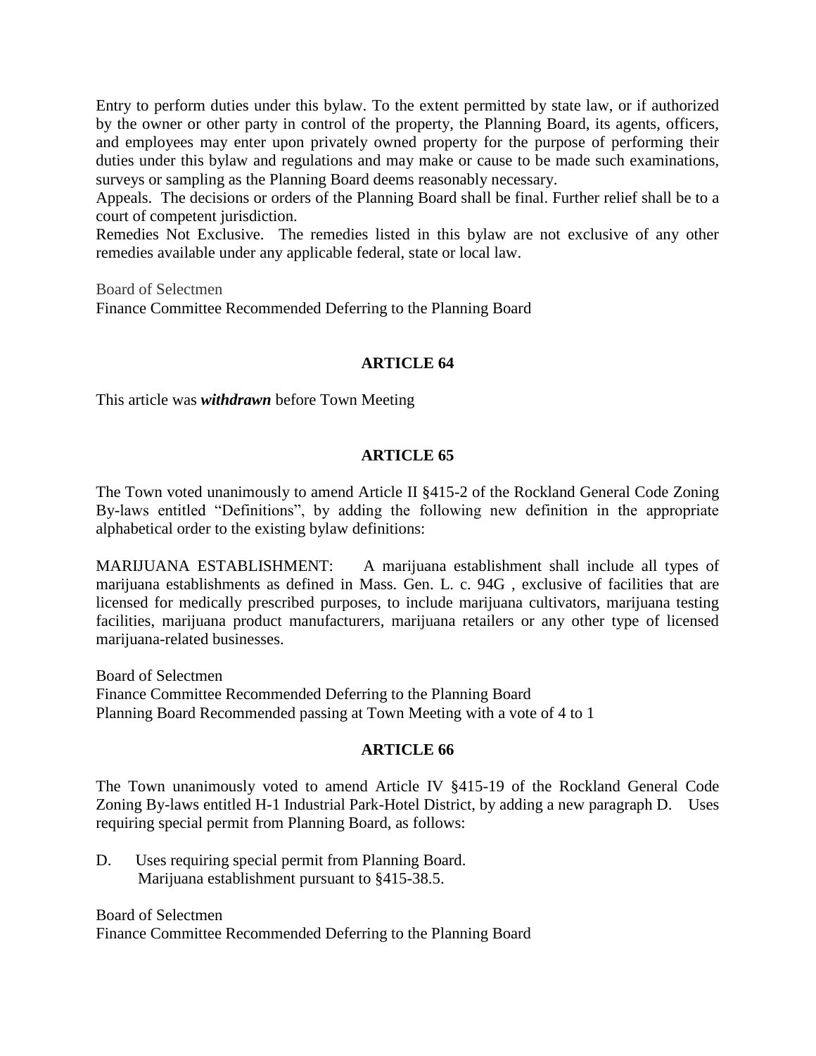Entry to perform duties under this bylaw. To the extent permitted by state law, or if authorized by the owner or other party in control of the property, the Planning Board, its agents, officers, and employees may enter upon privately owned property for the purpose of performing their duties under this bylaw and regulations and may make or cause to be made such examinations, surveys or sampling as the Planning Board deems reasonably necessary.

Appeals. The decisions or orders of the Planning Board shall be final. Further relief shall be to a court of competent jurisdiction.

Remedies Not Exclusive. The remedies listed in this bylaw are not exclusive of any other remedies available under any applicable federal, state or local law.

Board of Selectmen
Finance Committee Recommended Deferring to the Planning Board

## ARTICLE 64

This article was ***withdrawn*** before Town Meeting

## ARTICLE 65

The Town voted unanimously to amend Article II §415-2 of the Rockland General Code Zoning By-laws entitled "Definitions", by adding the following new definition in the appropriate alphabetical order to the existing bylaw definitions:

MARIJUANA ESTABLISHMENT: A marijuana establishment shall include all types of marijuana establishments as defined in Mass. Gen. L. c. 94G , exclusive of facilities that are licensed for medically prescribed purposes, to include marijuana cultivators, marijuana testing facilities, marijuana product manufacturers, marijuana retailers or any other type of licensed marijuana-related businesses.

Board of Selectmen
Finance Committee Recommended Deferring to the Planning Board
Planning Board Recommended passing at Town Meeting with a vote of 4 to 1

## ARTICLE 66

The Town unanimously voted to amend Article IV §415-19 of the Rockland General Code Zoning By-laws entitled H-1 Industrial Park-Hotel District, by adding a new paragraph D. Uses requiring special permit from Planning Board, as follows:

D. Uses requiring special permit from Planning Board.
Marijuana establishment pursuant to §415-38.5.

Board of Selectmen
Finance Committee Recommended Deferring to the Planning Board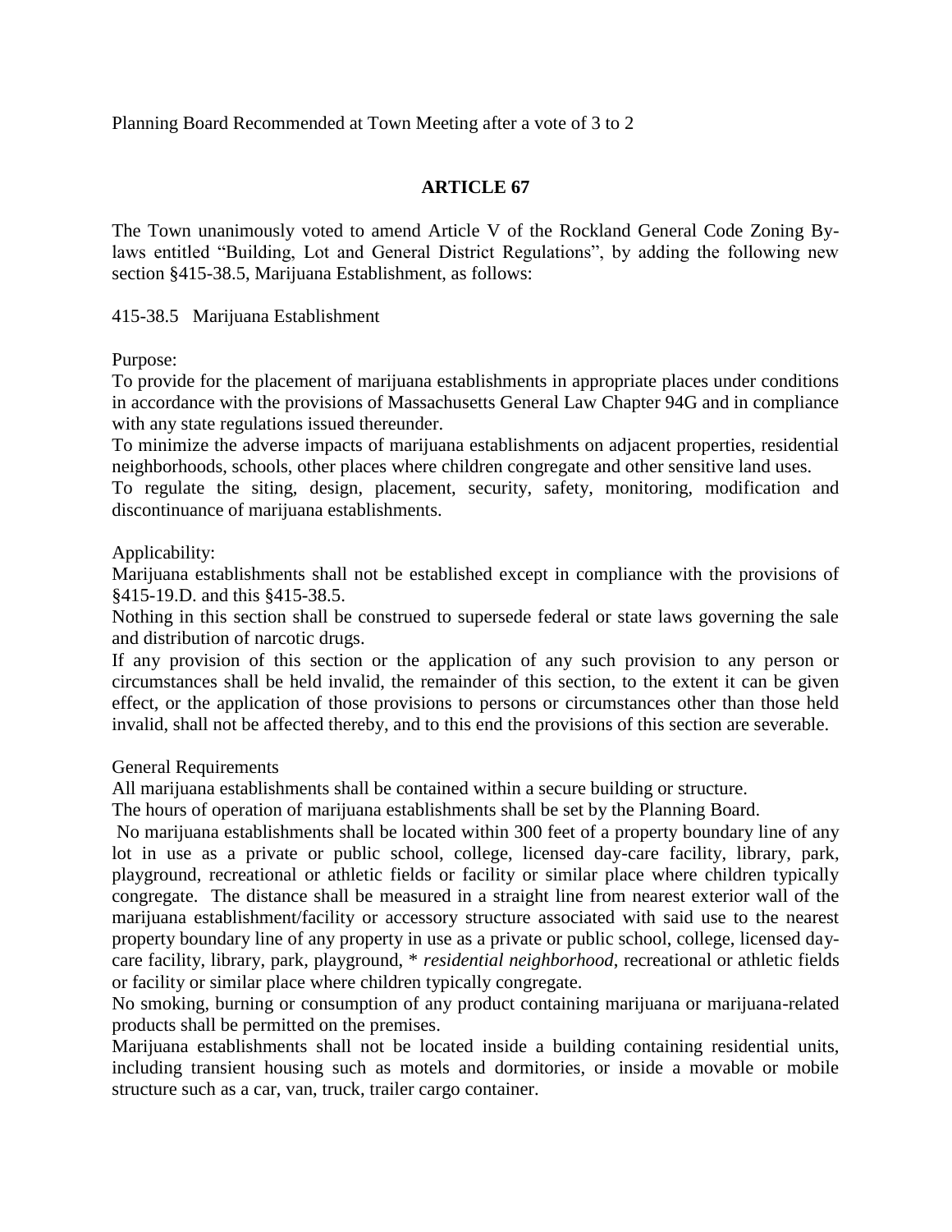Planning Board Recommended at Town Meeting after a vote of 3 to 2

## ARTICLE 67

The Town unanimously voted to amend Article V of the Rockland General Code Zoning By-laws entitled "Building, Lot and General District Regulations", by adding the following new section §415-38.5, Marijuana Establishment, as follows:

415-38.5 Marijuana Establishment

Purpose:

To provide for the placement of marijuana establishments in appropriate places under conditions in accordance with the provisions of Massachusetts General Law Chapter 94G and in compliance with any state regulations issued thereunder.

To minimize the adverse impacts of marijuana establishments on adjacent properties, residential neighborhoods, schools, other places where children congregate and other sensitive land uses.

To regulate the siting, design, placement, security, safety, monitoring, modification and discontinuance of marijuana establishments.

Applicability:

Marijuana establishments shall not be established except in compliance with the provisions of §415-19.D. and this §415-38.5.

Nothing in this section shall be construed to supersede federal or state laws governing the sale and distribution of narcotic drugs.

If any provision of this section or the application of any such provision to any person or circumstances shall be held invalid, the remainder of this section, to the extent it can be given effect, or the application of those provisions to persons or circumstances other than those held invalid, shall not be affected thereby, and to this end the provisions of this section are severable.

General Requirements

All marijuana establishments shall be contained within a secure building or structure.

The hours of operation of marijuana establishments shall be set by the Planning Board.

No marijuana establishments shall be located within 300 feet of a property boundary line of any lot in use as a private or public school, college, licensed day-care facility, library, park, playground, recreational or athletic fields or facility or similar place where children typically congregate. The distance shall be measured in a straight line from nearest exterior wall of the marijuana establishment/facility or accessory structure associated with said use to the nearest property boundary line of any property in use as a private or public school, college, licensed day-care facility, library, park, playground, * *residential neighborhood*, recreational or athletic fields or facility or similar place where children typically congregate.

No smoking, burning or consumption of any product containing marijuana or marijuana-related products shall be permitted on the premises.

Marijuana establishments shall not be located inside a building containing residential units, including transient housing such as motels and dormitories, or inside a movable or mobile structure such as a car, van, truck, trailer cargo container.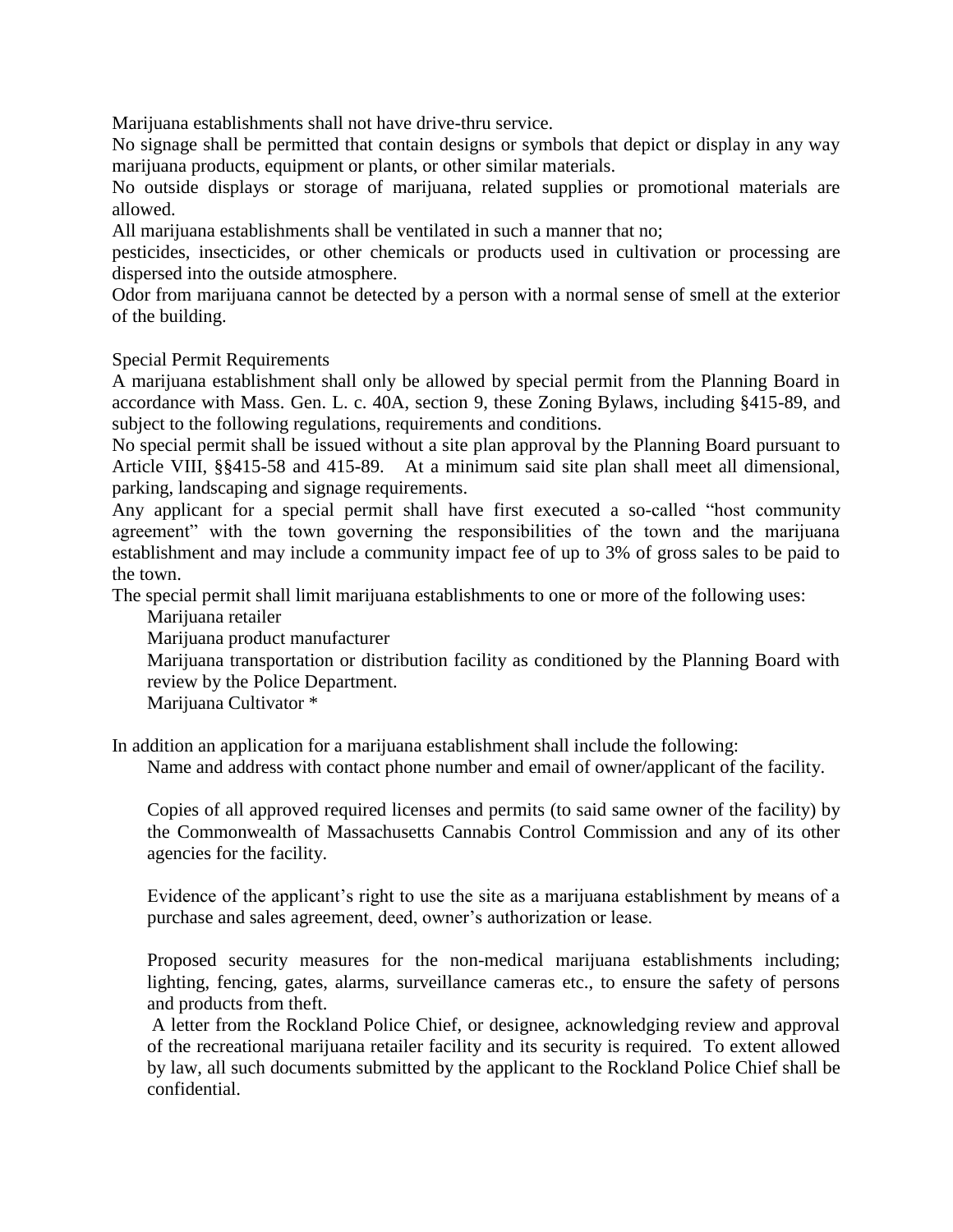Marijuana establishments shall not have drive-thru service.

No signage shall be permitted that contain designs or symbols that depict or display in any way marijuana products, equipment or plants, or other similar materials.

No outside displays or storage of marijuana, related supplies or promotional materials are allowed.

All marijuana establishments shall be ventilated in such a manner that no;

pesticides, insecticides, or other chemicals or products used in cultivation or processing are dispersed into the outside atmosphere.

Odor from marijuana cannot be detected by a person with a normal sense of smell at the exterior of the building.

Special Permit Requirements

A marijuana establishment shall only be allowed by special permit from the Planning Board in accordance with Mass. Gen. L. c. 40A, section 9, these Zoning Bylaws, including §415-89, and subject to the following regulations, requirements and conditions.

No special permit shall be issued without a site plan approval by the Planning Board pursuant to Article VIII, §§415-58 and 415-89. At a minimum said site plan shall meet all dimensional, parking, landscaping and signage requirements.

Any applicant for a special permit shall have first executed a so-called "host community agreement" with the town governing the responsibilities of the town and the marijuana establishment and may include a community impact fee of up to 3% of gross sales to be paid to the town.

The special permit shall limit marijuana establishments to one or more of the following uses:

Marijuana retailer

Marijuana product manufacturer

Marijuana transportation or distribution facility as conditioned by the Planning Board with review by the Police Department.

Marijuana Cultivator *

In addition an application for a marijuana establishment shall include the following:

Name and address with contact phone number and email of owner/applicant of the facility.

Copies of all approved required licenses and permits (to said same owner of the facility) by the Commonwealth of Massachusetts Cannabis Control Commission and any of its other agencies for the facility.

Evidence of the applicant's right to use the site as a marijuana establishment by means of a purchase and sales agreement, deed, owner's authorization or lease.

Proposed security measures for the non-medical marijuana establishments including; lighting, fencing, gates, alarms, surveillance cameras etc., to ensure the safety of persons and products from theft.

A letter from the Rockland Police Chief, or designee, acknowledging review and approval of the recreational marijuana retailer facility and its security is required. To extent allowed by law, all such documents submitted by the applicant to the Rockland Police Chief shall be confidential.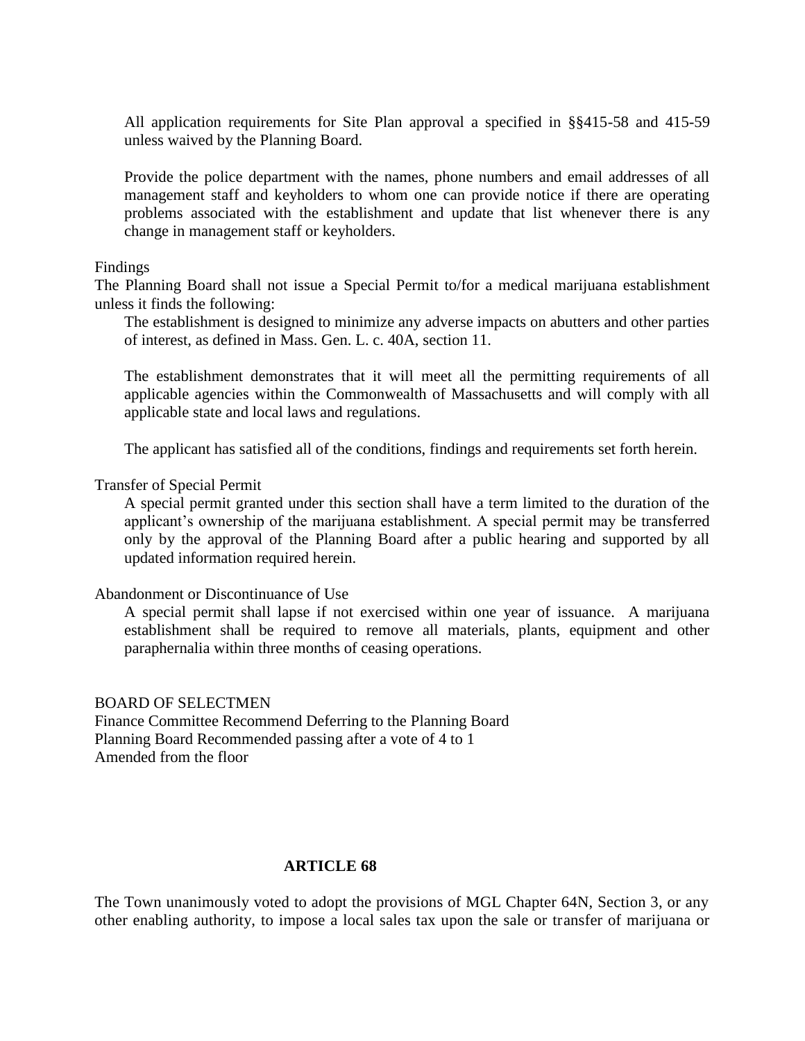All application requirements for Site Plan approval a specified in §§415-58 and 415-59 unless waived by the Planning Board.

Provide the police department with the names, phone numbers and email addresses of all management staff and keyholders to whom one can provide notice if there are operating problems associated with the establishment and update that list whenever there is any change in management staff or keyholders.

Findings

The Planning Board shall not issue a Special Permit to/for a medical marijuana establishment unless it finds the following:

The establishment is designed to minimize any adverse impacts on abutters and other parties of interest, as defined in Mass. Gen. L. c. 40A, section 11.

The establishment demonstrates that it will meet all the permitting requirements of all applicable agencies within the Commonwealth of Massachusetts and will comply with all applicable state and local laws and regulations.

The applicant has satisfied all of the conditions, findings and requirements set forth herein.

Transfer of Special Permit

A special permit granted under this section shall have a term limited to the duration of the applicant's ownership of the marijuana establishment. A special permit may be transferred only by the approval of the Planning Board after a public hearing and supported by all updated information required herein.

Abandonment or Discontinuance of Use

A special permit shall lapse if not exercised within one year of issuance. A marijuana establishment shall be required to remove all materials, plants, equipment and other paraphernalia within three months of ceasing operations.

BOARD OF SELECTMEN
Finance Committee Recommend Deferring to the Planning Board
Planning Board Recommended passing after a vote of 4 to 1
Amended from the floor

## ARTICLE 68

The Town unanimously voted to adopt the provisions of MGL Chapter 64N, Section 3, or any other enabling authority, to impose a local sales tax upon the sale or transfer of marijuana or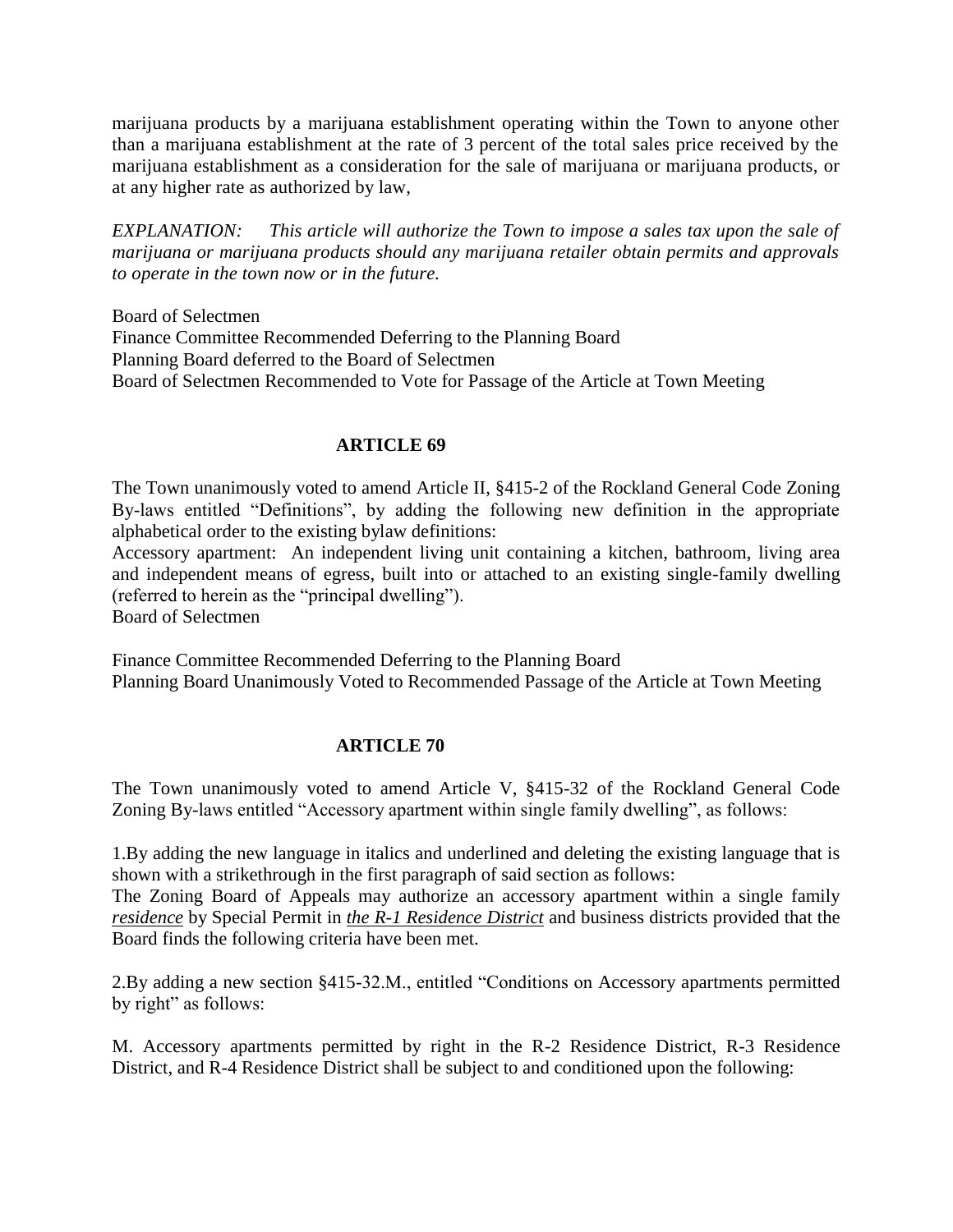marijuana products by a marijuana establishment operating within the Town to anyone other than a marijuana establishment at the rate of 3 percent of the total sales price received by the marijuana establishment as a consideration for the sale of marijuana or marijuana products, or at any higher rate as authorized by law,

*EXPLANATION: This article will authorize the Town to impose a sales tax upon the sale of marijuana or marijuana products should any marijuana retailer obtain permits and approvals to operate in the town now or in the future.*

Board of Selectmen
Finance Committee Recommended Deferring to the Planning Board
Planning Board deferred to the Board of Selectmen
Board of Selectmen Recommended to Vote for Passage of the Article at Town Meeting

## ARTICLE 69

The Town unanimously voted to amend Article II, §415-2 of the Rockland General Code Zoning By-laws entitled "Definitions", by adding the following new definition in the appropriate alphabetical order to the existing bylaw definitions:
Accessory apartment: An independent living unit containing a kitchen, bathroom, living area and independent means of egress, built into or attached to an existing single-family dwelling (referred to herein as the "principal dwelling").
Board of Selectmen

Finance Committee Recommended Deferring to the Planning Board
Planning Board Unanimously Voted to Recommended Passage of the Article at Town Meeting

## ARTICLE 70

The Town unanimously voted to amend Article V, §415-32 of the Rockland General Code Zoning By-laws entitled "Accessory apartment within single family dwelling", as follows:

1.By adding the new language in italics and underlined and deleting the existing language that is shown with a strikethrough in the first paragraph of said section as follows:
The Zoning Board of Appeals may authorize an accessory apartment within a single family <u>*residence*</u> by Special Permit in <u>*the R-1 Residence District*</u> and business districts provided that the Board finds the following criteria have been met.

2.By adding a new section §415-32.M., entitled "Conditions on Accessory apartments permitted by right" as follows:

M. Accessory apartments permitted by right in the R-2 Residence District, R-3 Residence District, and R-4 Residence District shall be subject to and conditioned upon the following: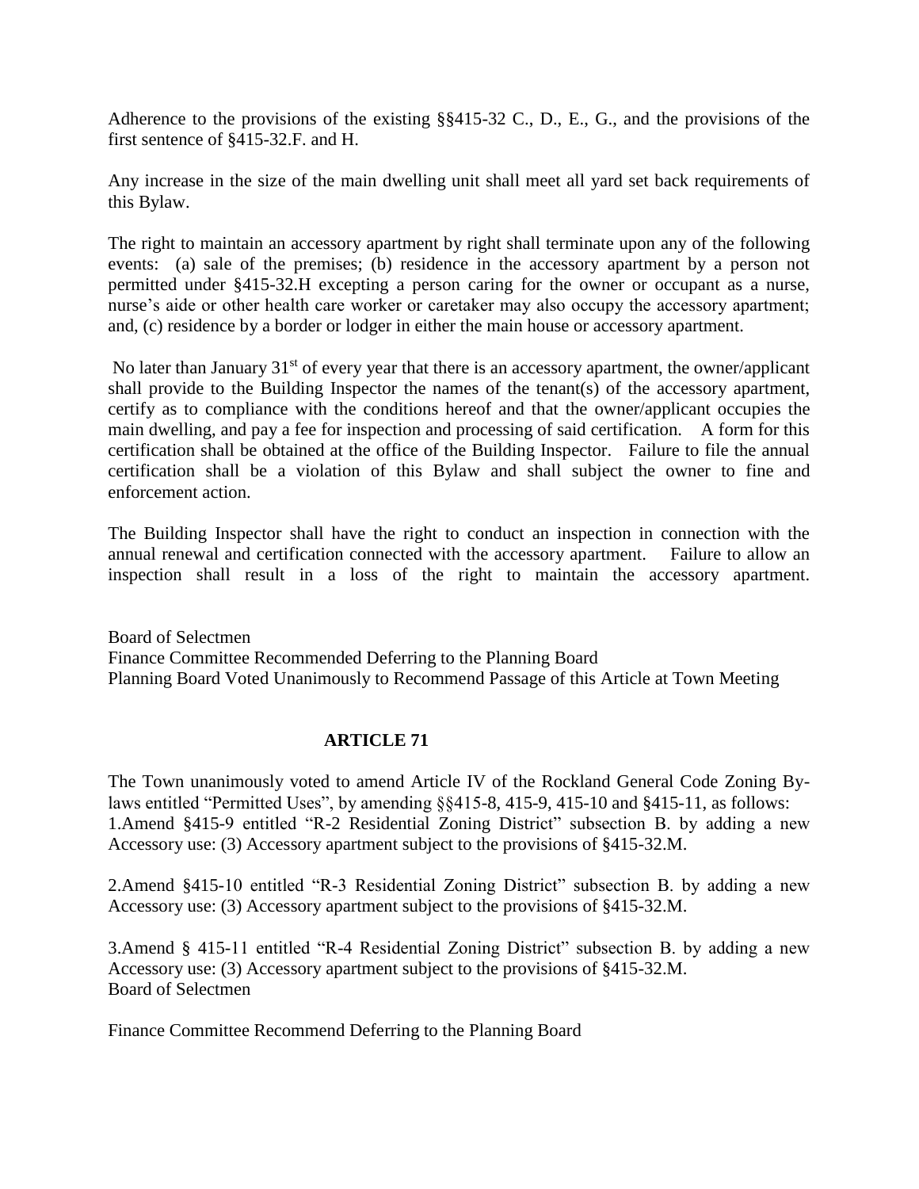Adherence to the provisions of the existing §§415-32 C., D., E., G., and the provisions of the first sentence of §415-32.F. and H.

Any increase in the size of the main dwelling unit shall meet all yard set back requirements of this Bylaw.

The right to maintain an accessory apartment by right shall terminate upon any of the following events: (a) sale of the premises; (b) residence in the accessory apartment by a person not permitted under §415-32.H excepting a person caring for the owner or occupant as a nurse, nurse's aide or other health care worker or caretaker may also occupy the accessory apartment; and, (c) residence by a border or lodger in either the main house or accessory apartment.

No later than January 31st of every year that there is an accessory apartment, the owner/applicant shall provide to the Building Inspector the names of the tenant(s) of the accessory apartment, certify as to compliance with the conditions hereof and that the owner/applicant occupies the main dwelling, and pay a fee for inspection and processing of said certification. A form for this certification shall be obtained at the office of the Building Inspector. Failure to file the annual certification shall be a violation of this Bylaw and shall subject the owner to fine and enforcement action.

The Building Inspector shall have the right to conduct an inspection in connection with the annual renewal and certification connected with the accessory apartment. Failure to allow an inspection shall result in a loss of the right to maintain the accessory apartment.

Board of Selectmen
Finance Committee Recommended Deferring to the Planning Board
Planning Board Voted Unanimously to Recommend Passage of this Article at Town Meeting

## ARTICLE 71

The Town unanimously voted to amend Article IV of the Rockland General Code Zoning By-laws entitled "Permitted Uses", by amending §§415-8, 415-9, 415-10 and §415-11, as follows:
1.Amend §415-9 entitled "R-2 Residential Zoning District" subsection B. by adding a new Accessory use: (3) Accessory apartment subject to the provisions of §415-32.M.

2.Amend §415-10 entitled "R-3 Residential Zoning District" subsection B. by adding a new Accessory use: (3) Accessory apartment subject to the provisions of §415-32.M.

3.Amend § 415-11 entitled "R-4 Residential Zoning District" subsection B. by adding a new Accessory use: (3) Accessory apartment subject to the provisions of §415-32.M.
Board of Selectmen

Finance Committee Recommend Deferring to the Planning Board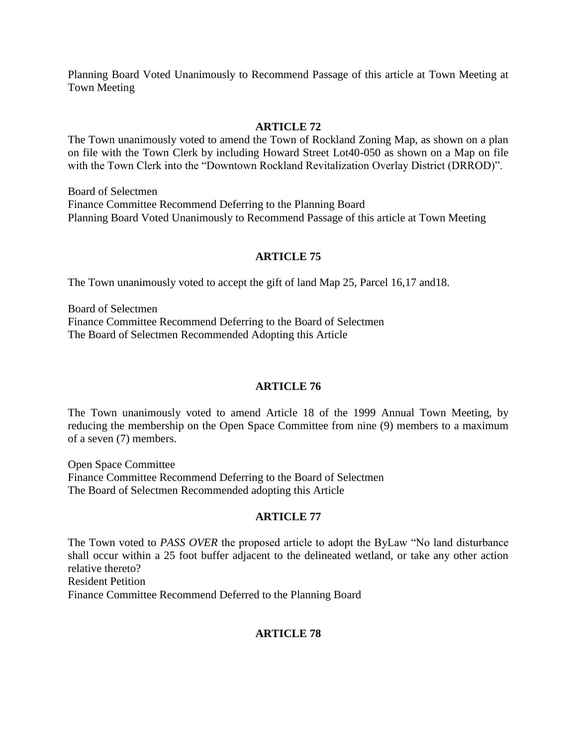Planning Board Voted Unanimously to Recommend Passage of this article at Town Meeting at Town Meeting

## ARTICLE 72

The Town unanimously voted to amend the Town of Rockland Zoning Map, as shown on a plan on file with the Town Clerk by including Howard Street Lot40-050 as shown on a Map on file with the Town Clerk into the "Downtown Rockland Revitalization Overlay District (DRROD)".

Board of Selectmen
Finance Committee Recommend Deferring to the Planning Board
Planning Board Voted Unanimously to Recommend Passage of this article at Town Meeting

## ARTICLE 75

The Town unanimously voted to accept the gift of land Map 25, Parcel 16,17 and18.

Board of Selectmen
Finance Committee Recommend Deferring to the Board of Selectmen
The Board of Selectmen Recommended Adopting this Article

## ARTICLE 76

The Town unanimously voted to amend Article 18 of the 1999 Annual Town Meeting, by reducing the membership on the Open Space Committee from nine (9) members to a maximum of a seven (7) members.

Open Space Committee
Finance Committee Recommend Deferring to the Board of Selectmen
The Board of Selectmen Recommended adopting this Article

## ARTICLE 77

The Town voted to *PASS OVER* the proposed article to adopt the ByLaw "No land disturbance shall occur within a 25 foot buffer adjacent to the delineated wetland, or take any other action relative thereto?
Resident Petition
Finance Committee Recommend Deferred to the Planning Board

## ARTICLE 78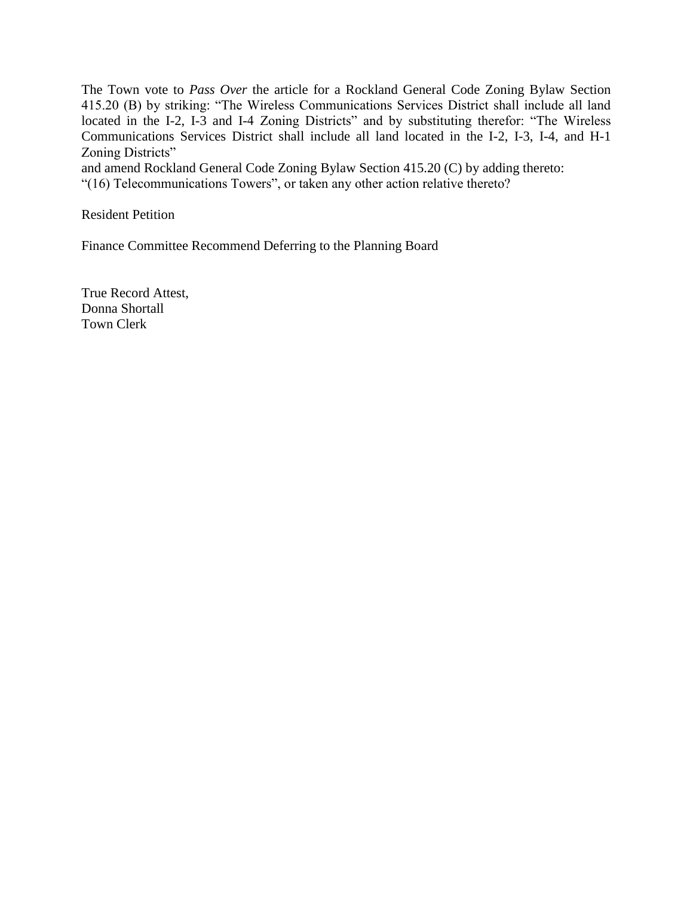The Town vote to *Pass Over* the article for a Rockland General Code Zoning Bylaw Section 415.20 (B) by striking: "The Wireless Communications Services District shall include all land located in the I-2, I-3 and I-4 Zoning Districts" and by substituting therefor: "The Wireless Communications Services District shall include all land located in the I-2, I-3, I-4, and H-1 Zoning Districts"
and amend Rockland General Code Zoning Bylaw Section 415.20 (C) by adding thereto: "(16) Telecommunications Towers", or taken any other action relative thereto?

Resident Petition

Finance Committee Recommend Deferring to the Planning Board

True Record Attest,
Donna Shortall
Town Clerk